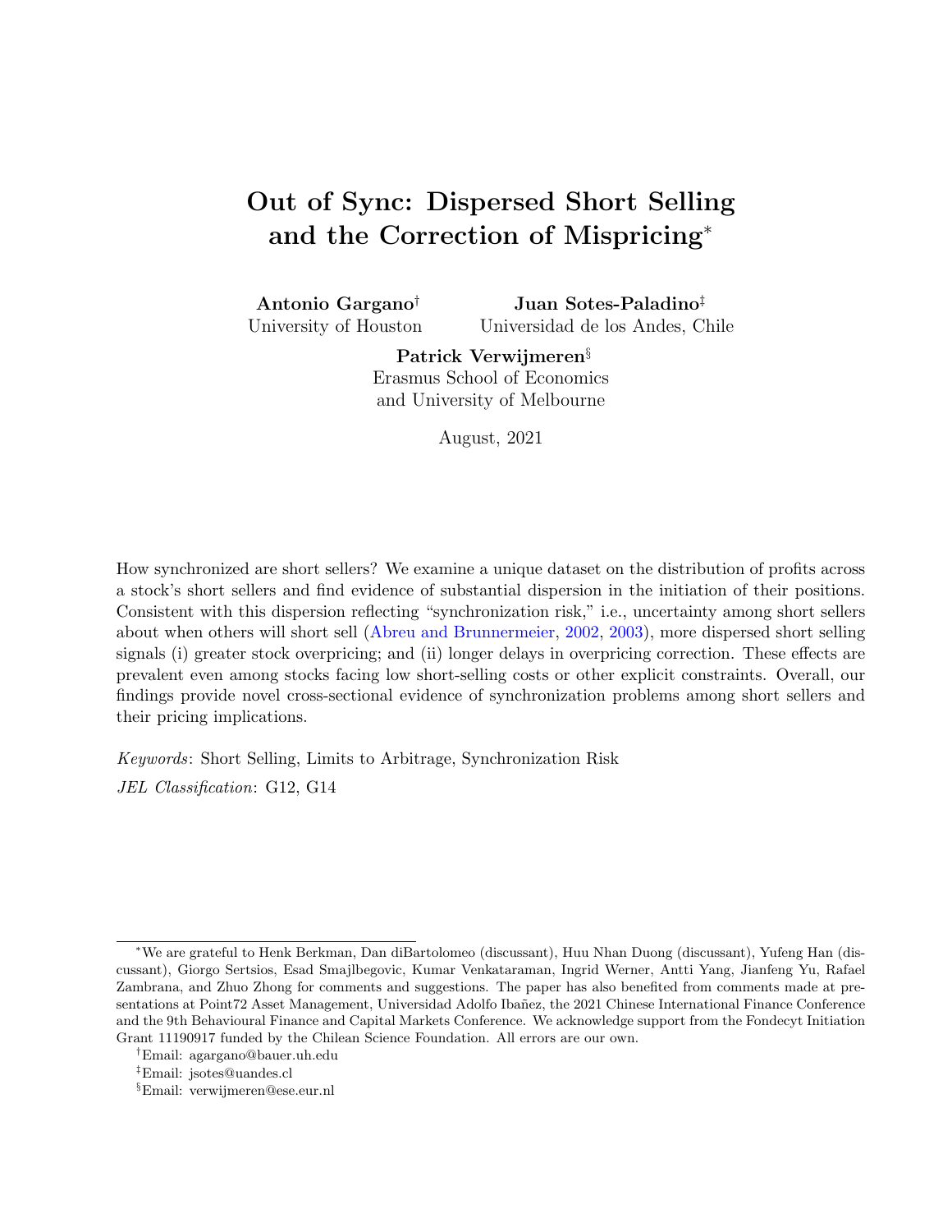# Out of Sync: Dispersed Short Selling and the Correction of Mispricing*

**Antonio Gargano**[†]
University of Houston

**Juan Sotes-Paladino**[‡]
Universidad de los Andes, Chile

**Patrick Verwijmeren**[§]
Erasmus School of Economics
and University of Melbourne

August, 2021

How synchronized are short sellers? We examine a unique dataset on the distribution of profits across a stock's short sellers and find evidence of substantial dispersion in the initiation of their positions. Consistent with this dispersion reflecting "synchronization risk," i.e., uncertainty among short sellers about when others will short sell (Abreu and Brunnermeier, 2002, 2003), more dispersed short selling signals (i) greater stock overpricing; and (ii) longer delays in overpricing correction. These effects are prevalent even among stocks facing low short-selling costs or other explicit constraints. Overall, our findings provide novel cross-sectional evidence of synchronization problems among short sellers and their pricing implications.

*Keywords*: Short Selling, Limits to Arbitrage, Synchronization Risk

*JEL Classification*: G12, G14

---

*We are grateful to Henk Berkman, Dan diBartolomeo (discussant), Huu Nhan Duong (discussant), Yufeng Han (discussant), Giorgo Sertsios, Esad Smajlbegovic, Kumar Venkataraman, Ingrid Werner, Antti Yang, Jianfeng Yu, Rafael Zambrana, and Zhuo Zhong for comments and suggestions. The paper has also benefited from comments made at presentations at Point72 Asset Management, Universidad Adolfo Ibañez, the 2021 Chinese International Finance Conference and the 9th Behavioural Finance and Capital Markets Conference. We acknowledge support from the Fondecyt Initiation Grant 11190917 funded by the Chilean Science Foundation. All errors are our own.

[†]Email: agargano@bauer.uh.edu

[‡]Email: jsotes@uandes.cl

[§]Email: verwijmeren@ese.eur.nl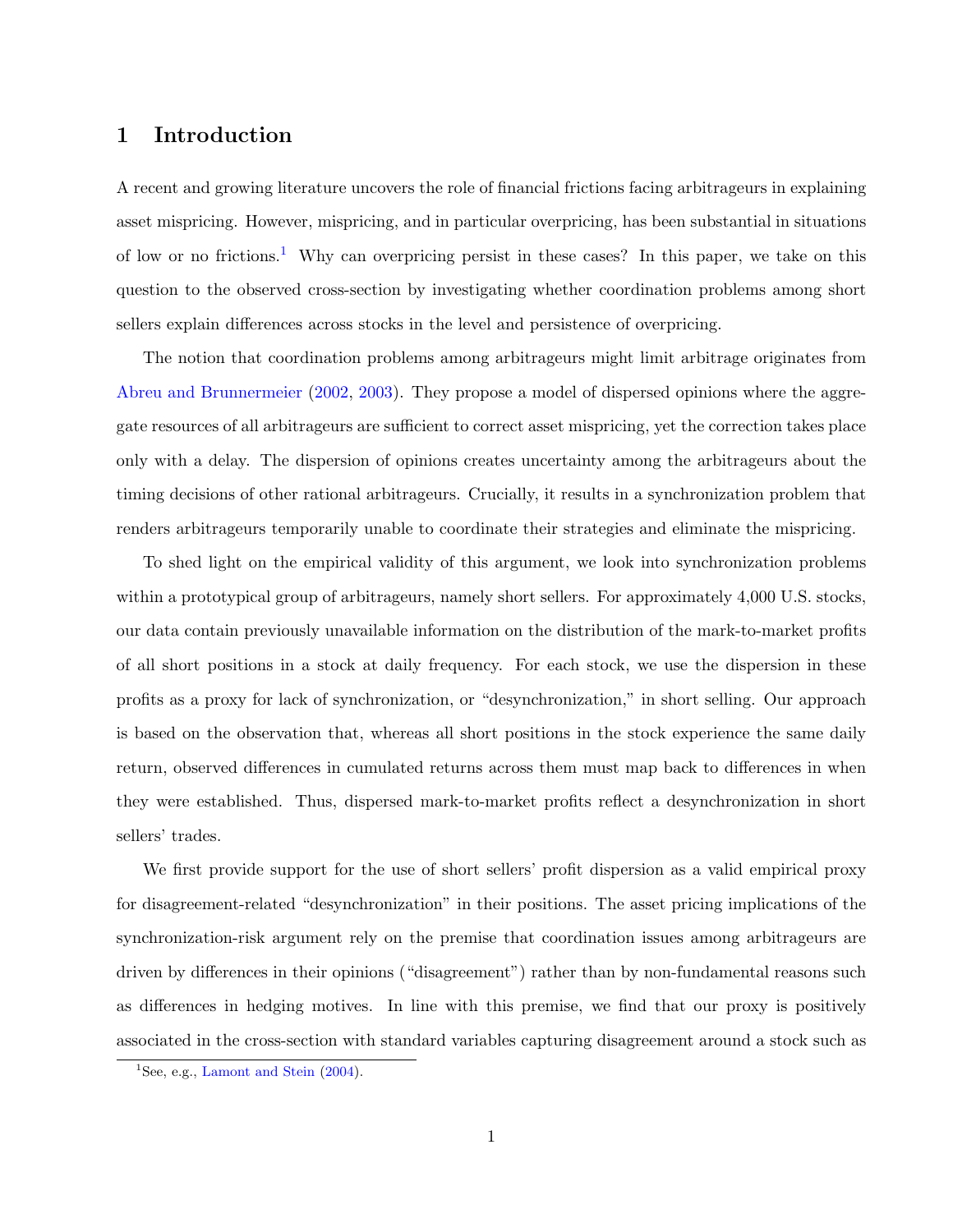# 1 Introduction

A recent and growing literature uncovers the role of financial frictions facing arbitrageurs in explaining asset mispricing. However, mispricing, and in particular overpricing, has been substantial in situations of low or no frictions.[1] Why can overpricing persist in these cases? In this paper, we take on this question to the observed cross-section by investigating whether coordination problems among short sellers explain differences across stocks in the level and persistence of overpricing.

The notion that coordination problems among arbitrageurs might limit arbitrage originates from Abreu and Brunnermeier (2002, 2003). They propose a model of dispersed opinions where the aggregate resources of all arbitrageurs are sufficient to correct asset mispricing, yet the correction takes place only with a delay. The dispersion of opinions creates uncertainty among the arbitrageurs about the timing decisions of other rational arbitrageurs. Crucially, it results in a synchronization problem that renders arbitrageurs temporarily unable to coordinate their strategies and eliminate the mispricing.

To shed light on the empirical validity of this argument, we look into synchronization problems within a prototypical group of arbitrageurs, namely short sellers. For approximately 4,000 U.S. stocks, our data contain previously unavailable information on the distribution of the mark-to-market profits of all short positions in a stock at daily frequency. For each stock, we use the dispersion in these profits as a proxy for lack of synchronization, or "desynchronization," in short selling. Our approach is based on the observation that, whereas all short positions in the stock experience the same daily return, observed differences in cumulated returns across them must map back to differences in when they were established. Thus, dispersed mark-to-market profits reflect a desynchronization in short sellers' trades.

We first provide support for the use of short sellers' profit dispersion as a valid empirical proxy for disagreement-related "desynchronization" in their positions. The asset pricing implications of the synchronization-risk argument rely on the premise that coordination issues among arbitrageurs are driven by differences in their opinions ("disagreement") rather than by non-fundamental reasons such as differences in hedging motives. In line with this premise, we find that our proxy is positively associated in the cross-section with standard variables capturing disagreement around a stock such as

[1] See, e.g., Lamont and Stein (2004).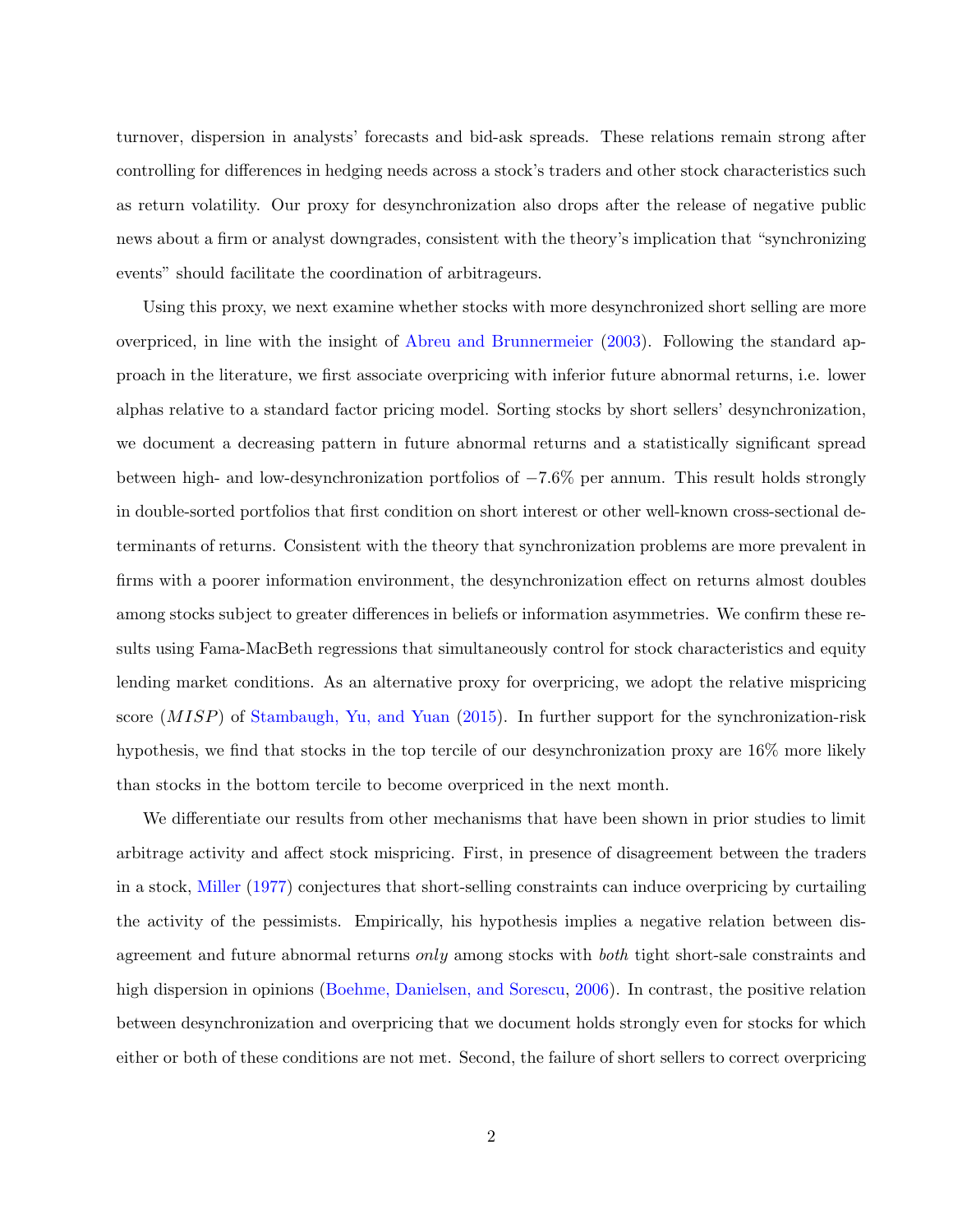turnover, dispersion in analysts' forecasts and bid-ask spreads. These relations remain strong after controlling for differences in hedging needs across a stock's traders and other stock characteristics such as return volatility. Our proxy for desynchronization also drops after the release of negative public news about a firm or analyst downgrades, consistent with the theory's implication that "synchronizing events" should facilitate the coordination of arbitrageurs.

Using this proxy, we next examine whether stocks with more desynchronized short selling are more overpriced, in line with the insight of Abreu and Brunnermeier (2003). Following the standard approach in the literature, we first associate overpricing with inferior future abnormal returns, i.e. lower alphas relative to a standard factor pricing model. Sorting stocks by short sellers' desynchronization, we document a decreasing pattern in future abnormal returns and a statistically significant spread between high- and low-desynchronization portfolios of $-7.6\%$ per annum. This result holds strongly in double-sorted portfolios that first condition on short interest or other well-known cross-sectional determinants of returns. Consistent with the theory that synchronization problems are more prevalent in firms with a poorer information environment, the desynchronization effect on returns almost doubles among stocks subject to greater differences in beliefs or information asymmetries. We confirm these results using Fama-MacBeth regressions that simultaneously control for stock characteristics and equity lending market conditions. As an alternative proxy for overpricing, we adopt the relative mispricing score ($MISP$) of Stambaugh, Yu, and Yuan (2015). In further support for the synchronization-risk hypothesis, we find that stocks in the top tercile of our desynchronization proxy are 16% more likely than stocks in the bottom tercile to become overpriced in the next month.

We differentiate our results from other mechanisms that have been shown in prior studies to limit arbitrage activity and affect stock mispricing. First, in presence of disagreement between the traders in a stock, Miller (1977) conjectures that short-selling constraints can induce overpricing by curtailing the activity of the pessimists. Empirically, his hypothesis implies a negative relation between disagreement and future abnormal returns *only* among stocks with *both* tight short-sale constraints and high dispersion in opinions (Boehme, Danielsen, and Sorescu, 2006). In contrast, the positive relation between desynchronization and overpricing that we document holds strongly even for stocks for which either or both of these conditions are not met. Second, the failure of short sellers to correct overpricing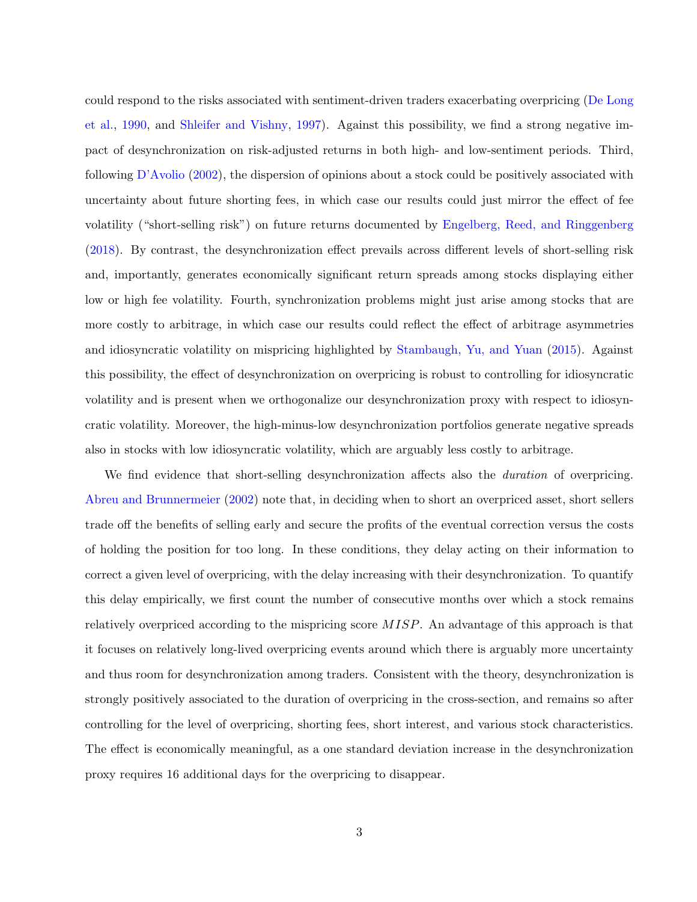could respond to the risks associated with sentiment-driven traders exacerbating overpricing (De Long et al., 1990, and Shleifer and Vishny, 1997). Against this possibility, we find a strong negative impact of desynchronization on risk-adjusted returns in both high- and low-sentiment periods. Third, following D'Avolio (2002), the dispersion of opinions about a stock could be positively associated with uncertainty about future shorting fees, in which case our results could just mirror the effect of fee volatility ("short-selling risk") on future returns documented by Engelberg, Reed, and Ringgenberg (2018). By contrast, the desynchronization effect prevails across different levels of short-selling risk and, importantly, generates economically significant return spreads among stocks displaying either low or high fee volatility. Fourth, synchronization problems might just arise among stocks that are more costly to arbitrage, in which case our results could reflect the effect of arbitrage asymmetries and idiosyncratic volatility on mispricing highlighted by Stambaugh, Yu, and Yuan (2015). Against this possibility, the effect of desynchronization on overpricing is robust to controlling for idiosyncratic volatility and is present when we orthogonalize our desynchronization proxy with respect to idiosyncratic volatility. Moreover, the high-minus-low desynchronization portfolios generate negative spreads also in stocks with low idiosyncratic volatility, which are arguably less costly to arbitrage.

We find evidence that short-selling desynchronization affects also the *duration* of overpricing. Abreu and Brunnermeier (2002) note that, in deciding when to short an overpriced asset, short sellers trade off the benefits of selling early and secure the profits of the eventual correction versus the costs of holding the position for too long. In these conditions, they delay acting on their information to correct a given level of overpricing, with the delay increasing with their desynchronization. To quantify this delay empirically, we first count the number of consecutive months over which a stock remains relatively overpriced according to the mispricing score $MISP$. An advantage of this approach is that it focuses on relatively long-lived overpricing events around which there is arguably more uncertainty and thus room for desynchronization among traders. Consistent with the theory, desynchronization is strongly positively associated to the duration of overpricing in the cross-section, and remains so after controlling for the level of overpricing, shorting fees, short interest, and various stock characteristics. The effect is economically meaningful, as a one standard deviation increase in the desynchronization proxy requires 16 additional days for the overpricing to disappear.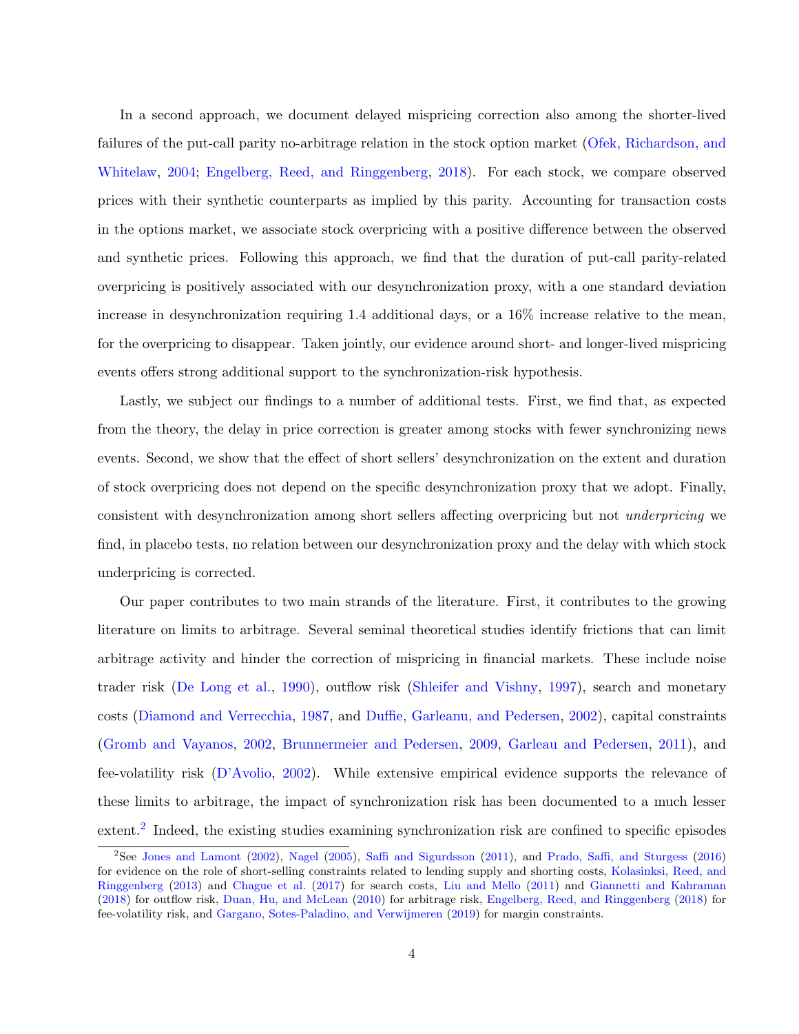In a second approach, we document delayed mispricing correction also among the shorter-lived failures of the put-call parity no-arbitrage relation in the stock option market (Ofek, Richardson, and Whitelaw, 2004; Engelberg, Reed, and Ringgenberg, 2018). For each stock, we compare observed prices with their synthetic counterparts as implied by this parity. Accounting for transaction costs in the options market, we associate stock overpricing with a positive difference between the observed and synthetic prices. Following this approach, we find that the duration of put-call parity-related overpricing is positively associated with our desynchronization proxy, with a one standard deviation increase in desynchronization requiring 1.4 additional days, or a 16% increase relative to the mean, for the overpricing to disappear. Taken jointly, our evidence around short- and longer-lived mispricing events offers strong additional support to the synchronization-risk hypothesis.

Lastly, we subject our findings to a number of additional tests. First, we find that, as expected from the theory, the delay in price correction is greater among stocks with fewer synchronizing news events. Second, we show that the effect of short sellers' desynchronization on the extent and duration of stock overpricing does not depend on the specific desynchronization proxy that we adopt. Finally, consistent with desynchronization among short sellers affecting overpricing but not *underpricing* we find, in placebo tests, no relation between our desynchronization proxy and the delay with which stock underpricing is corrected.

Our paper contributes to two main strands of the literature. First, it contributes to the growing literature on limits to arbitrage. Several seminal theoretical studies identify frictions that can limit arbitrage activity and hinder the correction of mispricing in financial markets. These include noise trader risk (De Long et al., 1990), outflow risk (Shleifer and Vishny, 1997), search and monetary costs (Diamond and Verrecchia, 1987, and Duffie, Garleanu, and Pedersen, 2002), capital constraints (Gromb and Vayanos, 2002, Brunnermeier and Pedersen, 2009, Garleau and Pedersen, 2011), and fee-volatility risk (D'Avolio, 2002). While extensive empirical evidence supports the relevance of these limits to arbitrage, the impact of synchronization risk has been documented to a much lesser extent.[2] Indeed, the existing studies examining synchronization risk are confined to specific episodes

[2] See Jones and Lamont (2002), Nagel (2005), Saffi and Sigurdsson (2011), and Prado, Saffi, and Sturgess (2016) for evidence on the role of short-selling constraints related to lending supply and shorting costs, Kolasinksi, Reed, and Ringgenberg (2013) and Chague et al. (2017) for search costs, Liu and Mello (2011) and Giannetti and Kahraman (2018) for outflow risk, Duan, Hu, and McLean (2010) for arbitrage risk, Engelberg, Reed, and Ringgenberg (2018) for fee-volatility risk, and Gargano, Sotes-Paladino, and Verwijmeren (2019) for margin constraints.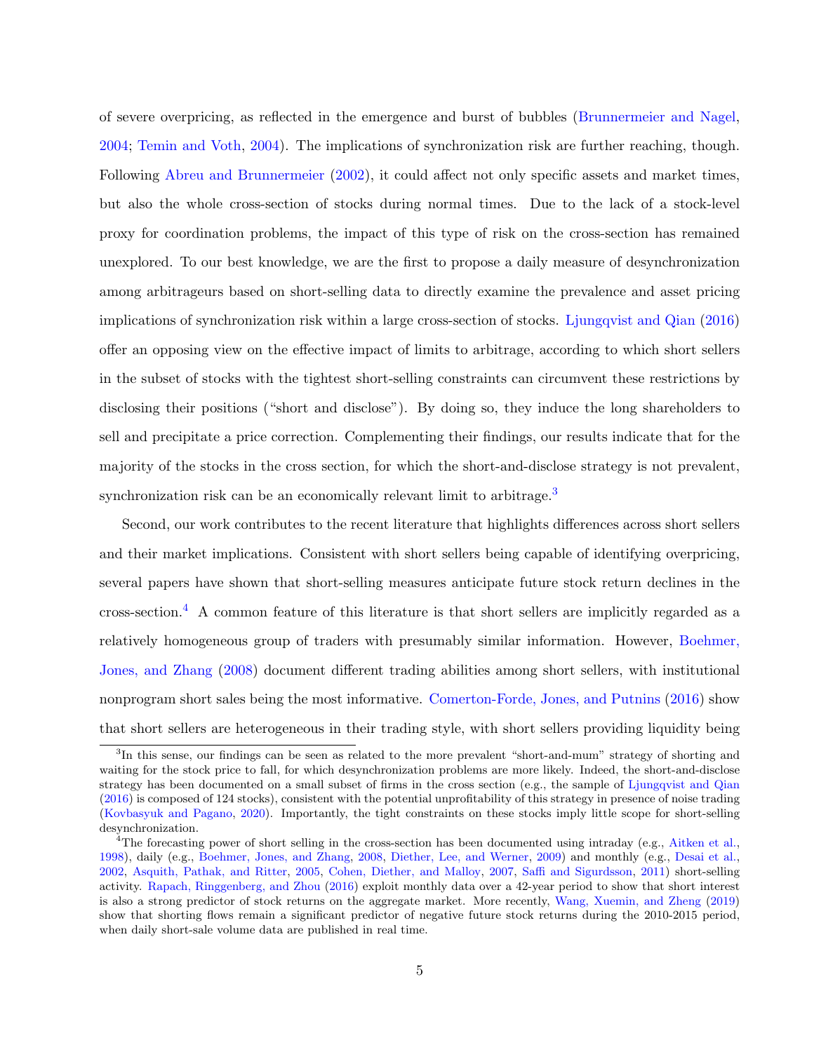of severe overpricing, as reflected in the emergence and burst of bubbles (Brunnermeier and Nagel, 2004; Temin and Voth, 2004). The implications of synchronization risk are further reaching, though. Following Abreu and Brunnermeier (2002), it could affect not only specific assets and market times, but also the whole cross-section of stocks during normal times. Due to the lack of a stock-level proxy for coordination problems, the impact of this type of risk on the cross-section has remained unexplored. To our best knowledge, we are the first to propose a daily measure of desynchronization among arbitrageurs based on short-selling data to directly examine the prevalence and asset pricing implications of synchronization risk within a large cross-section of stocks. Ljungqvist and Qian (2016) offer an opposing view on the effective impact of limits to arbitrage, according to which short sellers in the subset of stocks with the tightest short-selling constraints can circumvent these restrictions by disclosing their positions ("short and disclose"). By doing so, they induce the long shareholders to sell and precipitate a price correction. Complementing their findings, our results indicate that for the majority of the stocks in the cross section, for which the short-and-disclose strategy is not prevalent, synchronization risk can be an economically relevant limit to arbitrage.[3]

Second, our work contributes to the recent literature that highlights differences across short sellers and their market implications. Consistent with short sellers being capable of identifying overpricing, several papers have shown that short-selling measures anticipate future stock return declines in the cross-section.[4] A common feature of this literature is that short sellers are implicitly regarded as a relatively homogeneous group of traders with presumably similar information. However, Boehmer, Jones, and Zhang (2008) document different trading abilities among short sellers, with institutional nonprogram short sales being the most informative. Comerton-Forde, Jones, and Putnins (2016) show that short sellers are heterogeneous in their trading style, with short sellers providing liquidity being

[3] In this sense, our findings can be seen as related to the more prevalent "short-and-mum" strategy of shorting and waiting for the stock price to fall, for which desynchronization problems are more likely. Indeed, the short-and-disclose strategy has been documented on a small subset of firms in the cross section (e.g., the sample of Ljungqvist and Qian (2016) is composed of 124 stocks), consistent with the potential unprofitability of this strategy in presence of noise trading (Kovbasyuk and Pagano, 2020). Importantly, the tight constraints on these stocks imply little scope for short-selling desynchronization.

[4] The forecasting power of short selling in the cross-section has been documented using intraday (e.g., Aitken et al., 1998), daily (e.g., Boehmer, Jones, and Zhang, 2008, Diether, Lee, and Werner, 2009) and monthly (e.g., Desai et al., 2002, Asquith, Pathak, and Ritter, 2005, Cohen, Diether, and Malloy, 2007, Saffi and Sigurdsson, 2011) short-selling activity. Rapach, Ringgenberg, and Zhou (2016) exploit monthly data over a 42-year period to show that short interest is also a strong predictor of stock returns on the aggregate market. More recently, Wang, Xuemin, and Zheng (2019) show that shorting flows remain a significant predictor of negative future stock returns during the 2010-2015 period, when daily short-sale volume data are published in real time.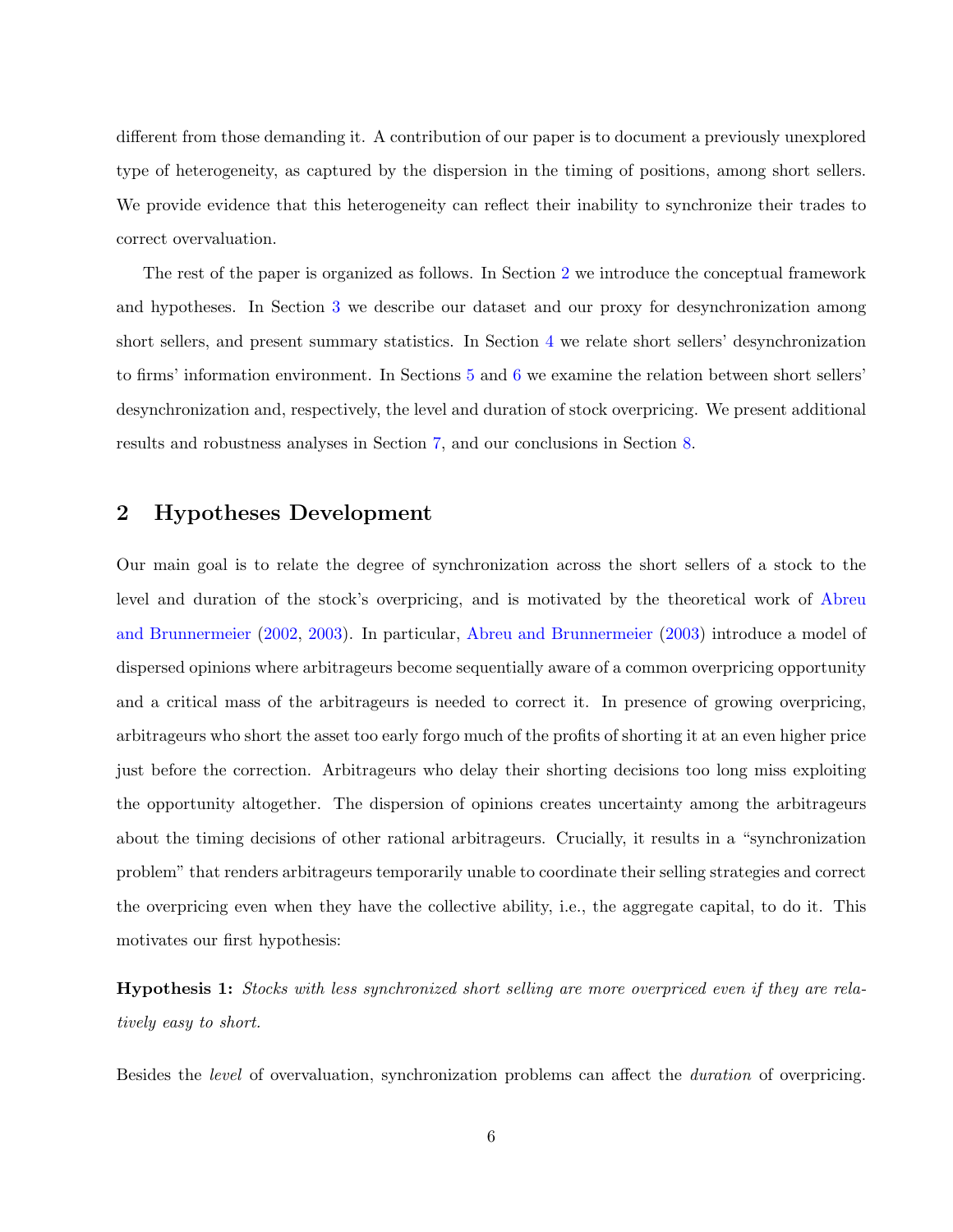different from those demanding it. A contribution of our paper is to document a previously unexplored type of heterogeneity, as captured by the dispersion in the timing of positions, among short sellers. We provide evidence that this heterogeneity can reflect their inability to synchronize their trades to correct overvaluation.

The rest of the paper is organized as follows. In Section 2 we introduce the conceptual framework and hypotheses. In Section 3 we describe our dataset and our proxy for desynchronization among short sellers, and present summary statistics. In Section 4 we relate short sellers' desynchronization to firms' information environment. In Sections 5 and 6 we examine the relation between short sellers' desynchronization and, respectively, the level and duration of stock overpricing. We present additional results and robustness analyses in Section 7, and our conclusions in Section 8.

## 2 Hypotheses Development

Our main goal is to relate the degree of synchronization across the short sellers of a stock to the level and duration of the stock's overpricing, and is motivated by the theoretical work of Abreu and Brunnermeier (2002, 2003). In particular, Abreu and Brunnermeier (2003) introduce a model of dispersed opinions where arbitrageurs become sequentially aware of a common overpricing opportunity and a critical mass of the arbitrageurs is needed to correct it. In presence of growing overpricing, arbitrageurs who short the asset too early forgo much of the profits of shorting it at an even higher price just before the correction. Arbitrageurs who delay their shorting decisions too long miss exploiting the opportunity altogether. The dispersion of opinions creates uncertainty among the arbitrageurs about the timing decisions of other rational arbitrageurs. Crucially, it results in a "synchronization problem" that renders arbitrageurs temporarily unable to coordinate their selling strategies and correct the overpricing even when they have the collective ability, i.e., the aggregate capital, to do it. This motivates our first hypothesis:

**Hypothesis 1:** *Stocks with less synchronized short selling are more overpriced even if they are relatively easy to short.*

Besides the *level* of overvaluation, synchronization problems can affect the *duration* of overpricing.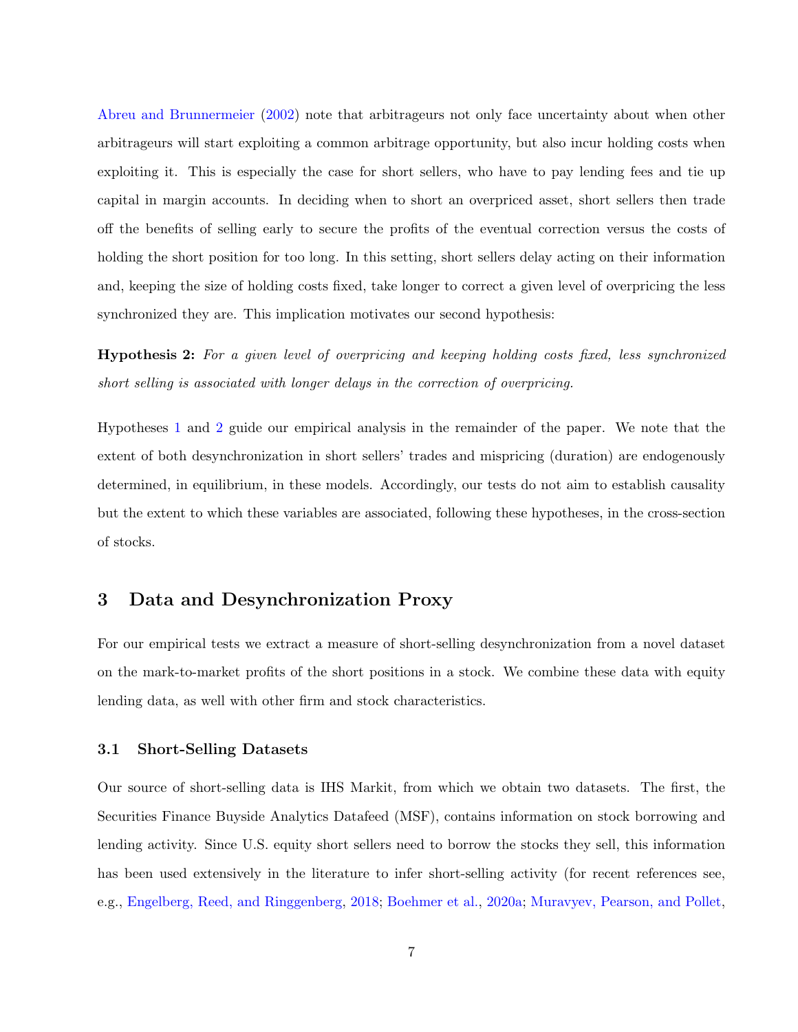Abreu and Brunnermeier (2002) note that arbitrageurs not only face uncertainty about when other arbitrageurs will start exploiting a common arbitrage opportunity, but also incur holding costs when exploiting it. This is especially the case for short sellers, who have to pay lending fees and tie up capital in margin accounts. In deciding when to short an overpriced asset, short sellers then trade off the benefits of selling early to secure the profits of the eventual correction versus the costs of holding the short position for too long. In this setting, short sellers delay acting on their information and, keeping the size of holding costs fixed, take longer to correct a given level of overpricing the less synchronized they are. This implication motivates our second hypothesis:

**Hypothesis 2:** *For a given level of overpricing and keeping holding costs fixed, less synchronized short selling is associated with longer delays in the correction of overpricing.*

Hypotheses 1 and 2 guide our empirical analysis in the remainder of the paper. We note that the extent of both desynchronization in short sellers' trades and mispricing (duration) are endogenously determined, in equilibrium, in these models. Accordingly, our tests do not aim to establish causality but the extent to which these variables are associated, following these hypotheses, in the cross-section of stocks.

# 3 Data and Desynchronization Proxy

For our empirical tests we extract a measure of short-selling desynchronization from a novel dataset on the mark-to-market profits of the short positions in a stock. We combine these data with equity lending data, as well with other firm and stock characteristics.

## 3.1 Short-Selling Datasets

Our source of short-selling data is IHS Markit, from which we obtain two datasets. The first, the Securities Finance Buyside Analytics Datafeed (MSF), contains information on stock borrowing and lending activity. Since U.S. equity short sellers need to borrow the stocks they sell, this information has been used extensively in the literature to infer short-selling activity (for recent references see, e.g., Engelberg, Reed, and Ringgenberg, 2018; Boehmer et al., 2020a; Muravyev, Pearson, and Pollet,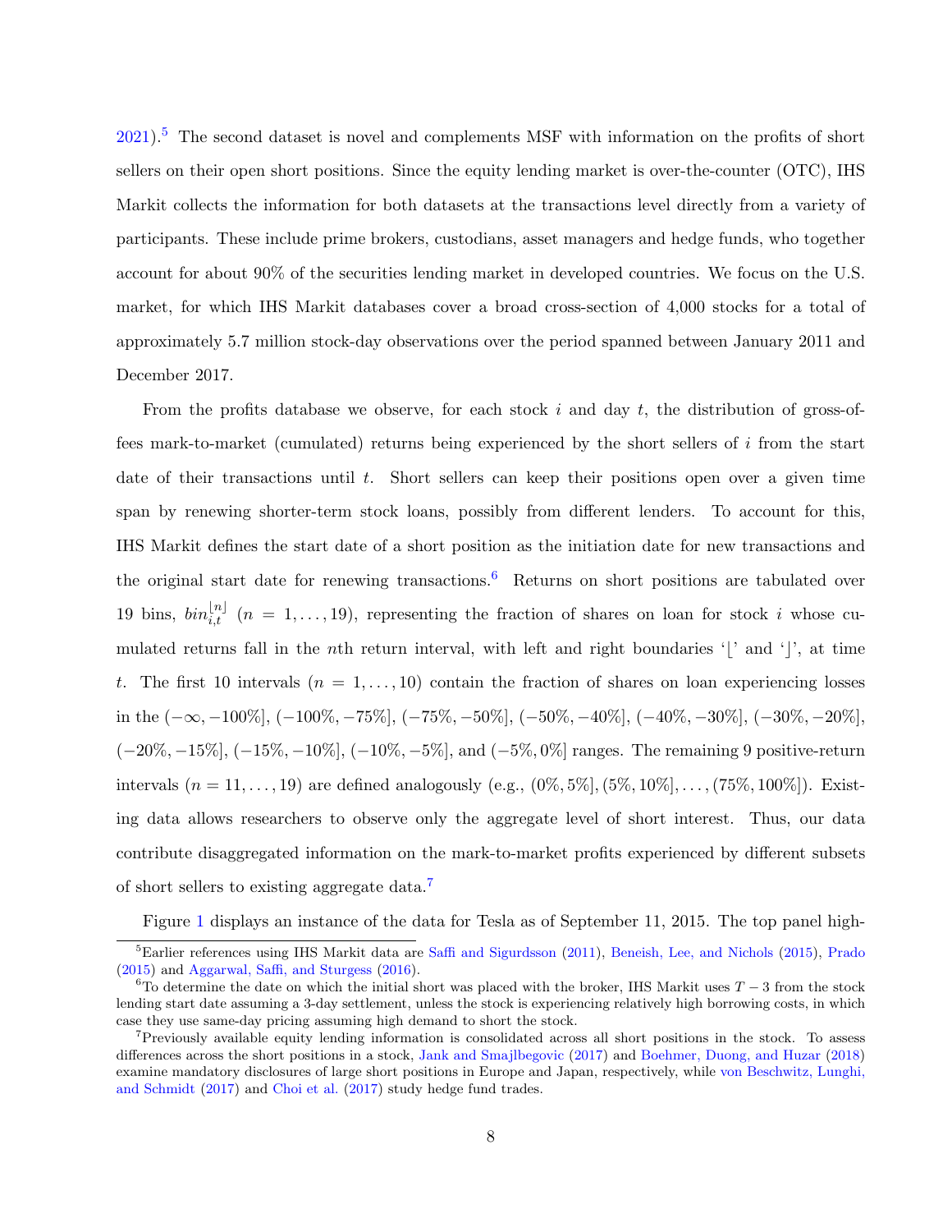2021).[5] The second dataset is novel and complements MSF with information on the profits of short sellers on their open short positions. Since the equity lending market is over-the-counter (OTC), IHS Markit collects the information for both datasets at the transactions level directly from a variety of participants. These include prime brokers, custodians, asset managers and hedge funds, who together account for about 90% of the securities lending market in developed countries. We focus on the U.S. market, for which IHS Markit databases cover a broad cross-section of 4,000 stocks for a total of approximately 5.7 million stock-day observations over the period spanned between January 2011 and December 2017.

From the profits database we observe, for each stock $i$ and day $t$, the distribution of gross-of-fees mark-to-market (cumulated) returns being experienced by the short sellers of $i$ from the start date of their transactions until $t$. Short sellers can keep their positions open over a given time span by renewing shorter-term stock loans, possibly from different lenders. To account for this, IHS Markit defines the start date of a short position as the initiation date for new transactions and the original start date for renewing transactions.[6] Returns on short positions are tabulated over 19 bins, $bin_{i,t}^{\lfloor n \rfloor}$ $(n = 1, \ldots, 19)$, representing the fraction of shares on loan for stock $i$ whose cumulated returns fall in the $n$th return interval, with left and right boundaries '$\lfloor$' and '$\rfloor$', at time $t$. The first 10 intervals $(n = 1, \ldots, 10)$ contain the fraction of shares on loan experiencing losses in the $(-\infty, -100\%]$, $(-100\%, -75\%]$, $(-75\%, -50\%]$, $(-50\%, -40\%]$, $(-40\%, -30\%]$, $(-30\%, -20\%]$, $(-20\%, -15\%]$, $(-15\%, -10\%]$, $(-10\%, -5\%]$, and $(-5\%, 0\%]$ ranges. The remaining 9 positive-return intervals $(n = 11, \ldots, 19)$ are defined analogously (e.g., $(0\%, 5\%], (5\%, 10\%], \ldots, (75\%, 100\%]$). Existing data allows researchers to observe only the aggregate level of short interest. Thus, our data contribute disaggregated information on the mark-to-market profits experienced by different subsets of short sellers to existing aggregate data.[7]

Figure 1 displays an instance of the data for Tesla as of September 11, 2015. The top panel high-

[5] Earlier references using IHS Markit data are Saffi and Sigurdsson (2011), Beneish, Lee, and Nichols (2015), Prado (2015) and Aggarwal, Saffi, and Sturgess (2016).

[6] To determine the date on which the initial short was placed with the broker, IHS Markit uses $T - 3$ from the stock lending start date assuming a 3-day settlement, unless the stock is experiencing relatively high borrowing costs, in which case they use same-day pricing assuming high demand to short the stock.

[7] Previously available equity lending information is consolidated across all short positions in the stock. To assess differences across the short positions in a stock, Jank and Smajlbegovic (2017) and Boehmer, Duong, and Huzar (2018) examine mandatory disclosures of large short positions in Europe and Japan, respectively, while von Beschwitz, Lunghi, and Schmidt (2017) and Choi et al. (2017) study hedge fund trades.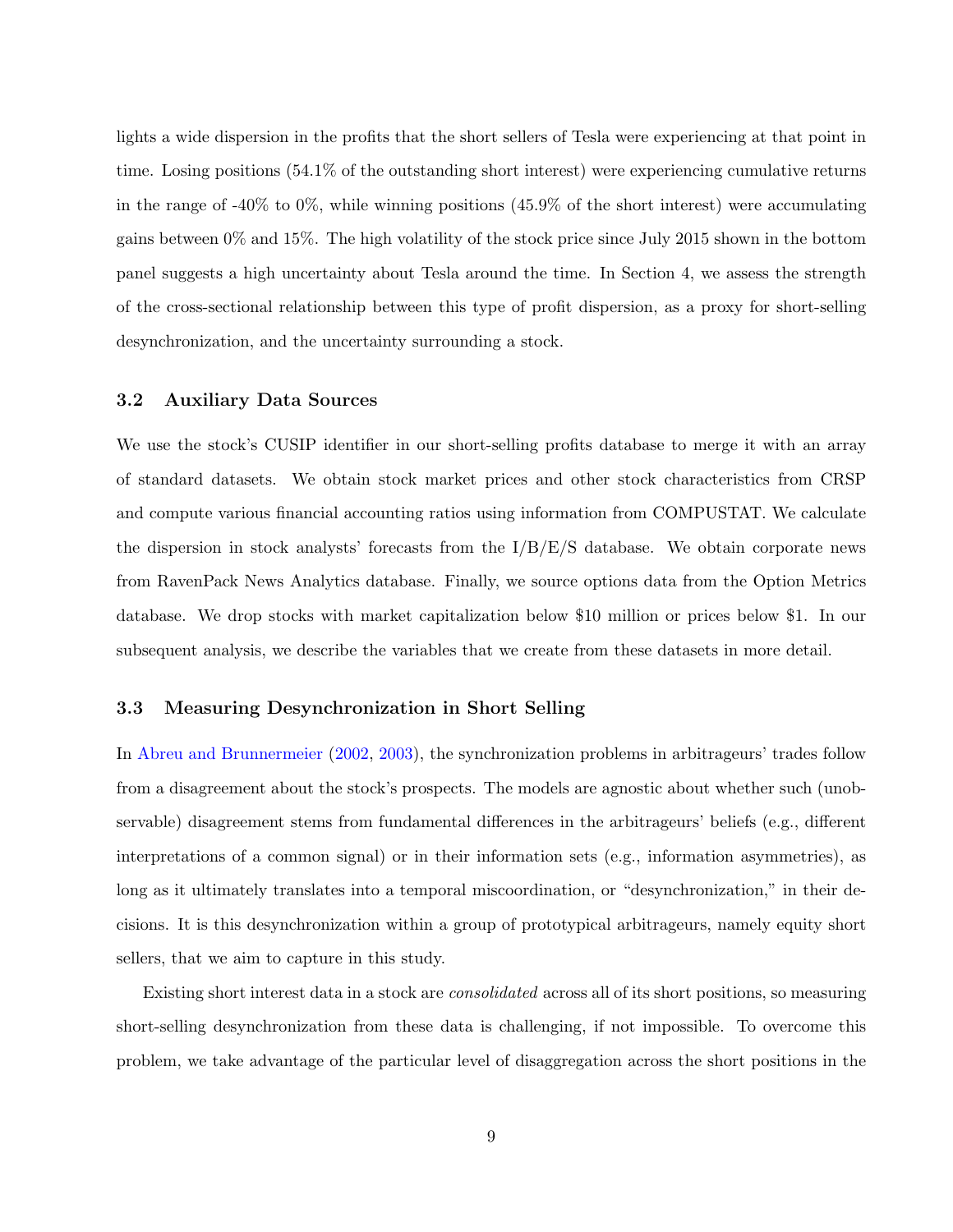lights a wide dispersion in the profits that the short sellers of Tesla were experiencing at that point in time. Losing positions (54.1% of the outstanding short interest) were experiencing cumulative returns in the range of -40% to 0%, while winning positions (45.9% of the short interest) were accumulating gains between 0% and 15%. The high volatility of the stock price since July 2015 shown in the bottom panel suggests a high uncertainty about Tesla around the time. In Section 4, we assess the strength of the cross-sectional relationship between this type of profit dispersion, as a proxy for short-selling desynchronization, and the uncertainty surrounding a stock.

### 3.2 Auxiliary Data Sources

We use the stock's CUSIP identifier in our short-selling profits database to merge it with an array of standard datasets. We obtain stock market prices and other stock characteristics from CRSP and compute various financial accounting ratios using information from COMPUSTAT. We calculate the dispersion in stock analysts' forecasts from the I/B/E/S database. We obtain corporate news from RavenPack News Analytics database. Finally, we source options data from the Option Metrics database. We drop stocks with market capitalization below $10 million or prices below $1. In our subsequent analysis, we describe the variables that we create from these datasets in more detail.

### 3.3 Measuring Desynchronization in Short Selling

In Abreu and Brunnermeier (2002, 2003), the synchronization problems in arbitrageurs' trades follow from a disagreement about the stock's prospects. The models are agnostic about whether such (unobservable) disagreement stems from fundamental differences in the arbitrageurs' beliefs (e.g., different interpretations of a common signal) or in their information sets (e.g., information asymmetries), as long as it ultimately translates into a temporal miscoordination, or "desynchronization," in their decisions. It is this desynchronization within a group of prototypical arbitrageurs, namely equity short sellers, that we aim to capture in this study.

Existing short interest data in a stock are *consolidated* across all of its short positions, so measuring short-selling desynchronization from these data is challenging, if not impossible. To overcome this problem, we take advantage of the particular level of disaggregation across the short positions in the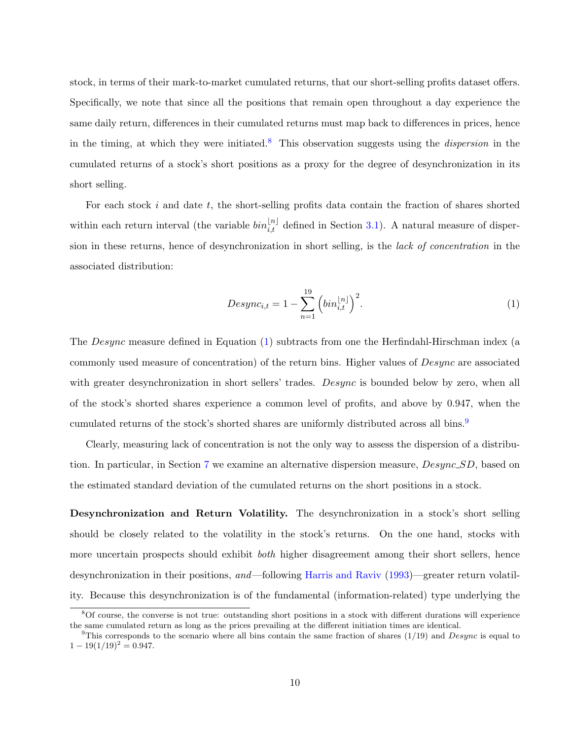stock, in terms of their mark-to-market cumulated returns, that our short-selling profits dataset offers. Specifically, we note that since all the positions that remain open throughout a day experience the same daily return, differences in their cumulated returns must map back to differences in prices, hence in the timing, at which they were initiated.[8] This observation suggests using the *dispersion* in the cumulated returns of a stock's short positions as a proxy for the degree of desynchronization in its short selling.

For each stock $i$ and date $t$, the short-selling profits data contain the fraction of shares shorted within each return interval (the variable $bin_{i,t}^{\lfloor n \rfloor}$ defined in Section 3.1). A natural measure of dispersion in these returns, hence of desynchronization in short selling, is the *lack of concentration* in the associated distribution:

$$Desync_{i,t} = 1 - \sum_{n=1}^{19} \left( bin_{i,t}^{\lfloor n \rfloor} \right)^2. \tag{1}$$

The *Desync* measure defined in Equation (1) subtracts from one the Herfindahl-Hirschman index (a commonly used measure of concentration) of the return bins. Higher values of *Desync* are associated with greater desynchronization in short sellers' trades. *Desync* is bounded below by zero, when all of the stock's shorted shares experience a common level of profits, and above by 0.947, when the cumulated returns of the stock's shorted shares are uniformly distributed across all bins.[9]

Clearly, measuring lack of concentration is not the only way to assess the dispersion of a distribution. In particular, in Section 7 we examine an alternative dispersion measure, *Desync_SD*, based on the estimated standard deviation of the cumulated returns on the short positions in a stock.

**Desynchronization and Return Volatility.** The desynchronization in a stock's short selling should be closely related to the volatility in the stock's returns. On the one hand, stocks with more uncertain prospects should exhibit *both* higher disagreement among their short sellers, hence desynchronization in their positions, *and*—following Harris and Raviv (1993)—greater return volatility. Because this desynchronization is of the fundamental (information-related) type underlying the

[8] Of course, the converse is not true: outstanding short positions in a stock with different durations will experience the same cumulated return as long as the prices prevailing at the different initiation times are identical.

[9] This corresponds to the scenario where all bins contain the same fraction of shares (1/19) and *Desync* is equal to $1 - 19(1/19)^2 = 0.947$.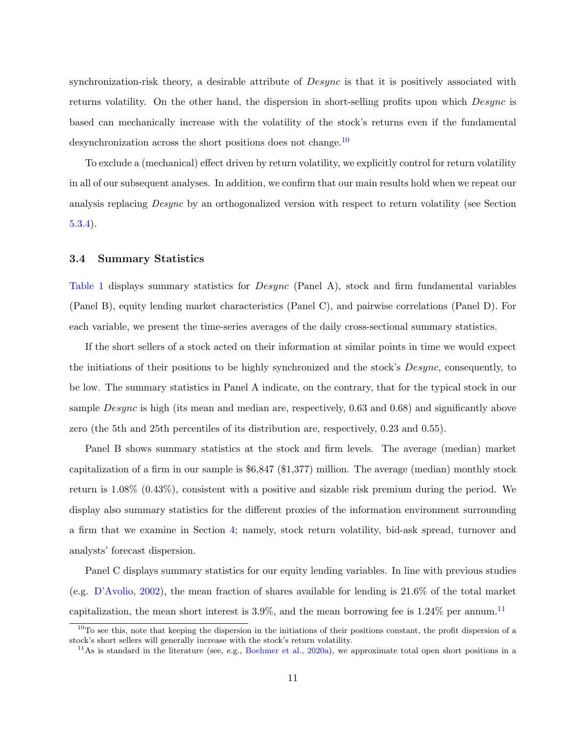synchronization-risk theory, a desirable attribute of *Desync* is that it is positively associated with returns volatility. On the other hand, the dispersion in short-selling profits upon which *Desync* is based can mechanically increase with the volatility of the stock's returns even if the fundamental desynchronization across the short positions does not change.[10]

To exclude a (mechanical) effect driven by return volatility, we explicitly control for return volatility in all of our subsequent analyses. In addition, we confirm that our main results hold when we repeat our analysis replacing *Desync* by an orthogonalized version with respect to return volatility (see Section 5.3.4).

### 3.4 Summary Statistics

Table 1 displays summary statistics for *Desync* (Panel A), stock and firm fundamental variables (Panel B), equity lending market characteristics (Panel C), and pairwise correlations (Panel D). For each variable, we present the time-series averages of the daily cross-sectional summary statistics.

If the short sellers of a stock acted on their information at similar points in time we would expect the initiations of their positions to be highly synchronized and the stock's *Desync*, consequently, to be low. The summary statistics in Panel A indicate, on the contrary, that for the typical stock in our sample *Desync* is high (its mean and median are, respectively, 0.63 and 0.68) and significantly above zero (the 5th and 25th percentiles of its distribution are, respectively, 0.23 and 0.55).

Panel B shows summary statistics at the stock and firm levels. The average (median) market capitalization of a firm in our sample is $6,847 ($1,377) million. The average (median) monthly stock return is 1.08% (0.43%), consistent with a positive and sizable risk premium during the period. We display also summary statistics for the different proxies of the information environment surrounding a firm that we examine in Section 4; namely, stock return volatility, bid-ask spread, turnover and analysts' forecast dispersion.

Panel C displays summary statistics for our equity lending variables. In line with previous studies (e.g. D'Avolio, 2002), the mean fraction of shares available for lending is 21.6% of the total market capitalization, the mean short interest is 3.9%, and the mean borrowing fee is 1.24% per annum.[11]

---

[10] To see this, note that keeping the dispersion in the initiations of their positions constant, the profit dispersion of a stock's short sellers will generally increase with the stock's return volatility.

[11] As is standard in the literature (see, e.g., Boehmer et al., 2020a), we approximate total open short positions in a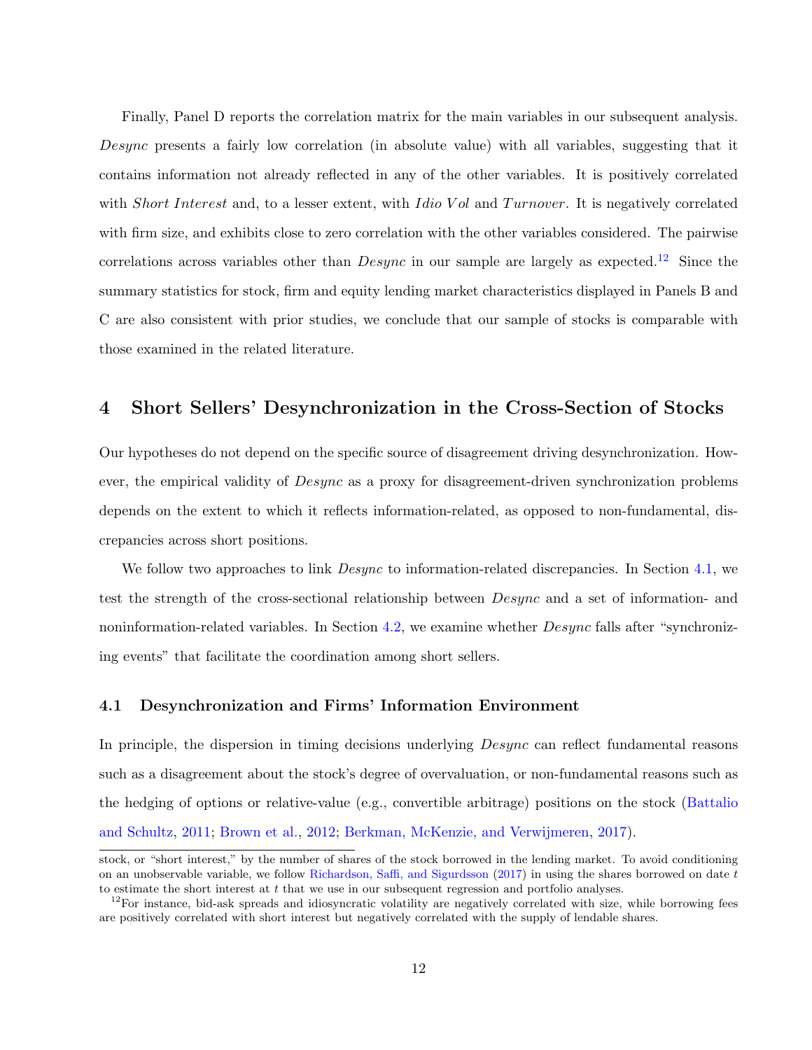Finally, Panel D reports the correlation matrix for the main variables in our subsequent analysis. *Desync* presents a fairly low correlation (in absolute value) with all variables, suggesting that it contains information not already reflected in any of the other variables. It is positively correlated with *Short Interest* and, to a lesser extent, with *Idio Vol* and *Turnover*. It is negatively correlated with firm size, and exhibits close to zero correlation with the other variables considered. The pairwise correlations across variables other than *Desync* in our sample are largely as expected.[12] Since the summary statistics for stock, firm and equity lending market characteristics displayed in Panels B and C are also consistent with prior studies, we conclude that our sample of stocks is comparable with those examined in the related literature.

## 4 Short Sellers' Desynchronization in the Cross-Section of Stocks

Our hypotheses do not depend on the specific source of disagreement driving desynchronization. However, the empirical validity of *Desync* as a proxy for disagreement-driven synchronization problems depends on the extent to which it reflects information-related, as opposed to non-fundamental, discrepancies across short positions.

We follow two approaches to link *Desync* to information-related discrepancies. In Section 4.1, we test the strength of the cross-sectional relationship between *Desync* and a set of information- and noninformation-related variables. In Section 4.2, we examine whether *Desync* falls after "synchronizing events" that facilitate the coordination among short sellers.

### 4.1 Desynchronization and Firms' Information Environment

In principle, the dispersion in timing decisions underlying *Desync* can reflect fundamental reasons such as a disagreement about the stock's degree of overvaluation, or non-fundamental reasons such as the hedging of options or relative-value (e.g., convertible arbitrage) positions on the stock (Battalio and Schultz, 2011; Brown et al., 2012; Berkman, McKenzie, and Verwijmeren, 2017).

---

stock, or "short interest," by the number of shares of the stock borrowed in the lending market. To avoid conditioning on an unobservable variable, we follow Richardson, Saffi, and Sigurdsson (2017) in using the shares borrowed on date $t$ to estimate the short interest at $t$ that we use in our subsequent regression and portfolio analyses.

[12] For instance, bid-ask spreads and idiosyncratic volatility are negatively correlated with size, while borrowing fees are positively correlated with short interest but negatively correlated with the supply of lendable shares.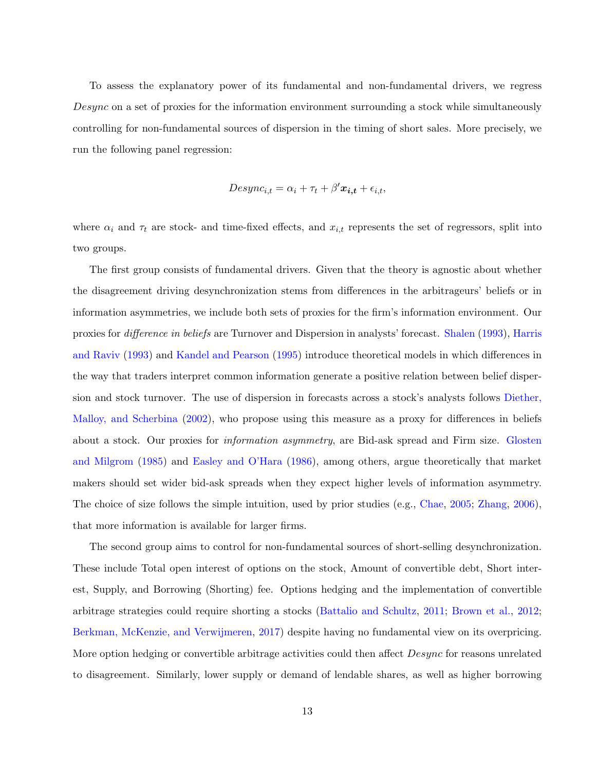To assess the explanatory power of its fundamental and non-fundamental drivers, we regress *Desync* on a set of proxies for the information environment surrounding a stock while simultaneously controlling for non-fundamental sources of dispersion in the timing of short sales. More precisely, we run the following panel regression:

$$Desync_{i,t} = \alpha_i + \tau_t + \beta' \boldsymbol{x_{i,t}} + \epsilon_{i,t},$$

where $\alpha_i$ and $\tau_t$ are stock- and time-fixed effects, and $x_{i,t}$ represents the set of regressors, split into two groups.

The first group consists of fundamental drivers. Given that the theory is agnostic about whether the disagreement driving desynchronization stems from differences in the arbitrageurs' beliefs or in information asymmetries, we include both sets of proxies for the firm's information environment. Our proxies for *difference in beliefs* are Turnover and Dispersion in analysts' forecast. Shalen (1993), Harris and Raviv (1993) and Kandel and Pearson (1995) introduce theoretical models in which differences in the way that traders interpret common information generate a positive relation between belief dispersion and stock turnover. The use of dispersion in forecasts across a stock's analysts follows Diether, Malloy, and Scherbina (2002), who propose using this measure as a proxy for differences in beliefs about a stock. Our proxies for *information asymmetry*, are Bid-ask spread and Firm size. Glosten and Milgrom (1985) and Easley and O'Hara (1986), among others, argue theoretically that market makers should set wider bid-ask spreads when they expect higher levels of information asymmetry. The choice of size follows the simple intuition, used by prior studies (e.g., Chae, 2005; Zhang, 2006), that more information is available for larger firms.

The second group aims to control for non-fundamental sources of short-selling desynchronization. These include Total open interest of options on the stock, Amount of convertible debt, Short interest, Supply, and Borrowing (Shorting) fee. Options hedging and the implementation of convertible arbitrage strategies could require shorting a stocks (Battalio and Schultz, 2011; Brown et al., 2012; Berkman, McKenzie, and Verwijmeren, 2017) despite having no fundamental view on its overpricing. More option hedging or convertible arbitrage activities could then affect *Desync* for reasons unrelated to disagreement. Similarly, lower supply or demand of lendable shares, as well as higher borrowing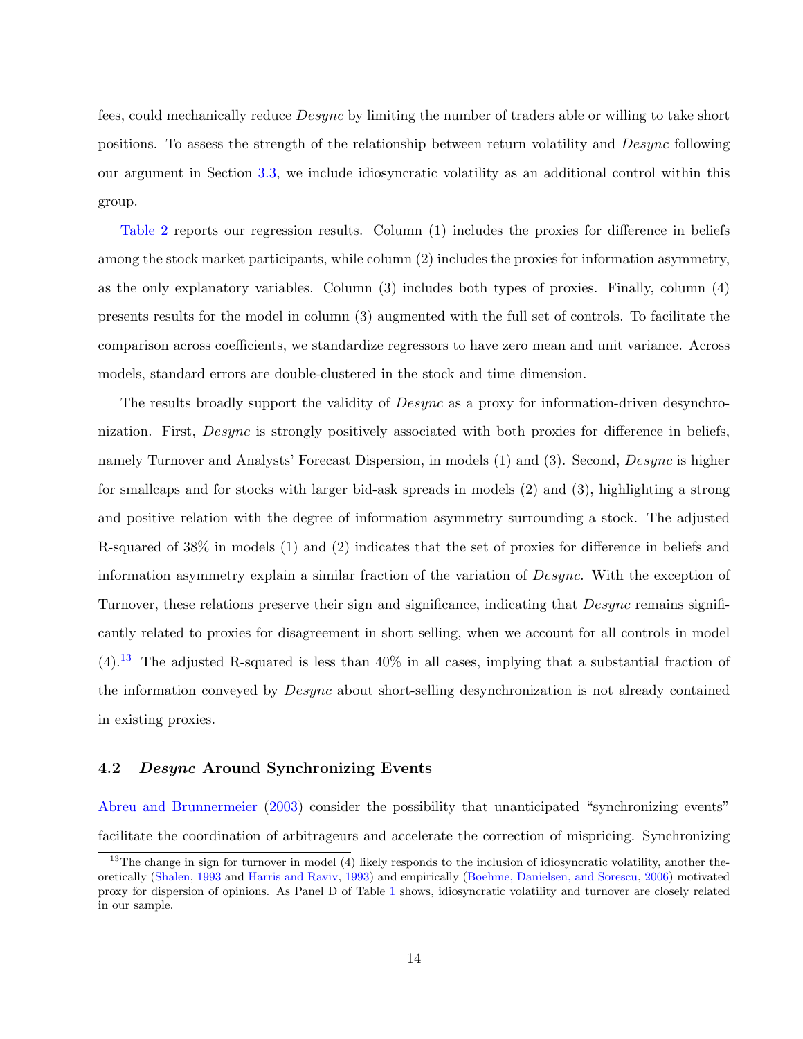fees, could mechanically reduce *Desync* by limiting the number of traders able or willing to take short positions. To assess the strength of the relationship between return volatility and *Desync* following our argument in Section 3.3, we include idiosyncratic volatility as an additional control within this group.

Table 2 reports our regression results. Column (1) includes the proxies for difference in beliefs among the stock market participants, while column (2) includes the proxies for information asymmetry, as the only explanatory variables. Column (3) includes both types of proxies. Finally, column (4) presents results for the model in column (3) augmented with the full set of controls. To facilitate the comparison across coefficients, we standardize regressors to have zero mean and unit variance. Across models, standard errors are double-clustered in the stock and time dimension.

The results broadly support the validity of *Desync* as a proxy for information-driven desynchronization. First, *Desync* is strongly positively associated with both proxies for difference in beliefs, namely Turnover and Analysts' Forecast Dispersion, in models (1) and (3). Second, *Desync* is higher for smallcaps and for stocks with larger bid-ask spreads in models (2) and (3), highlighting a strong and positive relation with the degree of information asymmetry surrounding a stock. The adjusted R-squared of 38% in models (1) and (2) indicates that the set of proxies for difference in beliefs and information asymmetry explain a similar fraction of the variation of *Desync*. With the exception of Turnover, these relations preserve their sign and significance, indicating that *Desync* remains significantly related to proxies for disagreement in short selling, when we account for all controls in model (4).[13] The adjusted R-squared is less than 40% in all cases, implying that a substantial fraction of the information conveyed by *Desync* about short-selling desynchronization is not already contained in existing proxies.

### 4.2 *Desync* Around Synchronizing Events

Abreu and Brunnermeier (2003) consider the possibility that unanticipated "synchronizing events" facilitate the coordination of arbitrageurs and accelerate the correction of mispricing. Synchronizing

[13] The change in sign for turnover in model (4) likely responds to the inclusion of idiosyncratic volatility, another theoretically (Shalen, 1993 and Harris and Raviv, 1993) and empirically (Boehme, Danielsen, and Sorescu, 2006) motivated proxy for dispersion of opinions. As Panel D of Table 1 shows, idiosyncratic volatility and turnover are closely related in our sample.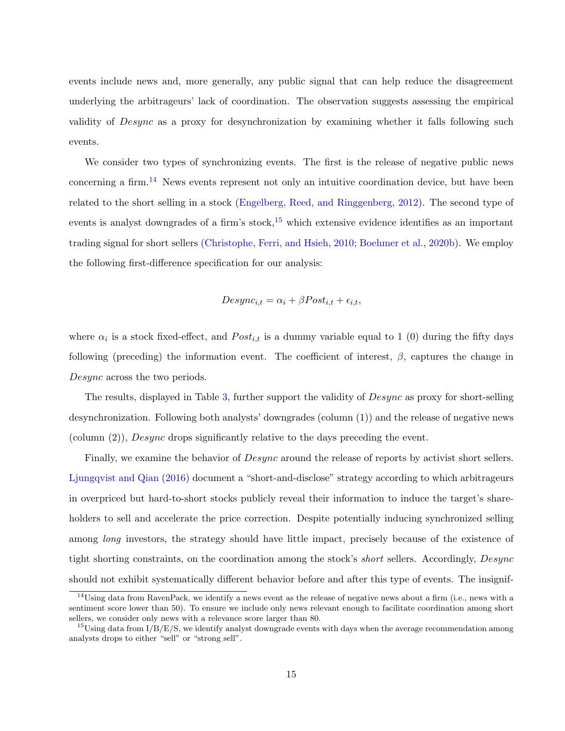events include news and, more generally, any public signal that can help reduce the disagreement underlying the arbitrageurs' lack of coordination. The observation suggests assessing the empirical validity of *Desync* as a proxy for desynchronization by examining whether it falls following such events.

We consider two types of synchronizing events. The first is the release of negative public news concerning a firm.[14] News events represent not only an intuitive coordination device, but have been related to the short selling in a stock (Engelberg, Reed, and Ringgenberg, 2012). The second type of events is analyst downgrades of a firm's stock,[15] which extensive evidence identifies as an important trading signal for short sellers (Christophe, Ferri, and Hsieh, 2010; Boehmer et al., 2020b). We employ the following first-difference specification for our analysis:

$$Desync_{i,t} = \alpha_i + \beta Post_{i,t} + \epsilon_{i,t},$$

where $\alpha_i$ is a stock fixed-effect, and $Post_{i,t}$ is a dummy variable equal to 1 (0) during the fifty days following (preceding) the information event. The coefficient of interest, $\beta$, captures the change in *Desync* across the two periods.

The results, displayed in Table 3, further support the validity of *Desync* as proxy for short-selling desynchronization. Following both analysts' downgrades (column (1)) and the release of negative news (column (2)), *Desync* drops significantly relative to the days preceding the event.

Finally, we examine the behavior of *Desync* around the release of reports by activist short sellers. Ljungqvist and Qian (2016) document a "short-and-disclose" strategy according to which arbitrageurs in overpriced but hard-to-short stocks publicly reveal their information to induce the target's shareholders to sell and accelerate the price correction. Despite potentially inducing synchronized selling among *long* investors, the strategy should have little impact, precisely because of the existence of tight shorting constraints, on the coordination among the stock's *short* sellers. Accordingly, *Desync* should not exhibit systematically different behavior before and after this type of events. The insignif-

[14] Using data from RavenPack, we identify a news event as the release of negative news about a firm (i.e., news with a sentiment score lower than 50). To ensure we include only news relevant enough to facilitate coordination among short sellers, we consider only news with a relevance score larger than 80.

[15] Using data from I/B/E/S, we identify analyst downgrade events with days when the average recommendation among analysts drops to either "sell" or "strong sell".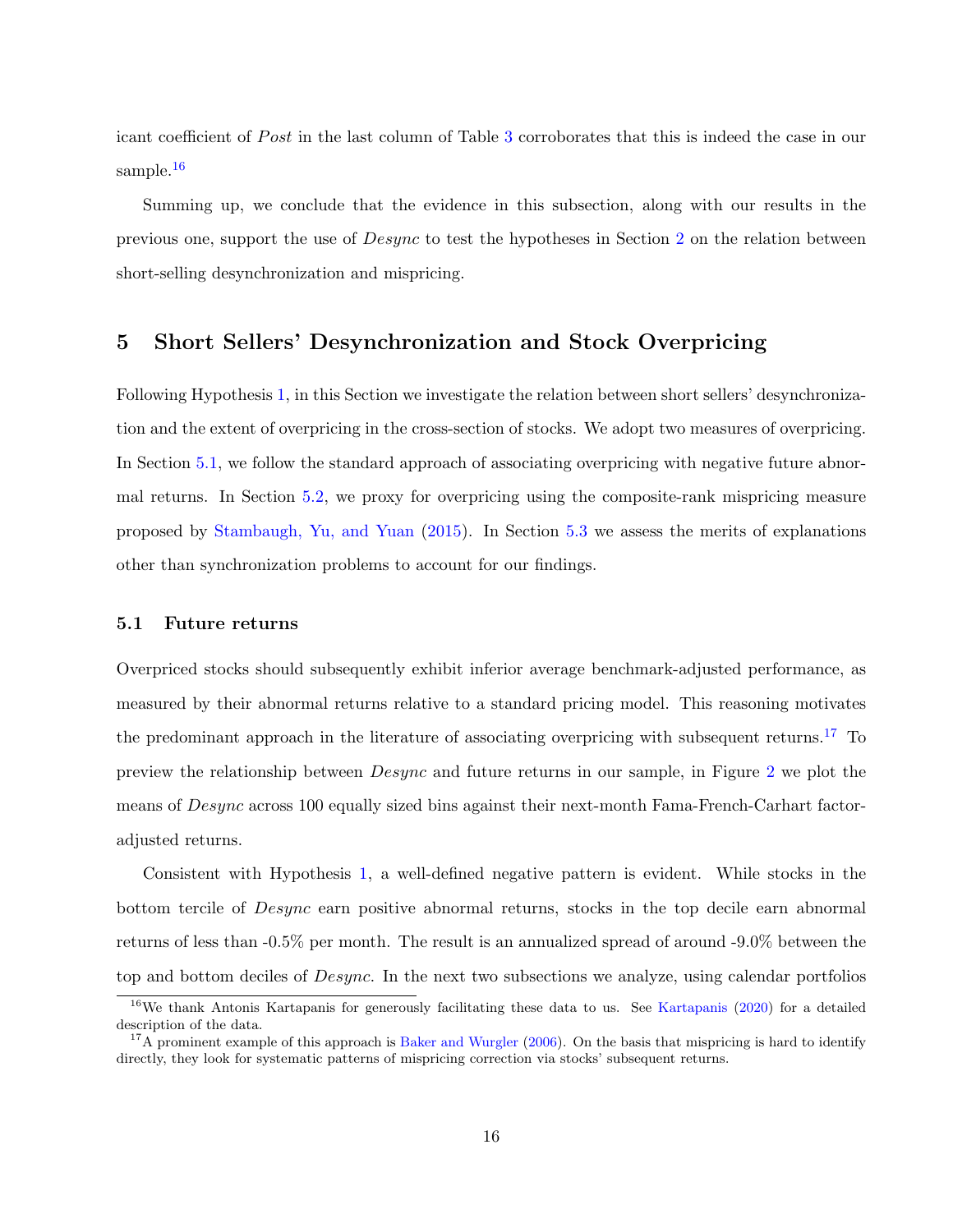icant coefficient of *Post* in the last column of Table 3 corroborates that this is indeed the case in our sample.[16]

Summing up, we conclude that the evidence in this subsection, along with our results in the previous one, support the use of *Desync* to test the hypotheses in Section 2 on the relation between short-selling desynchronization and mispricing.

## 5 Short Sellers' Desynchronization and Stock Overpricing

Following Hypothesis 1, in this Section we investigate the relation between short sellers' desynchronization and the extent of overpricing in the cross-section of stocks. We adopt two measures of overpricing. In Section 5.1, we follow the standard approach of associating overpricing with negative future abnormal returns. In Section 5.2, we proxy for overpricing using the composite-rank mispricing measure proposed by Stambaugh, Yu, and Yuan (2015). In Section 5.3 we assess the merits of explanations other than synchronization problems to account for our findings.

### 5.1 Future returns

Overpriced stocks should subsequently exhibit inferior average benchmark-adjusted performance, as measured by their abnormal returns relative to a standard pricing model. This reasoning motivates the predominant approach in the literature of associating overpricing with subsequent returns.[17] To preview the relationship between *Desync* and future returns in our sample, in Figure 2 we plot the means of *Desync* across 100 equally sized bins against their next-month Fama-French-Carhart factor-adjusted returns.

Consistent with Hypothesis 1, a well-defined negative pattern is evident. While stocks in the bottom tercile of *Desync* earn positive abnormal returns, stocks in the top decile earn abnormal returns of less than -0.5% per month. The result is an annualized spread of around -9.0% between the top and bottom deciles of *Desync*. In the next two subsections we analyze, using calendar portfolios

[16] We thank Antonis Kartapanis for generously facilitating these data to us. See Kartapanis (2020) for a detailed description of the data.

[17] A prominent example of this approach is Baker and Wurgler (2006). On the basis that mispricing is hard to identify directly, they look for systematic patterns of mispricing correction via stocks' subsequent returns.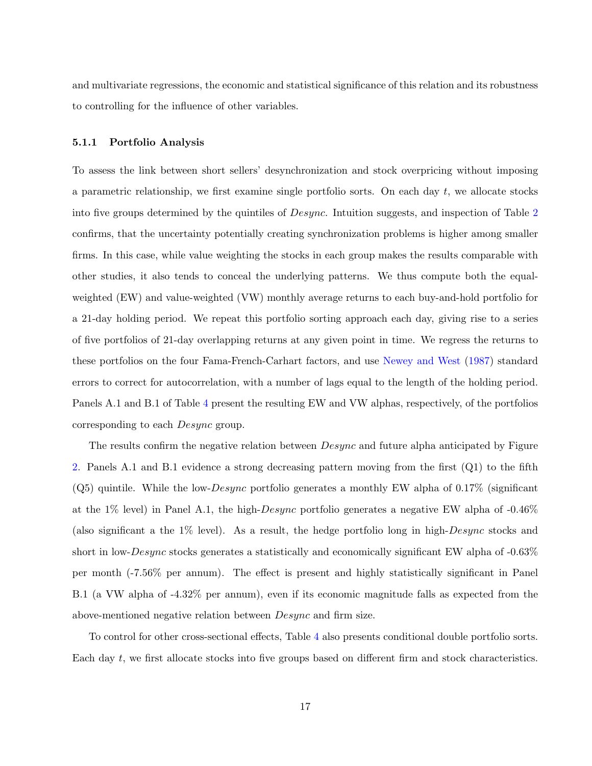and multivariate regressions, the economic and statistical significance of this relation and its robustness to controlling for the influence of other variables.

#### 5.1.1 Portfolio Analysis

To assess the link between short sellers' desynchronization and stock overpricing without imposing a parametric relationship, we first examine single portfolio sorts. On each day $t$, we allocate stocks into five groups determined by the quintiles of *Desync*. Intuition suggests, and inspection of Table 2 confirms, that the uncertainty potentially creating synchronization problems is higher among smaller firms. In this case, while value weighting the stocks in each group makes the results comparable with other studies, it also tends to conceal the underlying patterns. We thus compute both the equal-weighted (EW) and value-weighted (VW) monthly average returns to each buy-and-hold portfolio for a 21-day holding period. We repeat this portfolio sorting approach each day, giving rise to a series of five portfolios of 21-day overlapping returns at any given point in time. We regress the returns to these portfolios on the four Fama-French-Carhart factors, and use Newey and West (1987) standard errors to correct for autocorrelation, with a number of lags equal to the length of the holding period. Panels A.1 and B.1 of Table 4 present the resulting EW and VW alphas, respectively, of the portfolios corresponding to each *Desync* group.

The results confirm the negative relation between *Desync* and future alpha anticipated by Figure 2. Panels A.1 and B.1 evidence a strong decreasing pattern moving from the first (Q1) to the fifth (Q5) quintile. While the low-*Desync* portfolio generates a monthly EW alpha of 0.17% (significant at the 1% level) in Panel A.1, the high-*Desync* portfolio generates a negative EW alpha of -0.46% (also significant a the 1% level). As a result, the hedge portfolio long in high-*Desync* stocks and short in low-*Desync* stocks generates a statistically and economically significant EW alpha of -0.63% per month (-7.56% per annum). The effect is present and highly statistically significant in Panel B.1 (a VW alpha of -4.32% per annum), even if its economic magnitude falls as expected from the above-mentioned negative relation between *Desync* and firm size.

To control for other cross-sectional effects, Table 4 also presents conditional double portfolio sorts. Each day $t$, we first allocate stocks into five groups based on different firm and stock characteristics.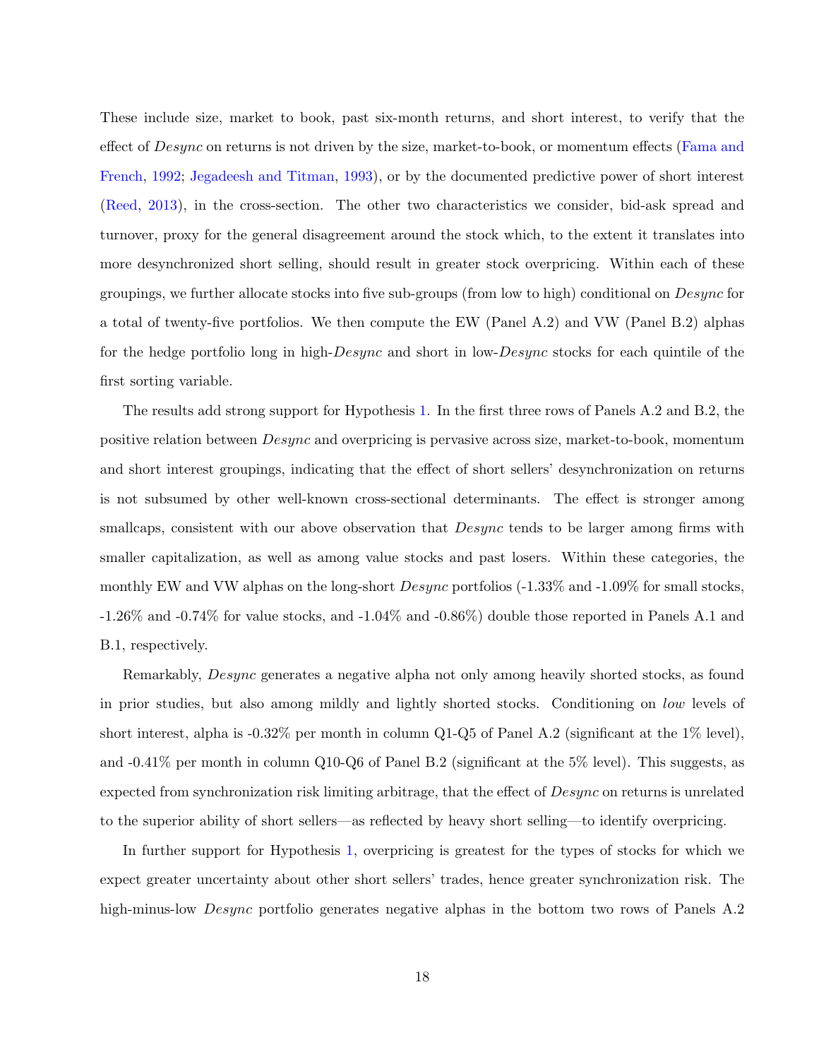These include size, market to book, past six-month returns, and short interest, to verify that the effect of *Desync* on returns is not driven by the size, market-to-book, or momentum effects (Fama and French, 1992; Jegadeesh and Titman, 1993), or by the documented predictive power of short interest (Reed, 2013), in the cross-section. The other two characteristics we consider, bid-ask spread and turnover, proxy for the general disagreement around the stock which, to the extent it translates into more desynchronized short selling, should result in greater stock overpricing. Within each of these groupings, we further allocate stocks into five sub-groups (from low to high) conditional on *Desync* for a total of twenty-five portfolios. We then compute the EW (Panel A.2) and VW (Panel B.2) alphas for the hedge portfolio long in high-*Desync* and short in low-*Desync* stocks for each quintile of the first sorting variable.

The results add strong support for Hypothesis 1. In the first three rows of Panels A.2 and B.2, the positive relation between *Desync* and overpricing is pervasive across size, market-to-book, momentum and short interest groupings, indicating that the effect of short sellers' desynchronization on returns is not subsumed by other well-known cross-sectional determinants. The effect is stronger among smallcaps, consistent with our above observation that *Desync* tends to be larger among firms with smaller capitalization, as well as among value stocks and past losers. Within these categories, the monthly EW and VW alphas on the long-short *Desync* portfolios (-1.33% and -1.09% for small stocks, -1.26% and -0.74% for value stocks, and -1.04% and -0.86%) double those reported in Panels A.1 and B.1, respectively.

Remarkably, *Desync* generates a negative alpha not only among heavily shorted stocks, as found in prior studies, but also among mildly and lightly shorted stocks. Conditioning on *low* levels of short interest, alpha is -0.32% per month in column Q1-Q5 of Panel A.2 (significant at the 1% level), and -0.41% per month in column Q10-Q6 of Panel B.2 (significant at the 5% level). This suggests, as expected from synchronization risk limiting arbitrage, that the effect of *Desync* on returns is unrelated to the superior ability of short sellers—as reflected by heavy short selling—to identify overpricing.

In further support for Hypothesis 1, overpricing is greatest for the types of stocks for which we expect greater uncertainty about other short sellers' trades, hence greater synchronization risk. The high-minus-low *Desync* portfolio generates negative alphas in the bottom two rows of Panels A.2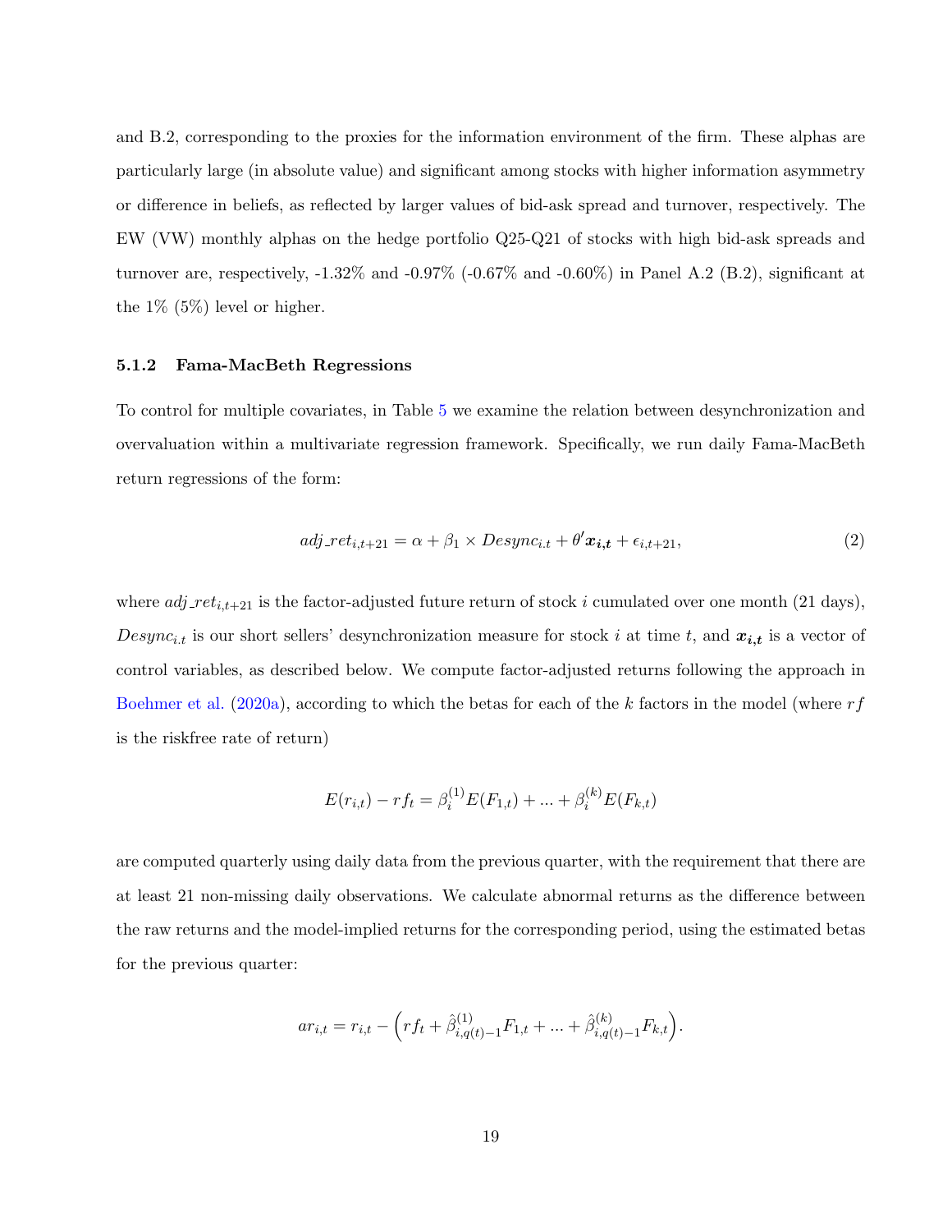and B.2, corresponding to the proxies for the information environment of the firm. These alphas are particularly large (in absolute value) and significant among stocks with higher information asymmetry or difference in beliefs, as reflected by larger values of bid-ask spread and turnover, respectively. The EW (VW) monthly alphas on the hedge portfolio Q25-Q21 of stocks with high bid-ask spreads and turnover are, respectively, -1.32% and -0.97% (-0.67% and -0.60%) in Panel A.2 (B.2), significant at the 1% (5%) level or higher.

#### 5.1.2 Fama-MacBeth Regressions

To control for multiple covariates, in Table 5 we examine the relation between desynchronization and overvaluation within a multivariate regression framework. Specifically, we run daily Fama-MacBeth return regressions of the form:

$$adj\_ret_{i,t+21} = \alpha + \beta_1 \times Desync_{i.t} + \theta' \boldsymbol{x_{i,t}} + \epsilon_{i,t+21}, \tag{2}$$

where $adj\_ret_{i,t+21}$ is the factor-adjusted future return of stock $i$ cumulated over one month (21 days), $Desync_{i.t}$ is our short sellers' desynchronization measure for stock $i$ at time $t$, and $\boldsymbol{x_{i,t}}$ is a vector of control variables, as described below. We compute factor-adjusted returns following the approach in Boehmer et al. (2020a), according to which the betas for each of the $k$ factors in the model (where $rf$ is the riskfree rate of return)

$$E(r_{i,t}) - rf_t = \beta_i^{(1)} E(F_{1,t}) + ... + \beta_i^{(k)} E(F_{k,t})$$

are computed quarterly using daily data from the previous quarter, with the requirement that there are at least 21 non-missing daily observations. We calculate abnormal returns as the difference between the raw returns and the model-implied returns for the corresponding period, using the estimated betas for the previous quarter:

$$ar_{i,t} = r_{i,t} - \Big( rf_t + \hat{\beta}^{(1)}_{i,q(t)-1} F_{1,t} + ... + \hat{\beta}^{(k)}_{i,q(t)-1} F_{k,t} \Big).$$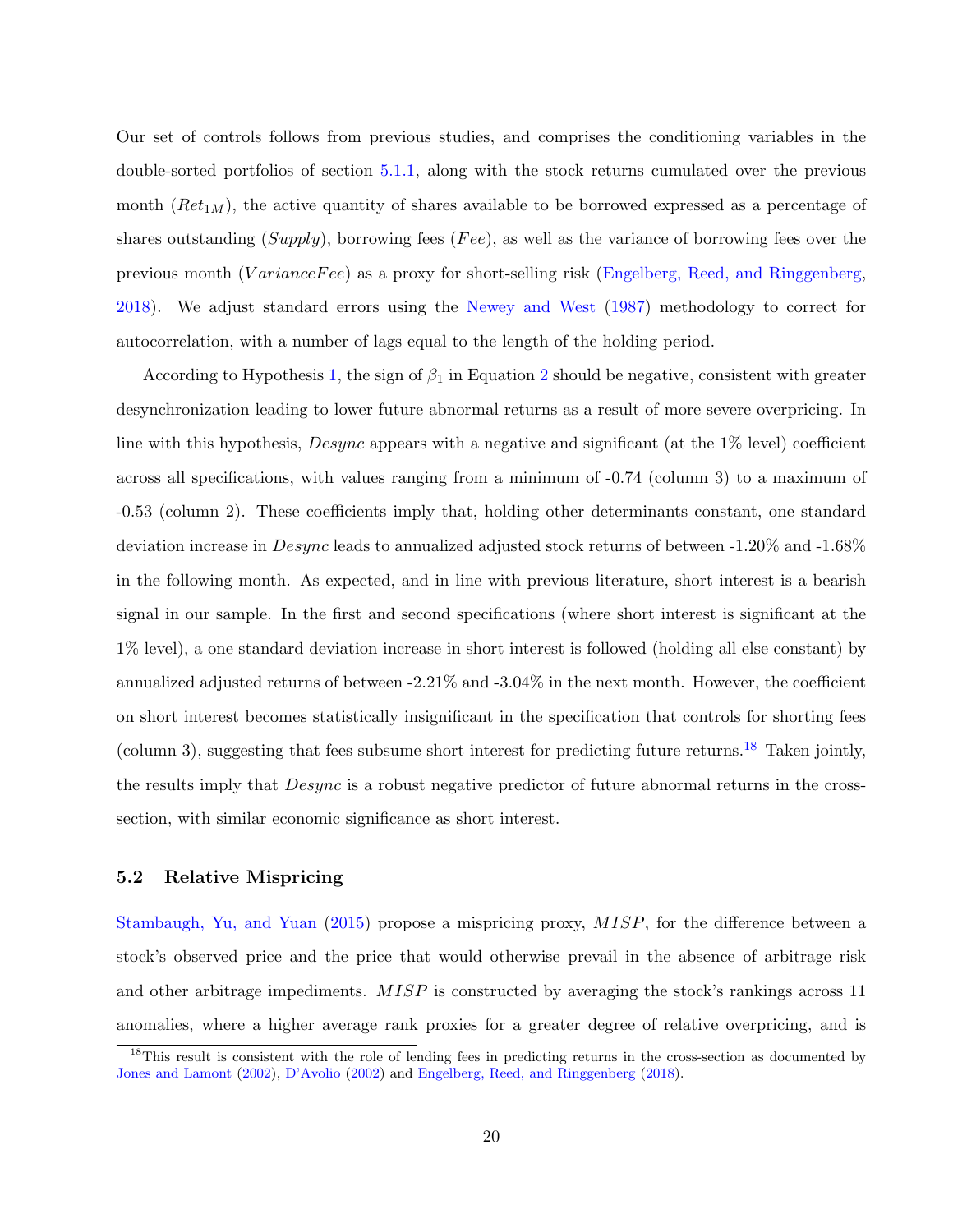Our set of controls follows from previous studies, and comprises the conditioning variables in the double-sorted portfolios of section 5.1.1, along with the stock returns cumulated over the previous month ($Ret_{1M}$), the active quantity of shares available to be borrowed expressed as a percentage of shares outstanding ($Supply$), borrowing fees ($Fee$), as well as the variance of borrowing fees over the previous month ($VarianceFee$) as a proxy for short-selling risk (Engelberg, Reed, and Ringgenberg, 2018). We adjust standard errors using the Newey and West (1987) methodology to correct for autocorrelation, with a number of lags equal to the length of the holding period.

According to Hypothesis 1, the sign of $\beta_1$ in Equation 2 should be negative, consistent with greater desynchronization leading to lower future abnormal returns as a result of more severe overpricing. In line with this hypothesis, $Desync$ appears with a negative and significant (at the 1% level) coefficient across all specifications, with values ranging from a minimum of -0.74 (column 3) to a maximum of -0.53 (column 2). These coefficients imply that, holding other determinants constant, one standard deviation increase in $Desync$ leads to annualized adjusted stock returns of between -1.20% and -1.68% in the following month. As expected, and in line with previous literature, short interest is a bearish signal in our sample. In the first and second specifications (where short interest is significant at the 1% level), a one standard deviation increase in short interest is followed (holding all else constant) by annualized adjusted returns of between -2.21% and -3.04% in the next month. However, the coefficient on short interest becomes statistically insignificant in the specification that controls for shorting fees (column 3), suggesting that fees subsume short interest for predicting future returns.[18] Taken jointly, the results imply that $Desync$ is a robust negative predictor of future abnormal returns in the cross-section, with similar economic significance as short interest.

## 5.2 Relative Mispricing

Stambaugh, Yu, and Yuan (2015) propose a mispricing proxy, $MISP$, for the difference between a stock's observed price and the price that would otherwise prevail in the absence of arbitrage risk and other arbitrage impediments. $MISP$ is constructed by averaging the stock's rankings across 11 anomalies, where a higher average rank proxies for a greater degree of relative overpricing, and is

[18] This result is consistent with the role of lending fees in predicting returns in the cross-section as documented by Jones and Lamont (2002), D'Avolio (2002) and Engelberg, Reed, and Ringgenberg (2018).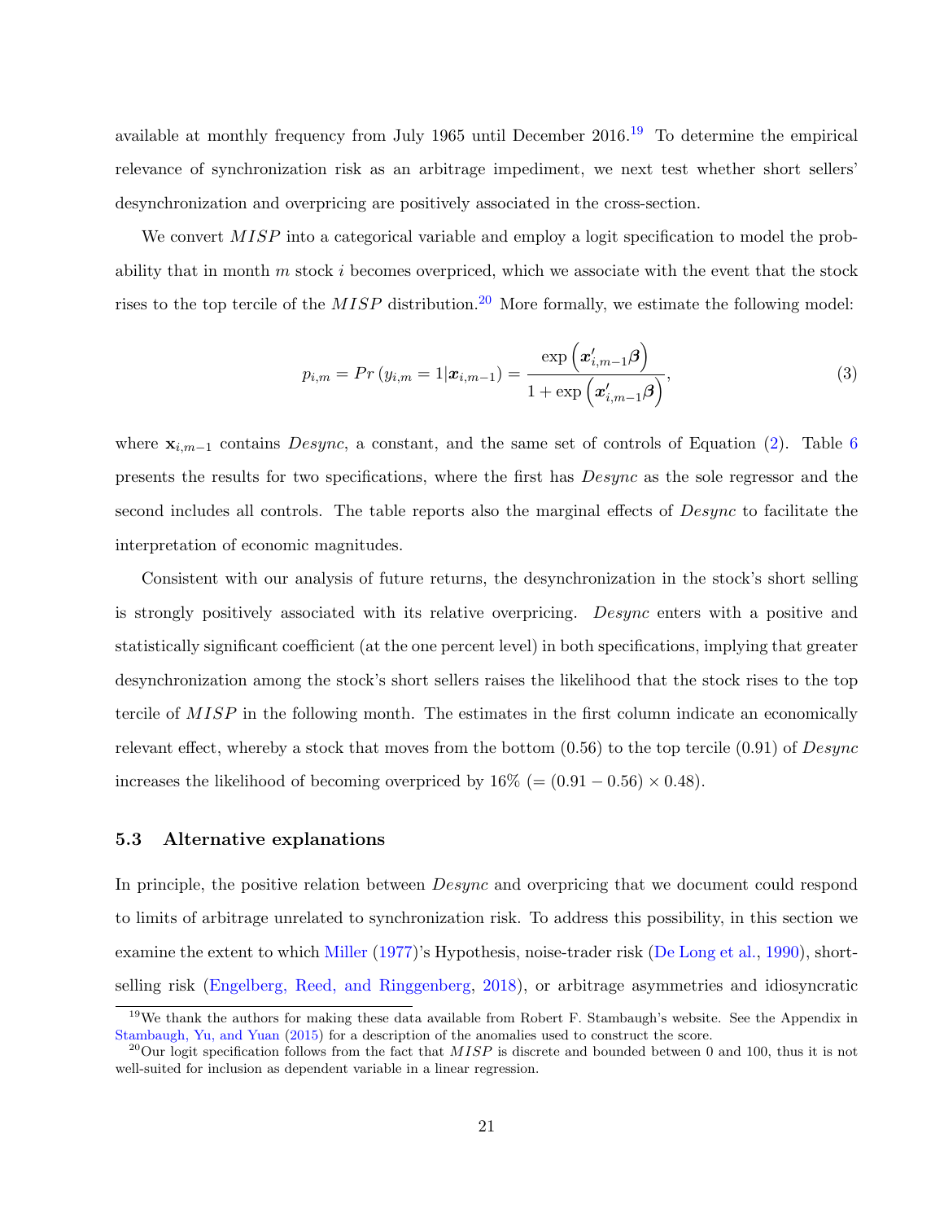available at monthly frequency from July 1965 until December 2016.[19] To determine the empirical relevance of synchronization risk as an arbitrage impediment, we next test whether short sellers' desynchronization and overpricing are positively associated in the cross-section.

We convert $MISP$ into a categorical variable and employ a logit specification to model the probability that in month $m$ stock $i$ becomes overpriced, which we associate with the event that the stock rises to the top tercile of the $MISP$ distribution.[20] More formally, we estimate the following model:

$$p_{i,m} = Pr\left(y_{i,m} = 1 | \boldsymbol{x}_{i,m-1}\right) = \frac{\exp\left(\boldsymbol{x}'_{i,m-1}\boldsymbol{\beta}\right)}{1 + \exp\left(\boldsymbol{x}'_{i,m-1}\boldsymbol{\beta}\right)}, \tag{3}$$

where $\mathbf{x}_{i,m-1}$ contains $Desync$, a constant, and the same set of controls of Equation (2). Table 6 presents the results for two specifications, where the first has $Desync$ as the sole regressor and the second includes all controls. The table reports also the marginal effects of $Desync$ to facilitate the interpretation of economic magnitudes.

Consistent with our analysis of future returns, the desynchronization in the stock's short selling is strongly positively associated with its relative overpricing. $Desync$ enters with a positive and statistically significant coefficient (at the one percent level) in both specifications, implying that greater desynchronization among the stock's short sellers raises the likelihood that the stock rises to the top tercile of $MISP$ in the following month. The estimates in the first column indicate an economically relevant effect, whereby a stock that moves from the bottom (0.56) to the top tercile (0.91) of $Desync$ increases the likelihood of becoming overpriced by 16% ($= (0.91 - 0.56) \times 0.48$).

### 5.3 Alternative explanations

In principle, the positive relation between $Desync$ and overpricing that we document could respond to limits of arbitrage unrelated to synchronization risk. To address this possibility, in this section we examine the extent to which Miller (1977)'s Hypothesis, noise-trader risk (De Long et al., 1990), short-selling risk (Engelberg, Reed, and Ringgenberg, 2018), or arbitrage asymmetries and idiosyncratic

[19] We thank the authors for making these data available from Robert F. Stambaugh's website. See the Appendix in Stambaugh, Yu, and Yuan (2015) for a description of the anomalies used to construct the score.

[20] Our logit specification follows from the fact that $MISP$ is discrete and bounded between 0 and 100, thus it is not well-suited for inclusion as dependent variable in a linear regression.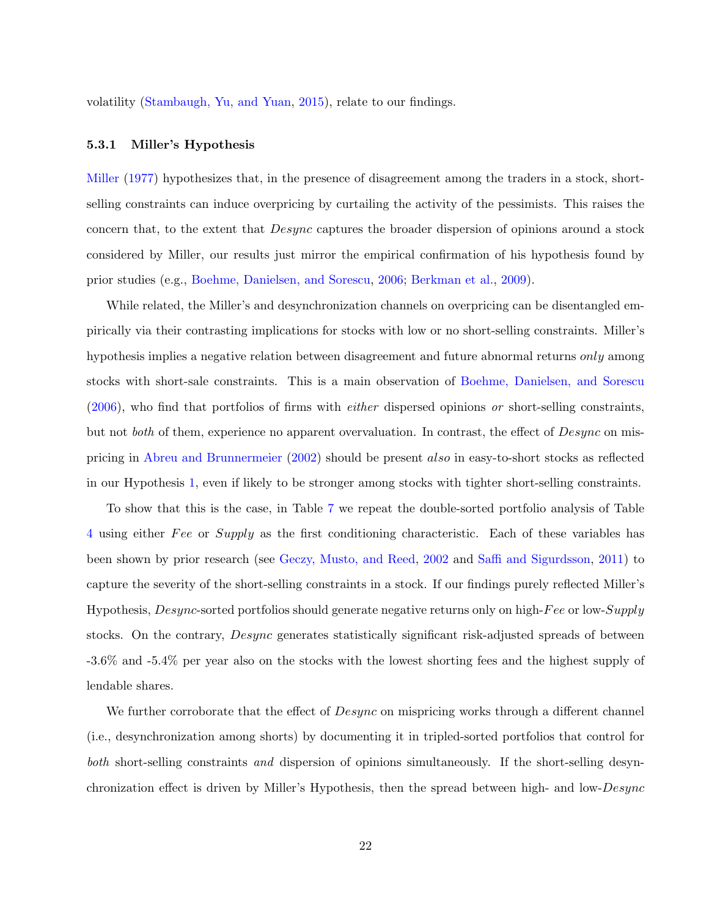volatility (Stambaugh, Yu, and Yuan, 2015), relate to our findings.

### 5.3.1 Miller's Hypothesis

Miller (1977) hypothesizes that, in the presence of disagreement among the traders in a stock, short-selling constraints can induce overpricing by curtailing the activity of the pessimists. This raises the concern that, to the extent that *Desync* captures the broader dispersion of opinions around a stock considered by Miller, our results just mirror the empirical confirmation of his hypothesis found by prior studies (e.g., Boehme, Danielsen, and Sorescu, 2006; Berkman et al., 2009).

While related, the Miller's and desynchronization channels on overpricing can be disentangled empirically via their contrasting implications for stocks with low or no short-selling constraints. Miller's hypothesis implies a negative relation between disagreement and future abnormal returns *only* among stocks with short-sale constraints. This is a main observation of Boehme, Danielsen, and Sorescu (2006), who find that portfolios of firms with *either* dispersed opinions *or* short-selling constraints, but not *both* of them, experience no apparent overvaluation. In contrast, the effect of *Desync* on mispricing in Abreu and Brunnermeier (2002) should be present *also* in easy-to-short stocks as reflected in our Hypothesis 1, even if likely to be stronger among stocks with tighter short-selling constraints.

To show that this is the case, in Table 7 we repeat the double-sorted portfolio analysis of Table 4 using either *Fee* or *Supply* as the first conditioning characteristic. Each of these variables has been shown by prior research (see Geczy, Musto, and Reed, 2002 and Saffi and Sigurdsson, 2011) to capture the severity of the short-selling constraints in a stock. If our findings purely reflected Miller's Hypothesis, *Desync*-sorted portfolios should generate negative returns only on high-*Fee* or low-*Supply* stocks. On the contrary, *Desync* generates statistically significant risk-adjusted spreads of between -3.6% and -5.4% per year also on the stocks with the lowest shorting fees and the highest supply of lendable shares.

We further corroborate that the effect of *Desync* on mispricing works through a different channel (i.e., desynchronization among shorts) by documenting it in tripled-sorted portfolios that control for *both* short-selling constraints *and* dispersion of opinions simultaneously. If the short-selling desynchronization effect is driven by Miller's Hypothesis, then the spread between high- and low-*Desync*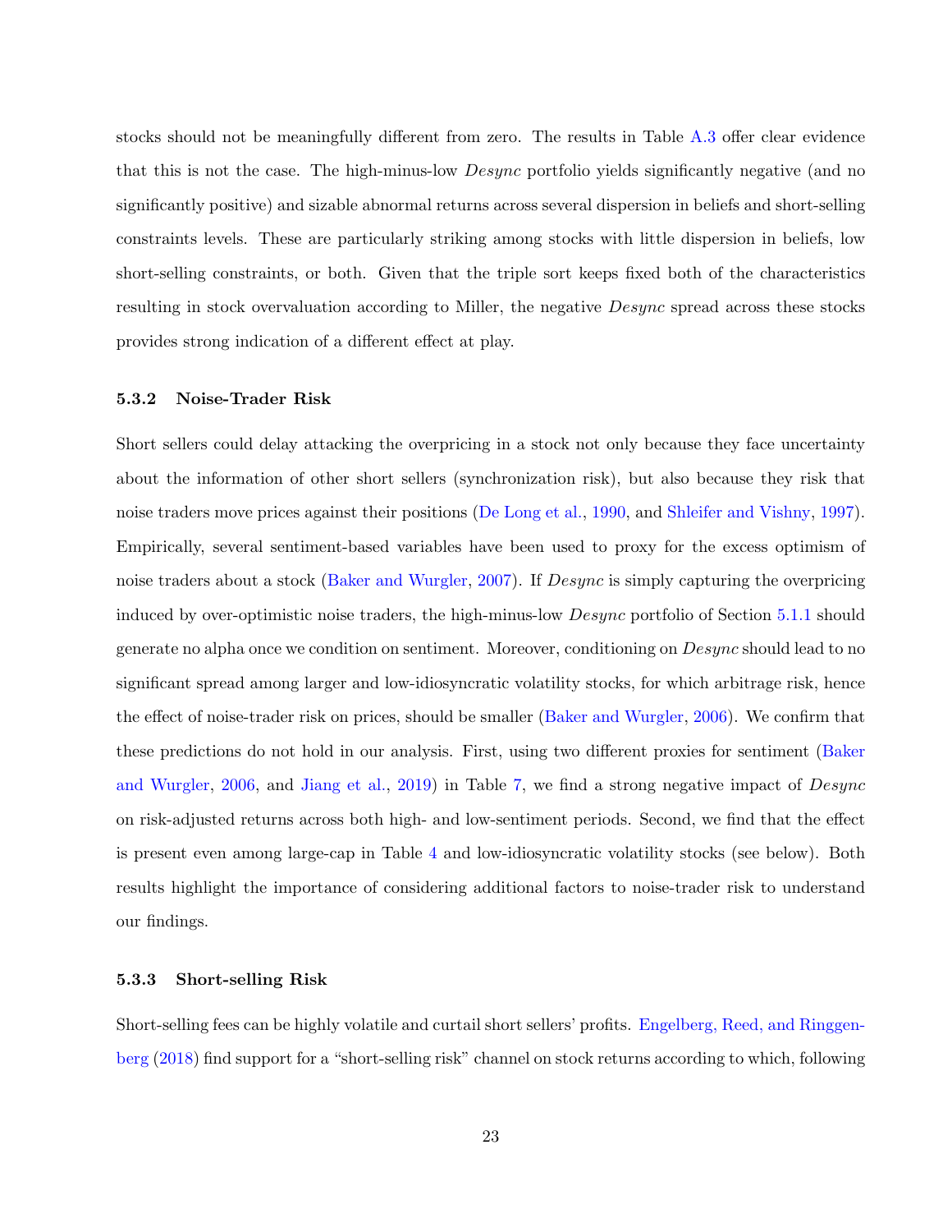stocks should not be meaningfully different from zero. The results in Table A.3 offer clear evidence that this is not the case. The high-minus-low *Desync* portfolio yields significantly negative (and no significantly positive) and sizable abnormal returns across several dispersion in beliefs and short-selling constraints levels. These are particularly striking among stocks with little dispersion in beliefs, low short-selling constraints, or both. Given that the triple sort keeps fixed both of the characteristics resulting in stock overvaluation according to Miller, the negative *Desync* spread across these stocks provides strong indication of a different effect at play.

### 5.3.2 Noise-Trader Risk

Short sellers could delay attacking the overpricing in a stock not only because they face uncertainty about the information of other short sellers (synchronization risk), but also because they risk that noise traders move prices against their positions (De Long et al., 1990, and Shleifer and Vishny, 1997). Empirically, several sentiment-based variables have been used to proxy for the excess optimism of noise traders about a stock (Baker and Wurgler, 2007). If *Desync* is simply capturing the overpricing induced by over-optimistic noise traders, the high-minus-low *Desync* portfolio of Section 5.1.1 should generate no alpha once we condition on sentiment. Moreover, conditioning on *Desync* should lead to no significant spread among larger and low-idiosyncratic volatility stocks, for which arbitrage risk, hence the effect of noise-trader risk on prices, should be smaller (Baker and Wurgler, 2006). We confirm that these predictions do not hold in our analysis. First, using two different proxies for sentiment (Baker and Wurgler, 2006, and Jiang et al., 2019) in Table 7, we find a strong negative impact of *Desync* on risk-adjusted returns across both high- and low-sentiment periods. Second, we find that the effect is present even among large-cap in Table 4 and low-idiosyncratic volatility stocks (see below). Both results highlight the importance of considering additional factors to noise-trader risk to understand our findings.

### 5.3.3 Short-selling Risk

Short-selling fees can be highly volatile and curtail short sellers' profits. Engelberg, Reed, and Ringgenberg (2018) find support for a "short-selling risk" channel on stock returns according to which, following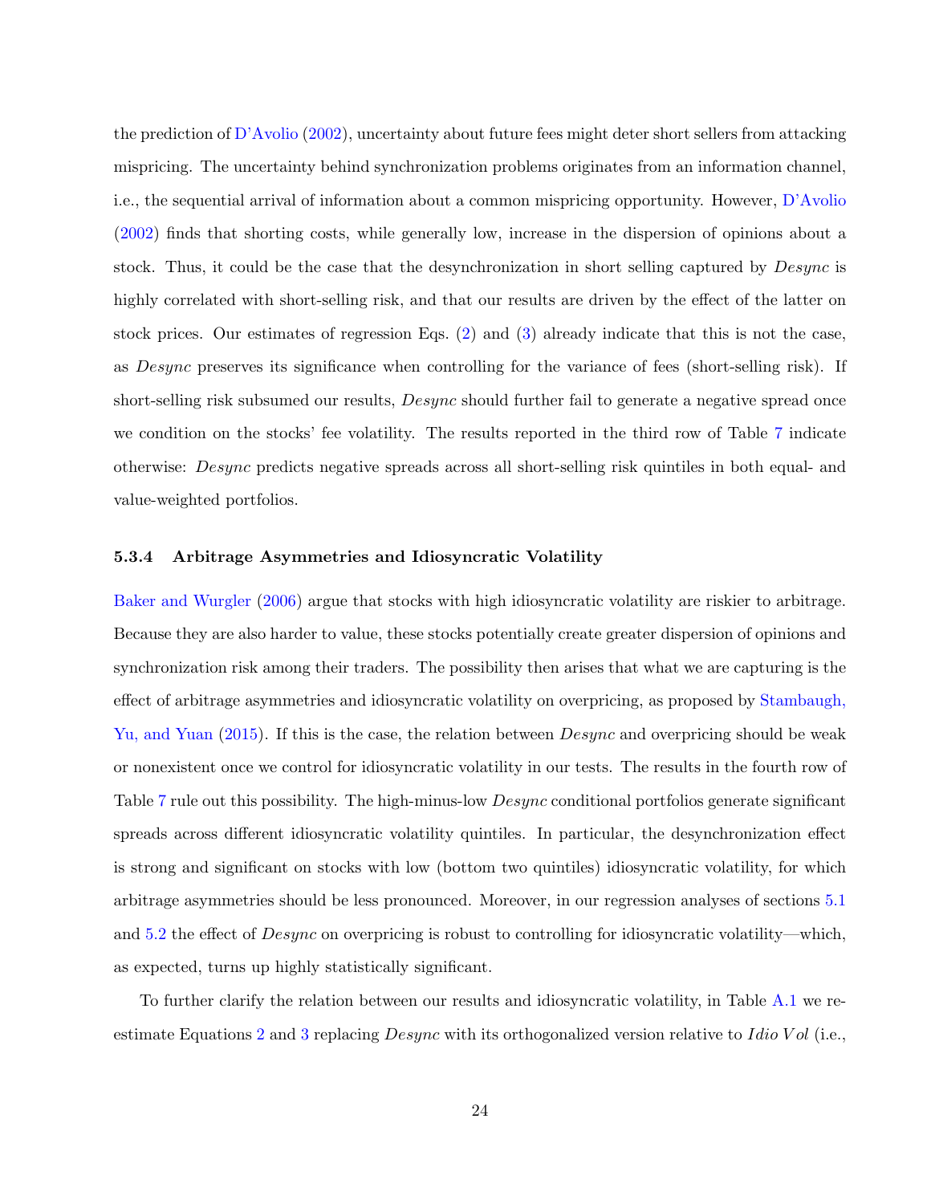the prediction of D'Avolio (2002), uncertainty about future fees might deter short sellers from attacking mispricing. The uncertainty behind synchronization problems originates from an information channel, i.e., the sequential arrival of information about a common mispricing opportunity. However, D'Avolio (2002) finds that shorting costs, while generally low, increase in the dispersion of opinions about a stock. Thus, it could be the case that the desynchronization in short selling captured by *Desync* is highly correlated with short-selling risk, and that our results are driven by the effect of the latter on stock prices. Our estimates of regression Eqs. (2) and (3) already indicate that this is not the case, as *Desync* preserves its significance when controlling for the variance of fees (short-selling risk). If short-selling risk subsumed our results, *Desync* should further fail to generate a negative spread once we condition on the stocks' fee volatility. The results reported in the third row of Table 7 indicate otherwise: *Desync* predicts negative spreads across all short-selling risk quintiles in both equal- and value-weighted portfolios.

#### 5.3.4 Arbitrage Asymmetries and Idiosyncratic Volatility

Baker and Wurgler (2006) argue that stocks with high idiosyncratic volatility are riskier to arbitrage. Because they are also harder to value, these stocks potentially create greater dispersion of opinions and synchronization risk among their traders. The possibility then arises that what we are capturing is the effect of arbitrage asymmetries and idiosyncratic volatility on overpricing, as proposed by Stambaugh, Yu, and Yuan (2015). If this is the case, the relation between *Desync* and overpricing should be weak or nonexistent once we control for idiosyncratic volatility in our tests. The results in the fourth row of Table 7 rule out this possibility. The high-minus-low *Desync* conditional portfolios generate significant spreads across different idiosyncratic volatility quintiles. In particular, the desynchronization effect is strong and significant on stocks with low (bottom two quintiles) idiosyncratic volatility, for which arbitrage asymmetries should be less pronounced. Moreover, in our regression analyses of sections 5.1 and 5.2 the effect of *Desync* on overpricing is robust to controlling for idiosyncratic volatility—which, as expected, turns up highly statistically significant.

To further clarify the relation between our results and idiosyncratic volatility, in Table A.1 we re-estimate Equations 2 and 3 replacing *Desync* with its orthogonalized version relative to *Idio Vol* (i.e.,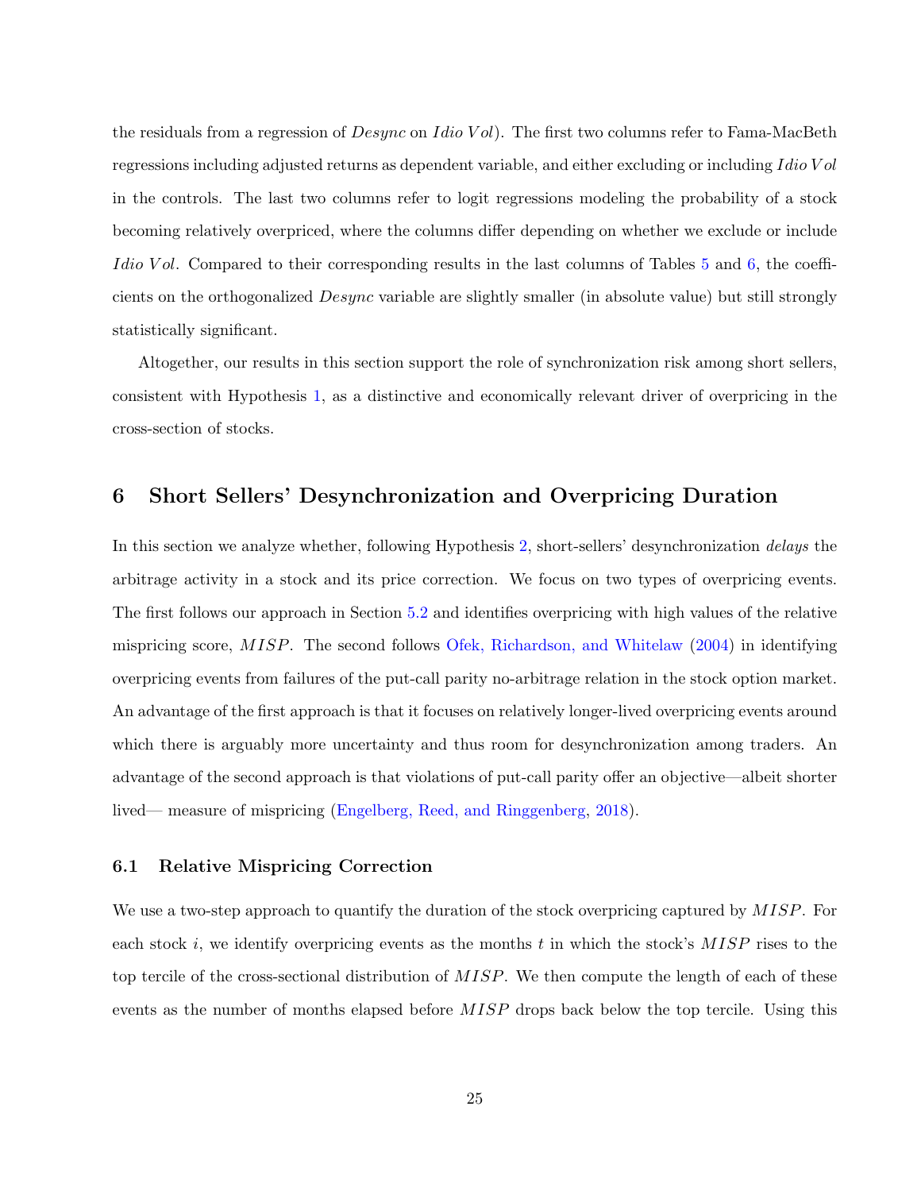the residuals from a regression of *Desync* on *Idio Vol*). The first two columns refer to Fama-MacBeth regressions including adjusted returns as dependent variable, and either excluding or including *Idio Vol* in the controls. The last two columns refer to logit regressions modeling the probability of a stock becoming relatively overpriced, where the columns differ depending on whether we exclude or include *Idio Vol*. Compared to their corresponding results in the last columns of Tables 5 and 6, the coefficients on the orthogonalized *Desync* variable are slightly smaller (in absolute value) but still strongly statistically significant.

Altogether, our results in this section support the role of synchronization risk among short sellers, consistent with Hypothesis 1, as a distinctive and economically relevant driver of overpricing in the cross-section of stocks.

## 6 Short Sellers' Desynchronization and Overpricing Duration

In this section we analyze whether, following Hypothesis 2, short-sellers' desynchronization *delays* the arbitrage activity in a stock and its price correction. We focus on two types of overpricing events. The first follows our approach in Section 5.2 and identifies overpricing with high values of the relative mispricing score, *MISP*. The second follows Ofek, Richardson, and Whitelaw (2004) in identifying overpricing events from failures of the put-call parity no-arbitrage relation in the stock option market. An advantage of the first approach is that it focuses on relatively longer-lived overpricing events around which there is arguably more uncertainty and thus room for desynchronization among traders. An advantage of the second approach is that violations of put-call parity offer an objective—albeit shorter lived— measure of mispricing (Engelberg, Reed, and Ringgenberg, 2018).

### 6.1 Relative Mispricing Correction

We use a two-step approach to quantify the duration of the stock overpricing captured by *MISP*. For each stock $i$, we identify overpricing events as the months $t$ in which the stock's *MISP* rises to the top tercile of the cross-sectional distribution of *MISP*. We then compute the length of each of these events as the number of months elapsed before *MISP* drops back below the top tercile. Using this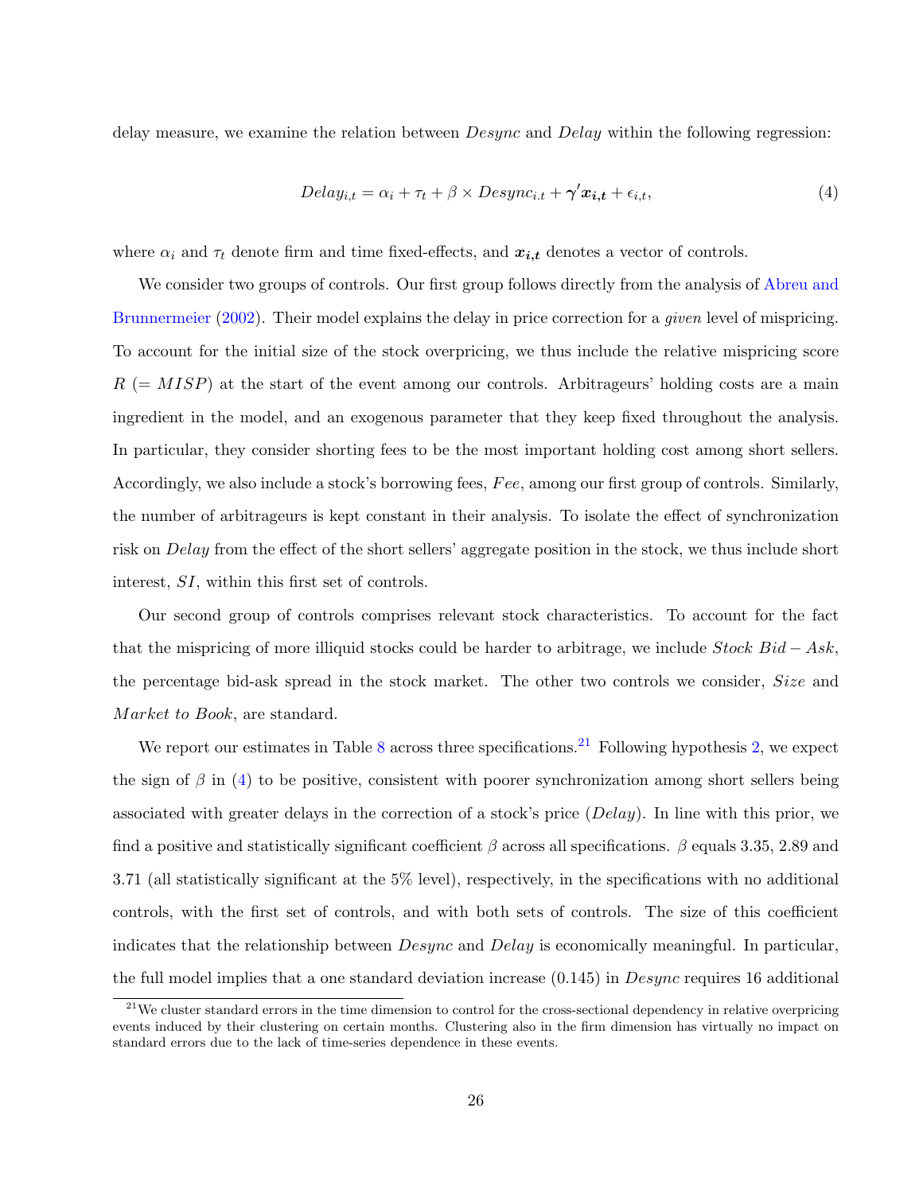delay measure, we examine the relation between $Desync$ and $Delay$ within the following regression:

$$Delay_{i,t} = \alpha_i + \tau_t + \beta \times Desync_{i.t} + \boldsymbol{\gamma}'\boldsymbol{x_{i,t}} + \epsilon_{i,t}, \tag{4}$$

where $\alpha_i$ and $\tau_t$ denote firm and time fixed-effects, and $\boldsymbol{x_{i,t}}$ denotes a vector of controls.

We consider two groups of controls. Our first group follows directly from the analysis of Abreu and Brunnermeier (2002). Their model explains the delay in price correction for a *given* level of mispricing. To account for the initial size of the stock overpricing, we thus include the relative mispricing score $R$ ($= MISP$) at the start of the event among our controls. Arbitrageurs' holding costs are a main ingredient in the model, and an exogenous parameter that they keep fixed throughout the analysis. In particular, they consider shorting fees to be the most important holding cost among short sellers. Accordingly, we also include a stock's borrowing fees, $Fee$, among our first group of controls. Similarly, the number of arbitrageurs is kept constant in their analysis. To isolate the effect of synchronization risk on $Delay$ from the effect of the short sellers' aggregate position in the stock, we thus include short interest, $SI$, within this first set of controls.

Our second group of controls comprises relevant stock characteristics. To account for the fact that the mispricing of more illiquid stocks could be harder to arbitrage, we include $Stock\ Bid-Ask$, the percentage bid-ask spread in the stock market. The other two controls we consider, $Size$ and $Market\ to\ Book$, are standard.

We report our estimates in Table 8 across three specifications.[21] Following hypothesis 2, we expect the sign of $\beta$ in (4) to be positive, consistent with poorer synchronization among short sellers being associated with greater delays in the correction of a stock's price ($Delay$). In line with this prior, we find a positive and statistically significant coefficient $\beta$ across all specifications. $\beta$ equals 3.35, 2.89 and 3.71 (all statistically significant at the 5% level), respectively, in the specifications with no additional controls, with the first set of controls, and with both sets of controls. The size of this coefficient indicates that the relationship between $Desync$ and $Delay$ is economically meaningful. In particular, the full model implies that a one standard deviation increase (0.145) in $Desync$ requires 16 additional

[21] We cluster standard errors in the time dimension to control for the cross-sectional dependency in relative overpricing events induced by their clustering on certain months. Clustering also in the firm dimension has virtually no impact on standard errors due to the lack of time-series dependence in these events.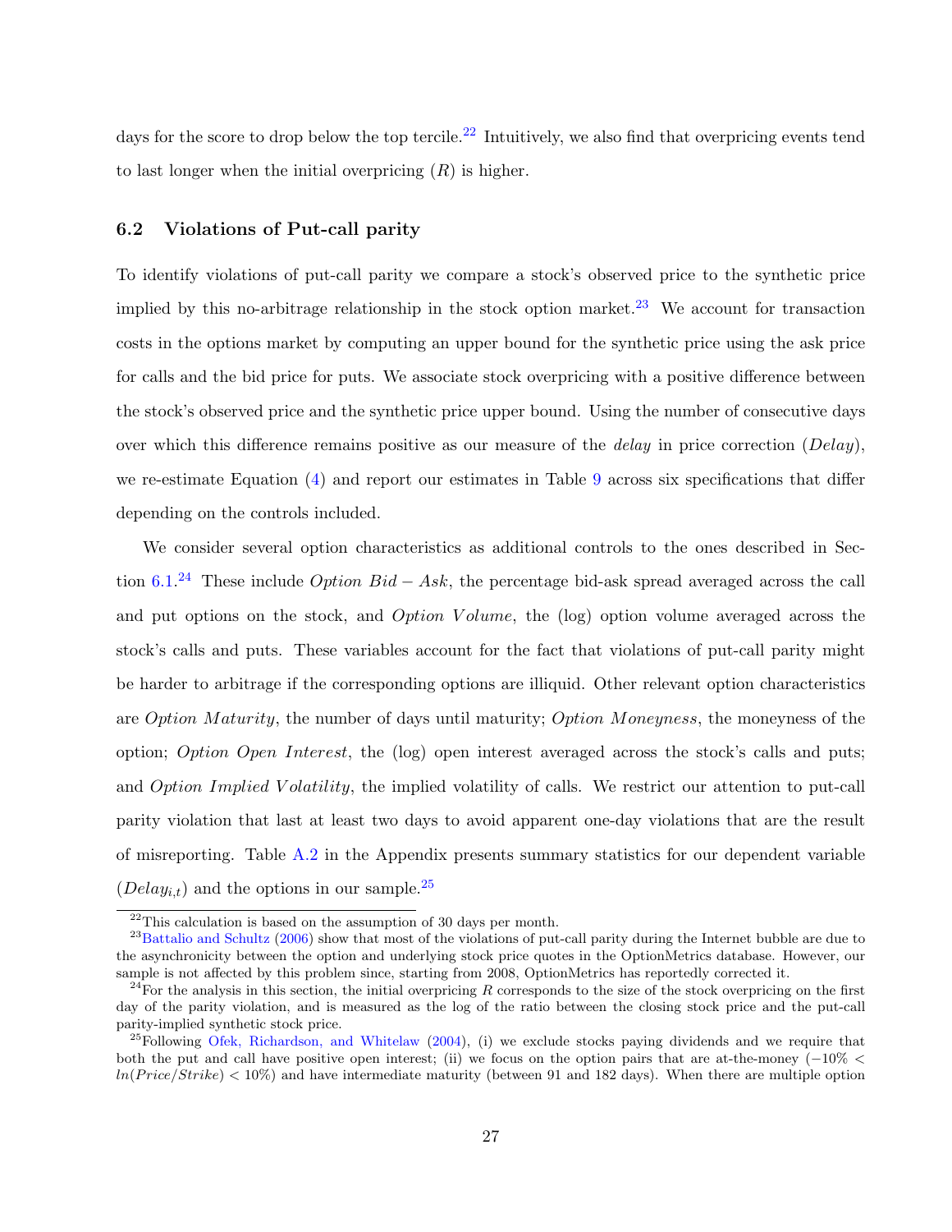days for the score to drop below the top tercile.[22] Intuitively, we also find that overpricing events tend to last longer when the initial overpricing ($R$) is higher.

### 6.2 Violations of Put-call parity

To identify violations of put-call parity we compare a stock's observed price to the synthetic price implied by this no-arbitrage relationship in the stock option market.[23] We account for transaction costs in the options market by computing an upper bound for the synthetic price using the ask price for calls and the bid price for puts. We associate stock overpricing with a positive difference between the stock's observed price and the synthetic price upper bound. Using the number of consecutive days over which this difference remains positive as our measure of the *delay* in price correction ($Delay$), we re-estimate Equation (4) and report our estimates in Table 9 across six specifications that differ depending on the controls included.

We consider several option characteristics as additional controls to the ones described in Section 6.1.[24] These include $Option\ Bid-Ask$, the percentage bid-ask spread averaged across the call and put options on the stock, and $Option\ Volume$, the (log) option volume averaged across the stock's calls and puts. These variables account for the fact that violations of put-call parity might be harder to arbitrage if the corresponding options are illiquid. Other relevant option characteristics are $Option\ Maturity$, the number of days until maturity; $Option\ Moneyness$, the moneyness of the option; $Option\ Open\ Interest$, the (log) open interest averaged across the stock's calls and puts; and $Option\ Implied\ Volatility$, the implied volatility of calls. We restrict our attention to put-call parity violation that last at least two days to avoid apparent one-day violations that are the result of misreporting. Table A.2 in the Appendix presents summary statistics for our dependent variable ($Delay_{i,t}$) and the options in our sample.[25]

---

[22] This calculation is based on the assumption of 30 days per month.

[23] Battalio and Schultz (2006) show that most of the violations of put-call parity during the Internet bubble are due to the asynchronicity between the option and underlying stock price quotes in the OptionMetrics database. However, our sample is not affected by this problem since, starting from 2008, OptionMetrics has reportedly corrected it.

[24] For the analysis in this section, the initial overpricing $R$ corresponds to the size of the stock overpricing on the first day of the parity violation, and is measured as the log of the ratio between the closing stock price and the put-call parity-implied synthetic stock price.

[25] Following Ofek, Richardson, and Whitelaw (2004), (i) we exclude stocks paying dividends and we require that both the put and call have positive open interest; (ii) we focus on the option pairs that are at-the-money ($-10\% < ln(Price/Strike) < 10\%$) and have intermediate maturity (between 91 and 182 days). When there are multiple option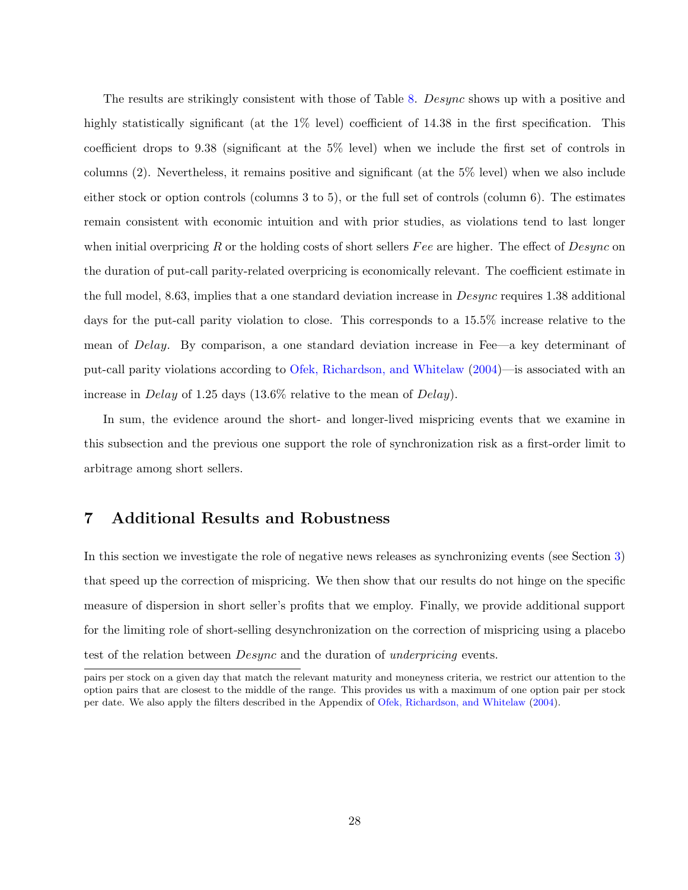The results are strikingly consistent with those of Table 8. *Desync* shows up with a positive and highly statistically significant (at the 1% level) coefficient of 14.38 in the first specification. This coefficient drops to 9.38 (significant at the 5% level) when we include the first set of controls in columns (2). Nevertheless, it remains positive and significant (at the 5% level) when we also include either stock or option controls (columns 3 to 5), or the full set of controls (column 6). The estimates remain consistent with economic intuition and with prior studies, as violations tend to last longer when initial overpricing $R$ or the holding costs of short sellers $Fee$ are higher. The effect of *Desync* on the duration of put-call parity-related overpricing is economically relevant. The coefficient estimate in the full model, 8.63, implies that a one standard deviation increase in *Desync* requires 1.38 additional days for the put-call parity violation to close. This corresponds to a 15.5% increase relative to the mean of *Delay*. By comparison, a one standard deviation increase in Fee—a key determinant of put-call parity violations according to Ofek, Richardson, and Whitelaw (2004)—is associated with an increase in *Delay* of 1.25 days (13.6% relative to the mean of *Delay*).

In sum, the evidence around the short- and longer-lived mispricing events that we examine in this subsection and the previous one support the role of synchronization risk as a first-order limit to arbitrage among short sellers.

# 7 Additional Results and Robustness

In this section we investigate the role of negative news releases as synchronizing events (see Section 3) that speed up the correction of mispricing. We then show that our results do not hinge on the specific measure of dispersion in short seller's profits that we employ. Finally, we provide additional support for the limiting role of short-selling desynchronization on the correction of mispricing using a placebo test of the relation between *Desync* and the duration of *underpricing* events.

pairs per stock on a given day that match the relevant maturity and moneyness criteria, we restrict our attention to the option pairs that are closest to the middle of the range. This provides us with a maximum of one option pair per stock per date. We also apply the filters described in the Appendix of Ofek, Richardson, and Whitelaw (2004).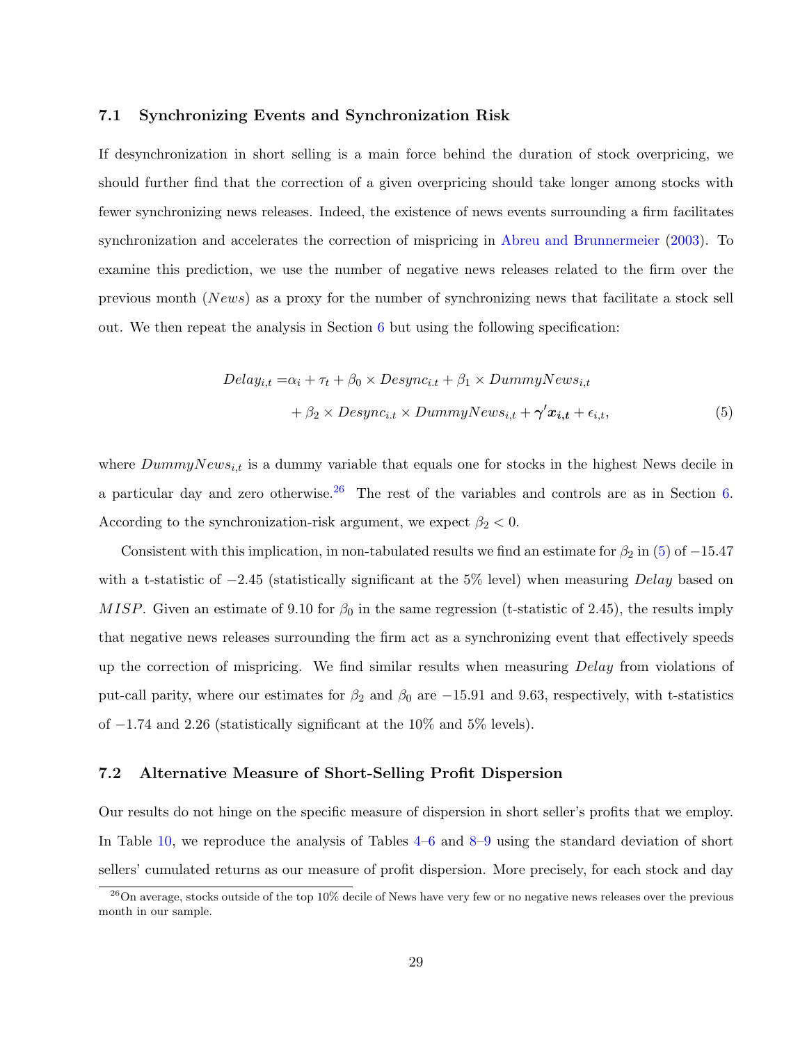### 7.1 Synchronizing Events and Synchronization Risk

If desynchronization in short selling is a main force behind the duration of stock overpricing, we should further find that the correction of a given overpricing should take longer among stocks with fewer synchronizing news releases. Indeed, the existence of news events surrounding a firm facilitates synchronization and accelerates the correction of mispricing in Abreu and Brunnermeier (2003). To examine this prediction, we use the number of negative news releases related to the firm over the previous month (*News*) as a proxy for the number of synchronizing news that facilitate a stock sell out. We then repeat the analysis in Section 6 but using the following specification:

$$
\begin{aligned}
Delay_{i,t} = &\alpha_i + \tau_t + \beta_0 \times Desync_{i.t} + \beta_1 \times DummyNews_{i,t} \\
&+ \beta_2 \times Desync_{i.t} \times DummyNews_{i,t} + \boldsymbol{\gamma}' \boldsymbol{x_{i,t}} + \epsilon_{i,t},
\end{aligned} \tag{5}
$$

where $DummyNews_{i,t}$ is a dummy variable that equals one for stocks in the highest News decile in a particular day and zero otherwise.[26] The rest of the variables and controls are as in Section 6. According to the synchronization-risk argument, we expect $\beta_2 < 0$.

Consistent with this implication, in non-tabulated results we find an estimate for $\beta_2$ in (5) of $-15.47$ with a t-statistic of $-2.45$ (statistically significant at the 5% level) when measuring *Delay* based on *MISP*. Given an estimate of 9.10 for $\beta_0$ in the same regression (t-statistic of 2.45), the results imply that negative news releases surrounding the firm act as a synchronizing event that effectively speeds up the correction of mispricing. We find similar results when measuring *Delay* from violations of put-call parity, where our estimates for $\beta_2$ and $\beta_0$ are $-15.91$ and 9.63, respectively, with t-statistics of $-1.74$ and 2.26 (statistically significant at the 10% and 5% levels).

### 7.2 Alternative Measure of Short-Selling Profit Dispersion

Our results do not hinge on the specific measure of dispersion in short seller's profits that we employ. In Table 10, we reproduce the analysis of Tables 4–6 and 8–9 using the standard deviation of short sellers' cumulated returns as our measure of profit dispersion. More precisely, for each stock and day

[26] On average, stocks outside of the top 10% decile of News have very few or no negative news releases over the previous month in our sample.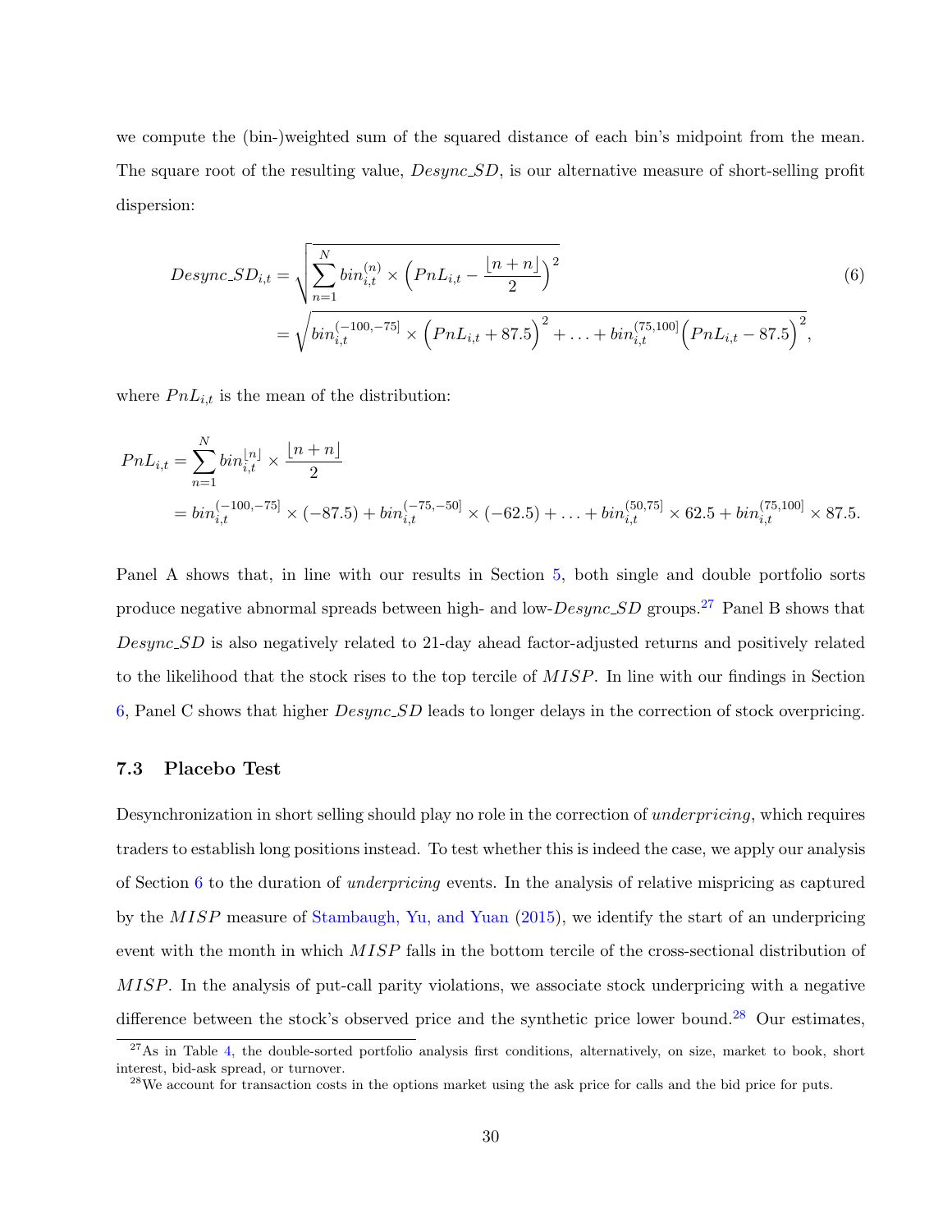we compute the (bin-)weighted sum of the squared distance of each bin's midpoint from the mean. The square root of the resulting value, *Desync_SD*, is our alternative measure of short-selling profit dispersion:

$$
\begin{aligned}
Desync\_SD_{i,t} &= \sqrt{\sum_{n=1}^{N} bin_{i,t}^{(n)} \times \left(PnL_{i,t} - \frac{\lfloor n+n \rfloor}{2}\right)^2} \\
&= \sqrt{bin_{i,t}^{(-100,-75]} \times \left(PnL_{i,t} + 87.5\right)^2 + \ldots + bin_{i,t}^{(75,100]}\left(PnL_{i,t} - 87.5\right)^2},
\end{aligned}
\tag{6}
$$

where $PnL_{i,t}$ is the mean of the distribution:

$$
\begin{aligned}
PnL_{i,t} &= \sum_{n=1}^{N} bin_{i,t}^{\lfloor n \rfloor} \times \frac{\lfloor n+n \rfloor}{2} \\
&= bin_{i,t}^{(-100,-75]} \times (-87.5) + bin_{i,t}^{(-75,-50]} \times (-62.5) + \ldots + bin_{i,t}^{(50,75]} \times 62.5 + bin_{i,t}^{(75,100]} \times 87.5.
\end{aligned}
$$

Panel A shows that, in line with our results in Section 5, both single and double portfolio sorts produce negative abnormal spreads between high- and low-*Desync_SD* groups.[27] Panel B shows that *Desync_SD* is also negatively related to 21-day ahead factor-adjusted returns and positively related to the likelihood that the stock rises to the top tercile of *MISP*. In line with our findings in Section 6, Panel C shows that higher *Desync_SD* leads to longer delays in the correction of stock overpricing.

### 7.3 Placebo Test

Desynchronization in short selling should play no role in the correction of *underpricing*, which requires traders to establish long positions instead. To test whether this is indeed the case, we apply our analysis of Section 6 to the duration of *underpricing* events. In the analysis of relative mispricing as captured by the *MISP* measure of Stambaugh, Yu, and Yuan (2015), we identify the start of an underpricing event with the month in which *MISP* falls in the bottom tercile of the cross-sectional distribution of *MISP*. In the analysis of put-call parity violations, we associate stock underpricing with a negative difference between the stock's observed price and the synthetic price lower bound.[28] Our estimates,

[27] As in Table 4, the double-sorted portfolio analysis first conditions, alternatively, on size, market to book, short interest, bid-ask spread, or turnover.

[28] We account for transaction costs in the options market using the ask price for calls and the bid price for puts.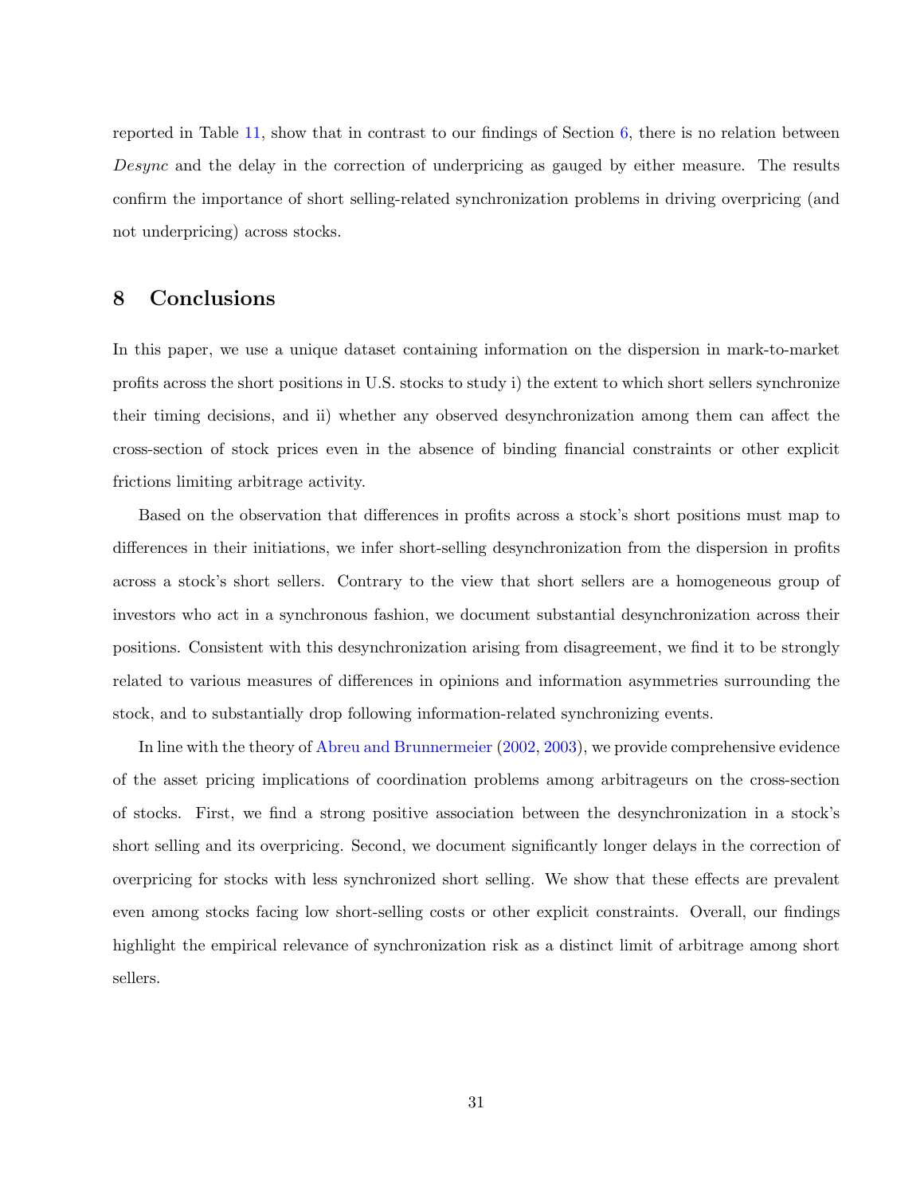reported in Table 11, show that in contrast to our findings of Section 6, there is no relation between *Desync* and the delay in the correction of underpricing as gauged by either measure. The results confirm the importance of short selling-related synchronization problems in driving overpricing (and not underpricing) across stocks.

## 8 Conclusions

In this paper, we use a unique dataset containing information on the dispersion in mark-to-market profits across the short positions in U.S. stocks to study i) the extent to which short sellers synchronize their timing decisions, and ii) whether any observed desynchronization among them can affect the cross-section of stock prices even in the absence of binding financial constraints or other explicit frictions limiting arbitrage activity.

Based on the observation that differences in profits across a stock's short positions must map to differences in their initiations, we infer short-selling desynchronization from the dispersion in profits across a stock's short sellers. Contrary to the view that short sellers are a homogeneous group of investors who act in a synchronous fashion, we document substantial desynchronization across their positions. Consistent with this desynchronization arising from disagreement, we find it to be strongly related to various measures of differences in opinions and information asymmetries surrounding the stock, and to substantially drop following information-related synchronizing events.

In line with the theory of Abreu and Brunnermeier (2002, 2003), we provide comprehensive evidence of the asset pricing implications of coordination problems among arbitrageurs on the cross-section of stocks. First, we find a strong positive association between the desynchronization in a stock's short selling and its overpricing. Second, we document significantly longer delays in the correction of overpricing for stocks with less synchronized short selling. We show that these effects are prevalent even among stocks facing low short-selling costs or other explicit constraints. Overall, our findings highlight the empirical relevance of synchronization risk as a distinct limit of arbitrage among short sellers.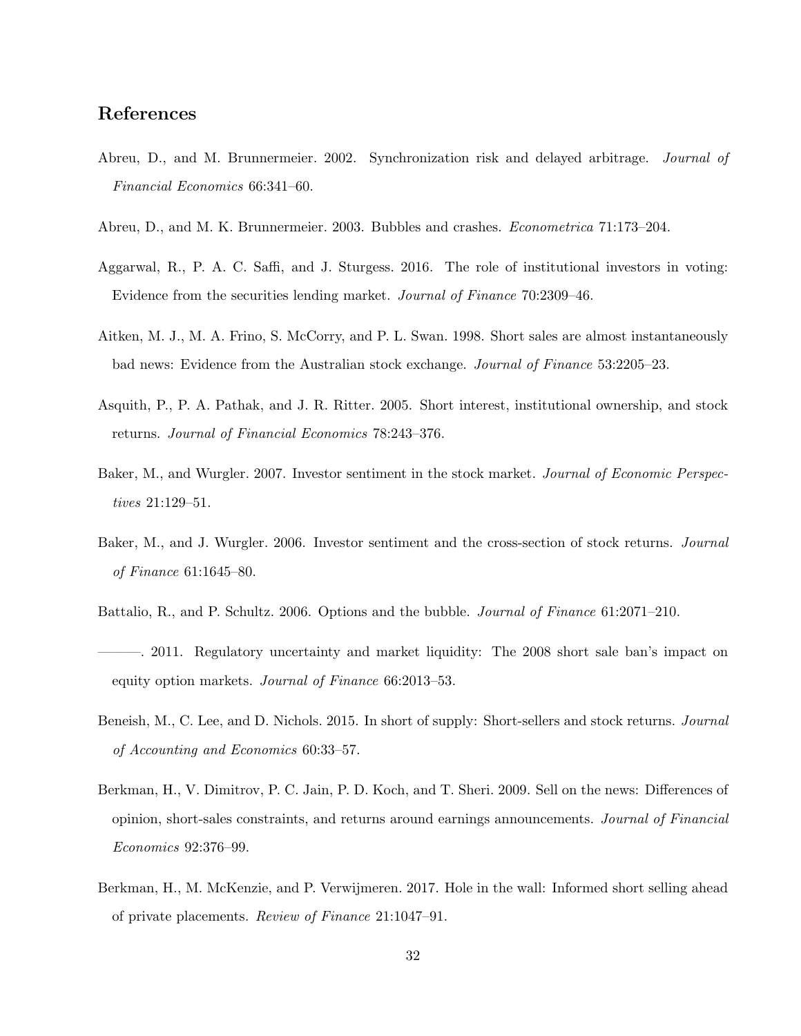## References

Abreu, D., and M. Brunnermeier. 2002. Synchronization risk and delayed arbitrage. *Journal of Financial Economics* 66:341–60.

Abreu, D., and M. K. Brunnermeier. 2003. Bubbles and crashes. *Econometrica* 71:173–204.

Aggarwal, R., P. A. C. Saffi, and J. Sturgess. 2016. The role of institutional investors in voting: Evidence from the securities lending market. *Journal of Finance* 70:2309–46.

Aitken, M. J., M. A. Frino, S. McCorry, and P. L. Swan. 1998. Short sales are almost instantaneously bad news: Evidence from the Australian stock exchange. *Journal of Finance* 53:2205–23.

Asquith, P., P. A. Pathak, and J. R. Ritter. 2005. Short interest, institutional ownership, and stock returns. *Journal of Financial Economics* 78:243–376.

Baker, M., and Wurgler. 2007. Investor sentiment in the stock market. *Journal of Economic Perspectives* 21:129–51.

Baker, M., and J. Wurgler. 2006. Investor sentiment and the cross-section of stock returns. *Journal of Finance* 61:1645–80.

Battalio, R., and P. Schultz. 2006. Options and the bubble. *Journal of Finance* 61:2071–210.

———. 2011. Regulatory uncertainty and market liquidity: The 2008 short sale ban's impact on equity option markets. *Journal of Finance* 66:2013–53.

Beneish, M., C. Lee, and D. Nichols. 2015. In short of supply: Short-sellers and stock returns. *Journal of Accounting and Economics* 60:33–57.

Berkman, H., V. Dimitrov, P. C. Jain, P. D. Koch, and T. Sheri. 2009. Sell on the news: Differences of opinion, short-sales constraints, and returns around earnings announcements. *Journal of Financial Economics* 92:376–99.

Berkman, H., M. McKenzie, and P. Verwijmeren. 2017. Hole in the wall: Informed short selling ahead of private placements. *Review of Finance* 21:1047–91.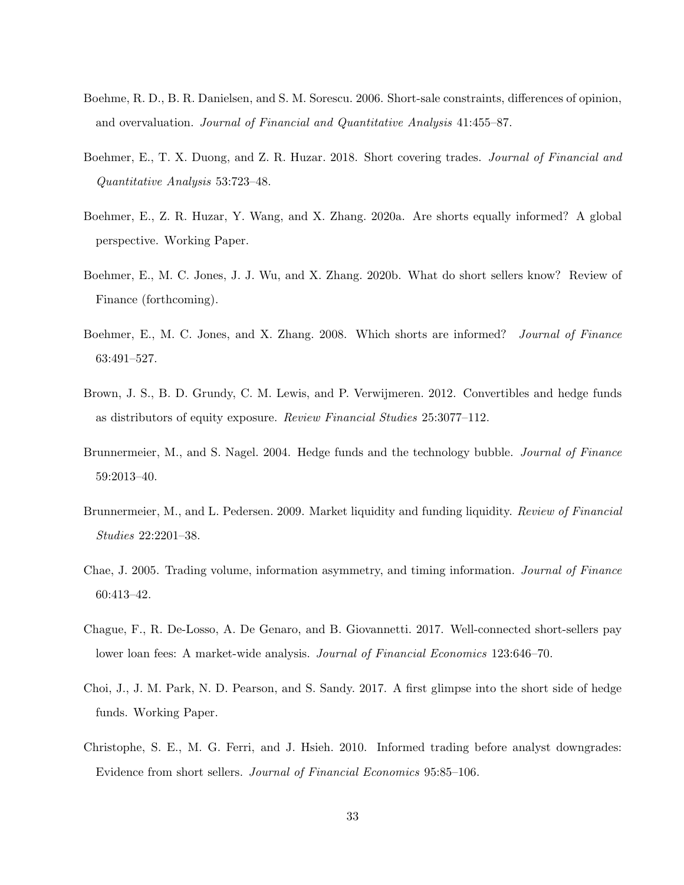Boehme, R. D., B. R. Danielsen, and S. M. Sorescu. 2006. Short-sale constraints, differences of opinion, and overvaluation. *Journal of Financial and Quantitative Analysis* 41:455–87.

Boehmer, E., T. X. Duong, and Z. R. Huzar. 2018. Short covering trades. *Journal of Financial and Quantitative Analysis* 53:723–48.

Boehmer, E., Z. R. Huzar, Y. Wang, and X. Zhang. 2020a. Are shorts equally informed? A global perspective. Working Paper.

Boehmer, E., M. C. Jones, J. J. Wu, and X. Zhang. 2020b. What do short sellers know? Review of Finance (forthcoming).

Boehmer, E., M. C. Jones, and X. Zhang. 2008. Which shorts are informed? *Journal of Finance* 63:491–527.

Brown, J. S., B. D. Grundy, C. M. Lewis, and P. Verwijmeren. 2012. Convertibles and hedge funds as distributors of equity exposure. *Review Financial Studies* 25:3077–112.

Brunnermeier, M., and S. Nagel. 2004. Hedge funds and the technology bubble. *Journal of Finance* 59:2013–40.

Brunnermeier, M., and L. Pedersen. 2009. Market liquidity and funding liquidity. *Review of Financial Studies* 22:2201–38.

Chae, J. 2005. Trading volume, information asymmetry, and timing information. *Journal of Finance* 60:413–42.

Chague, F., R. De-Losso, A. De Genaro, and B. Giovannetti. 2017. Well-connected short-sellers pay lower loan fees: A market-wide analysis. *Journal of Financial Economics* 123:646–70.

Choi, J., J. M. Park, N. D. Pearson, and S. Sandy. 2017. A first glimpse into the short side of hedge funds. Working Paper.

Christophe, S. E., M. G. Ferri, and J. Hsieh. 2010. Informed trading before analyst downgrades: Evidence from short sellers. *Journal of Financial Economics* 95:85–106.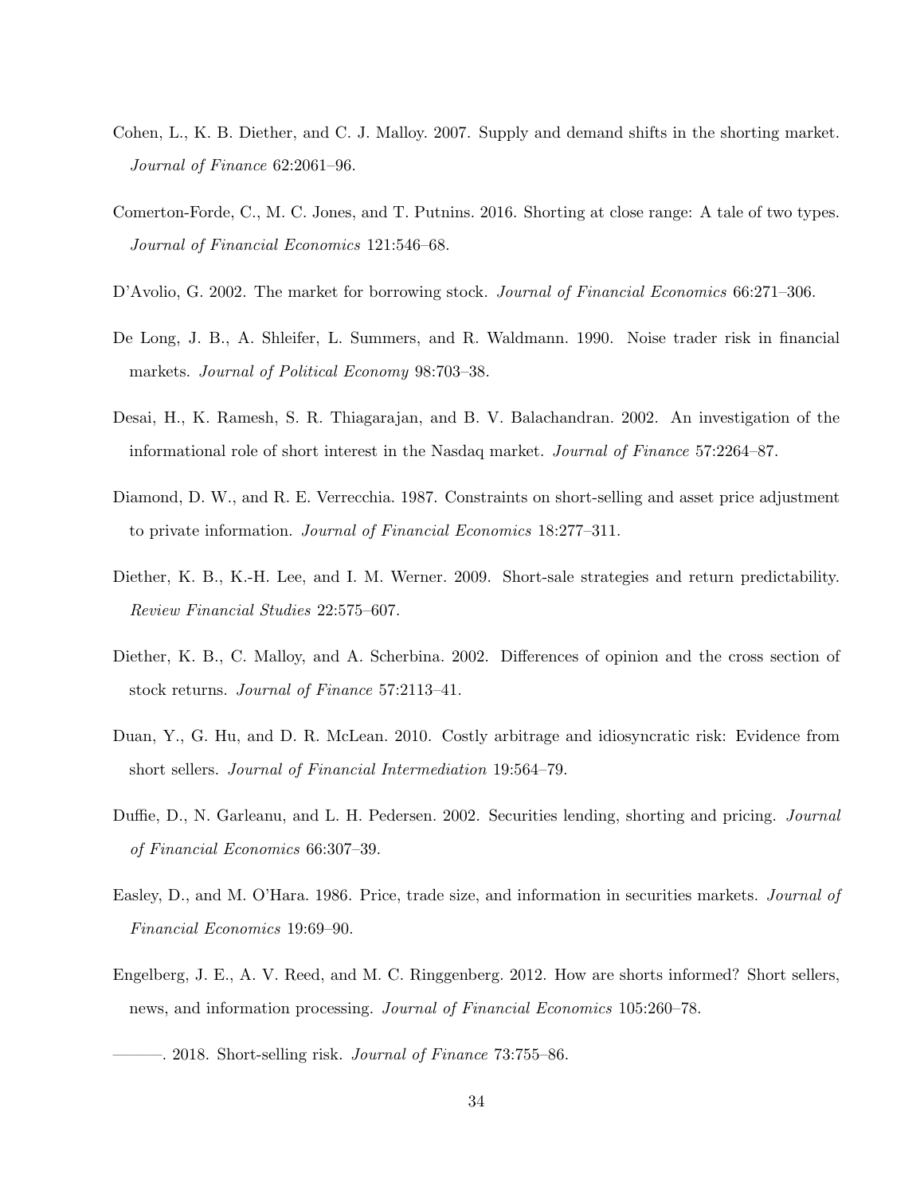Cohen, L., K. B. Diether, and C. J. Malloy. 2007. Supply and demand shifts in the shorting market. *Journal of Finance* 62:2061–96.

Comerton-Forde, C., M. C. Jones, and T. Putnins. 2016. Shorting at close range: A tale of two types. *Journal of Financial Economics* 121:546–68.

D'Avolio, G. 2002. The market for borrowing stock. *Journal of Financial Economics* 66:271–306.

De Long, J. B., A. Shleifer, L. Summers, and R. Waldmann. 1990. Noise trader risk in financial markets. *Journal of Political Economy* 98:703–38.

Desai, H., K. Ramesh, S. R. Thiagarajan, and B. V. Balachandran. 2002. An investigation of the informational role of short interest in the Nasdaq market. *Journal of Finance* 57:2264–87.

Diamond, D. W., and R. E. Verrecchia. 1987. Constraints on short-selling and asset price adjustment to private information. *Journal of Financial Economics* 18:277–311.

Diether, K. B., K.-H. Lee, and I. M. Werner. 2009. Short-sale strategies and return predictability. *Review Financial Studies* 22:575–607.

Diether, K. B., C. Malloy, and A. Scherbina. 2002. Differences of opinion and the cross section of stock returns. *Journal of Finance* 57:2113–41.

Duan, Y., G. Hu, and D. R. McLean. 2010. Costly arbitrage and idiosyncratic risk: Evidence from short sellers. *Journal of Financial Intermediation* 19:564–79.

Duffie, D., N. Garleanu, and L. H. Pedersen. 2002. Securities lending, shorting and pricing. *Journal of Financial Economics* 66:307–39.

Easley, D., and M. O'Hara. 1986. Price, trade size, and information in securities markets. *Journal of Financial Economics* 19:69–90.

Engelberg, J. E., A. V. Reed, and M. C. Ringgenberg. 2012. How are shorts informed? Short sellers, news, and information processing. *Journal of Financial Economics* 105:260–78.

———. 2018. Short-selling risk. *Journal of Finance* 73:755–86.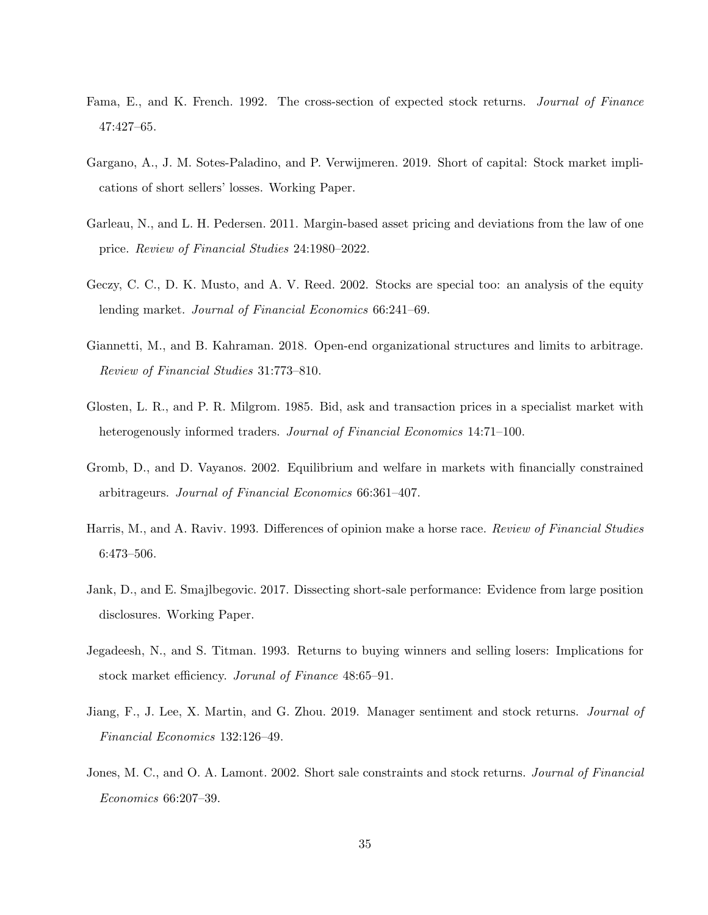Fama, E., and K. French. 1992. The cross-section of expected stock returns. *Journal of Finance* 47:427–65.

Gargano, A., J. M. Sotes-Paladino, and P. Verwijmeren. 2019. Short of capital: Stock market implications of short sellers' losses. Working Paper.

Garleau, N., and L. H. Pedersen. 2011. Margin-based asset pricing and deviations from the law of one price. *Review of Financial Studies* 24:1980–2022.

Geczy, C. C., D. K. Musto, and A. V. Reed. 2002. Stocks are special too: an analysis of the equity lending market. *Journal of Financial Economics* 66:241–69.

Giannetti, M., and B. Kahraman. 2018. Open-end organizational structures and limits to arbitrage. *Review of Financial Studies* 31:773–810.

Glosten, L. R., and P. R. Milgrom. 1985. Bid, ask and transaction prices in a specialist market with heterogenously informed traders. *Journal of Financial Economics* 14:71–100.

Gromb, D., and D. Vayanos. 2002. Equilibrium and welfare in markets with financially constrained arbitrageurs. *Journal of Financial Economics* 66:361–407.

Harris, M., and A. Raviv. 1993. Differences of opinion make a horse race. *Review of Financial Studies* 6:473–506.

Jank, D., and E. Smajlbegovic. 2017. Dissecting short-sale performance: Evidence from large position disclosures. Working Paper.

Jegadeesh, N., and S. Titman. 1993. Returns to buying winners and selling losers: Implications for stock market efficiency. *Jorunal of Finance* 48:65–91.

Jiang, F., J. Lee, X. Martin, and G. Zhou. 2019. Manager sentiment and stock returns. *Journal of Financial Economics* 132:126–49.

Jones, M. C., and O. A. Lamont. 2002. Short sale constraints and stock returns. *Journal of Financial Economics* 66:207–39.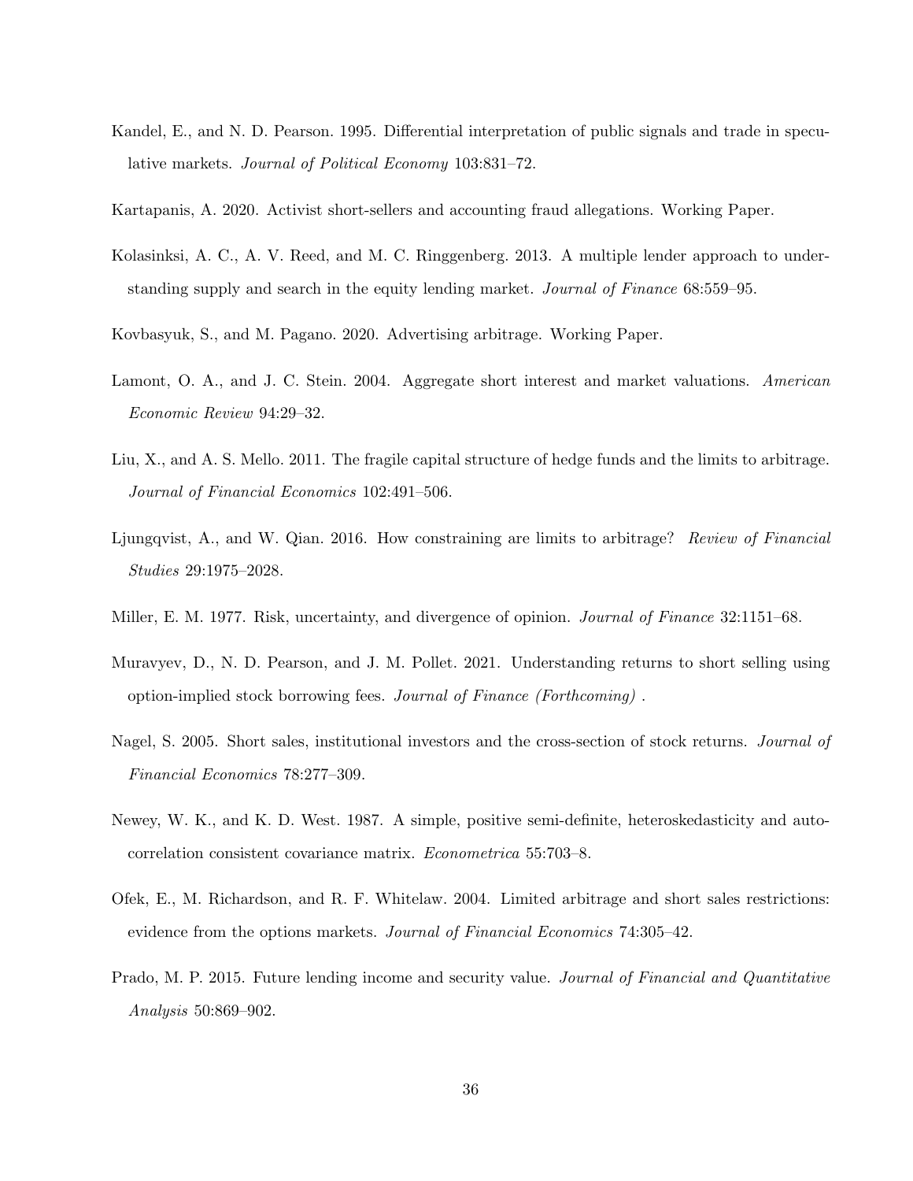Kandel, E., and N. D. Pearson. 1995. Differential interpretation of public signals and trade in speculative markets. *Journal of Political Economy* 103:831–72.

Kartapanis, A. 2020. Activist short-sellers and accounting fraud allegations. Working Paper.

Kolasinksi, A. C., A. V. Reed, and M. C. Ringgenberg. 2013. A multiple lender approach to understanding supply and search in the equity lending market. *Journal of Finance* 68:559–95.

Kovbasyuk, S., and M. Pagano. 2020. Advertising arbitrage. Working Paper.

Lamont, O. A., and J. C. Stein. 2004. Aggregate short interest and market valuations. *American Economic Review* 94:29–32.

Liu, X., and A. S. Mello. 2011. The fragile capital structure of hedge funds and the limits to arbitrage. *Journal of Financial Economics* 102:491–506.

Ljungqvist, A., and W. Qian. 2016. How constraining are limits to arbitrage? *Review of Financial Studies* 29:1975–2028.

Miller, E. M. 1977. Risk, uncertainty, and divergence of opinion. *Journal of Finance* 32:1151–68.

Muravyev, D., N. D. Pearson, and J. M. Pollet. 2021. Understanding returns to short selling using option-implied stock borrowing fees. *Journal of Finance (Forthcoming)* .

Nagel, S. 2005. Short sales, institutional investors and the cross-section of stock returns. *Journal of Financial Economics* 78:277–309.

Newey, W. K., and K. D. West. 1987. A simple, positive semi-definite, heteroskedasticity and autocorrelation consistent covariance matrix. *Econometrica* 55:703–8.

Ofek, E., M. Richardson, and R. F. Whitelaw. 2004. Limited arbitrage and short sales restrictions: evidence from the options markets. *Journal of Financial Economics* 74:305–42.

Prado, M. P. 2015. Future lending income and security value. *Journal of Financial and Quantitative Analysis* 50:869–902.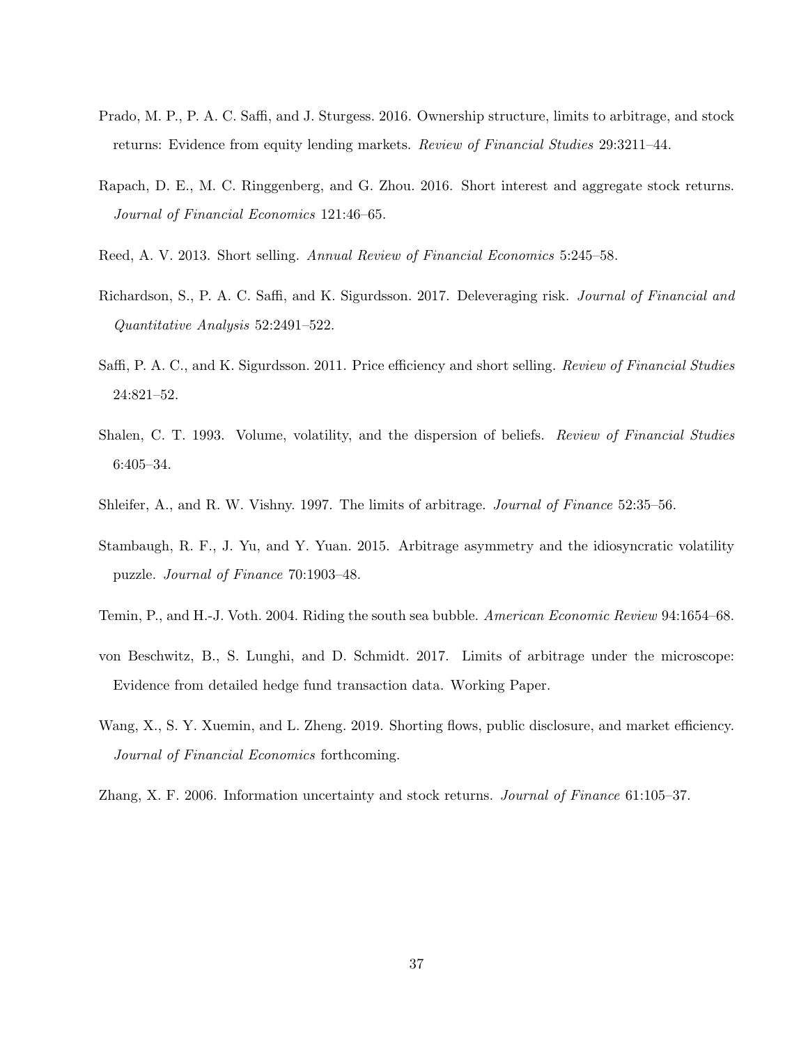Prado, M. P., P. A. C. Saffi, and J. Sturgess. 2016. Ownership structure, limits to arbitrage, and stock returns: Evidence from equity lending markets. *Review of Financial Studies* 29:3211–44.

Rapach, D. E., M. C. Ringgenberg, and G. Zhou. 2016. Short interest and aggregate stock returns. *Journal of Financial Economics* 121:46–65.

Reed, A. V. 2013. Short selling. *Annual Review of Financial Economics* 5:245–58.

Richardson, S., P. A. C. Saffi, and K. Sigurdsson. 2017. Deleveraging risk. *Journal of Financial and Quantitative Analysis* 52:2491–522.

Saffi, P. A. C., and K. Sigurdsson. 2011. Price efficiency and short selling. *Review of Financial Studies* 24:821–52.

Shalen, C. T. 1993. Volume, volatility, and the dispersion of beliefs. *Review of Financial Studies* 6:405–34.

Shleifer, A., and R. W. Vishny. 1997. The limits of arbitrage. *Journal of Finance* 52:35–56.

Stambaugh, R. F., J. Yu, and Y. Yuan. 2015. Arbitrage asymmetry and the idiosyncratic volatility puzzle. *Journal of Finance* 70:1903–48.

Temin, P., and H.-J. Voth. 2004. Riding the south sea bubble. *American Economic Review* 94:1654–68.

von Beschwitz, B., S. Lunghi, and D. Schmidt. 2017. Limits of arbitrage under the microscope: Evidence from detailed hedge fund transaction data. Working Paper.

Wang, X., S. Y. Xuemin, and L. Zheng. 2019. Shorting flows, public disclosure, and market efficiency. *Journal of Financial Economics* forthcoming.

Zhang, X. F. 2006. Information uncertainty and stock returns. *Journal of Finance* 61:105–37.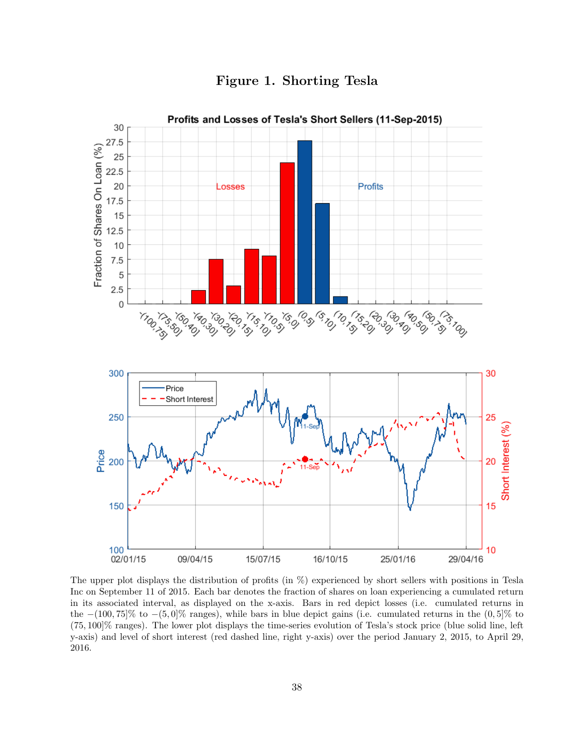# Figure 1. Shorting Tesla

The upper plot displays the distribution of profits (in %) experienced by short sellers with positions in Tesla Inc on September 11 of 2015. Each bar denotes the fraction of shares on loan experiencing a cumulated return in its associated interval, as displayed on the x-axis. Bars in red depict losses (i.e. cumulated returns in the $-(100, 75]\%$ to $-(5, 0]\%$ ranges), while bars in blue depict gains (i.e. cumulated returns in the $(0, 5]\%$ to $(75, 100]\%$ ranges). The lower plot displays the time-series evolution of Tesla's stock price (blue solid line, left y-axis) and level of short interest (red dashed line, right y-axis) over the period January 2, 2015, to April 29, 2016.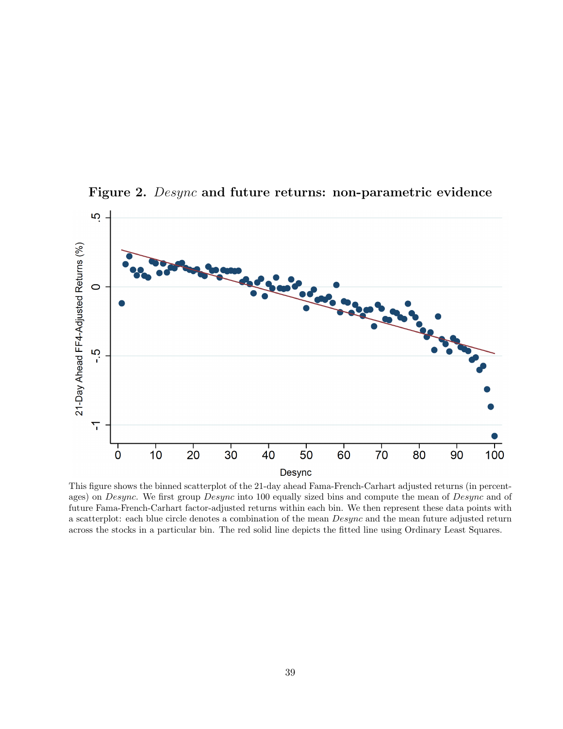**Figure 2.** *Desync* **and future returns: non-parametric evidence**

This figure shows the binned scatterplot of the 21-day ahead Fama-French-Carhart adjusted returns (in percentages) on *Desync*. We first group *Desync* into 100 equally sized bins and compute the mean of *Desync* and of future Fama-French-Carhart factor-adjusted returns within each bin. We then represent these data points with a scatterplot: each blue circle denotes a combination of the mean *Desync* and the mean future adjusted return across the stocks in a particular bin. The red solid line depicts the fitted line using Ordinary Least Squares.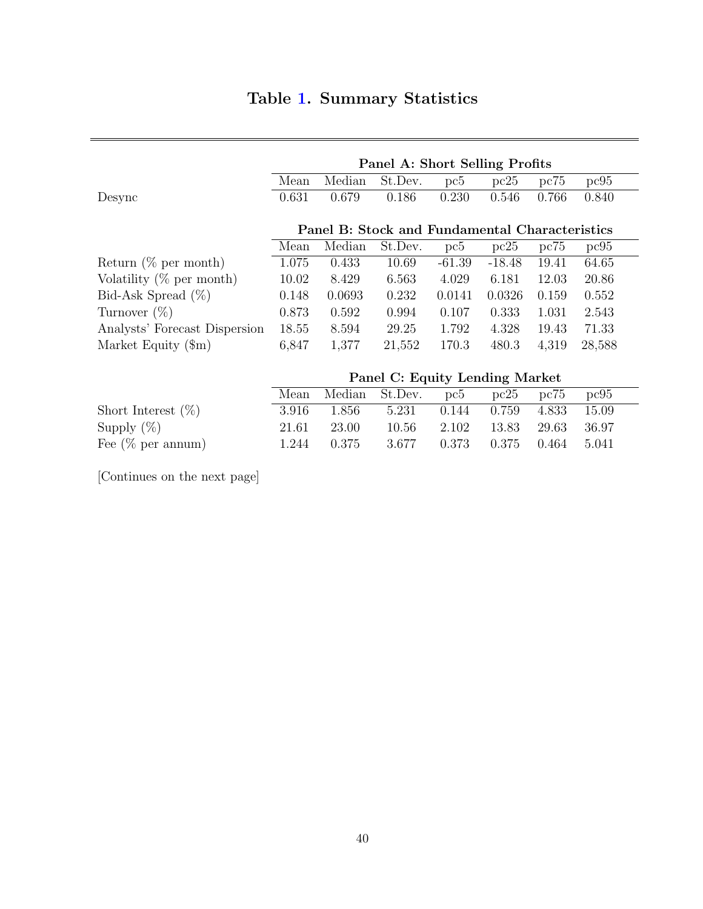# Table 1. Summary Statistics

| | Panel A: Short Selling Profits | | | | | | |
|---|---|---|---|---|---|---|---|
| | Mean | Median | St.Dev. | pc5 | pc25 | pc75 | pc95 |
| Desync | 0.631 | 0.679 | 0.186 | 0.230 | 0.546 | 0.766 | 0.840 |
| | **Panel B: Stock and Fundamental Characteristics** | | | | | | |
| | Mean | Median | St.Dev. | pc5 | pc25 | pc75 | pc95 |
| Return (% per month) | 1.075 | 0.433 | 10.69 | -61.39 | -18.48 | 19.41 | 64.65 |
| Volatility (% per month) | 10.02 | 8.429 | 6.563 | 4.029 | 6.181 | 12.03 | 20.86 |
| Bid-Ask Spread (%) | 0.148 | 0.0693 | 0.232 | 0.0141 | 0.0326 | 0.159 | 0.552 |
| Turnover (%) | 0.873 | 0.592 | 0.994 | 0.107 | 0.333 | 1.031 | 2.543 |
| Analysts' Forecast Dispersion | 18.55 | 8.594 | 29.25 | 1.792 | 4.328 | 19.43 | 71.33 |
| Market Equity ($m) | 6,847 | 1,377 | 21,552 | 170.3 | 480.3 | 4,319 | 28,588 |
| | **Panel C: Equity Lending Market** | | | | | | |
| | Mean | Median | St.Dev. | pc5 | pc25 | pc75 | pc95 |
| Short Interest (%) | 3.916 | 1.856 | 5.231 | 0.144 | 0.759 | 4.833 | 15.09 |
| Supply (%) | 21.61 | 23.00 | 10.56 | 2.102 | 13.83 | 29.63 | 36.97 |
| Fee (% per annum) | 1.244 | 0.375 | 3.677 | 0.373 | 0.375 | 0.464 | 5.041 |

[Continues on the next page]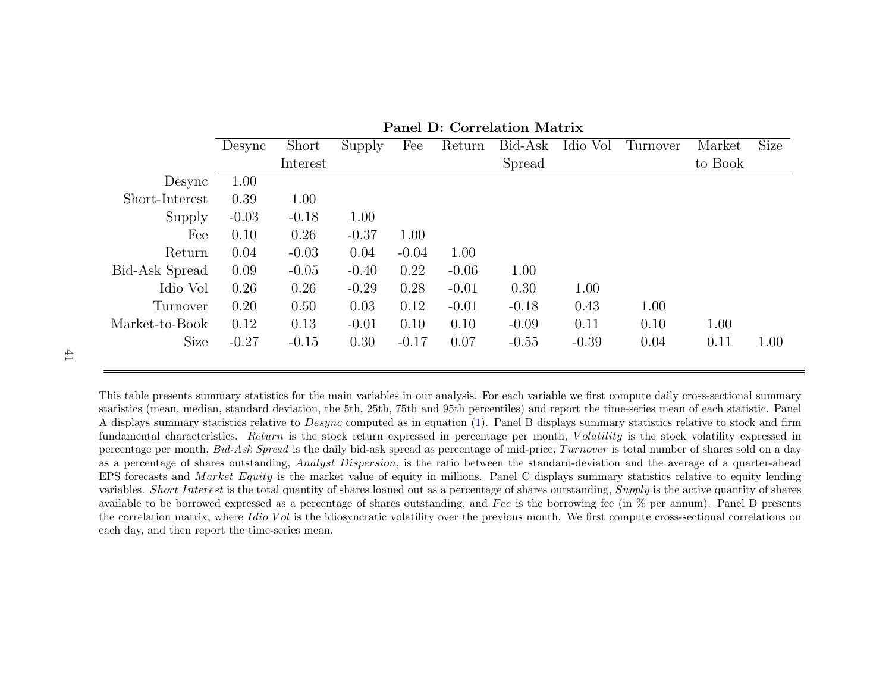**Panel D: Correlation Matrix**

| | Desync | Short Interest | Supply | Fee | Return | Bid-Ask Spread | Idio Vol | Turnover | Market to Book | Size |
|---|---|---|---|---|---|---|---|---|---|---|
| Desync | 1.00 | | | | | | | | | |
| Short-Interest | 0.39 | 1.00 | | | | | | | | |
| Supply | -0.03 | -0.18 | 1.00 | | | | | | | |
| Fee | 0.10 | 0.26 | -0.37 | 1.00 | | | | | | |
| Return | 0.04 | -0.03 | 0.04 | -0.04 | 1.00 | | | | | |
| Bid-Ask Spread | 0.09 | -0.05 | -0.40 | 0.22 | -0.06 | 1.00 | | | | |
| Idio Vol | 0.26 | 0.26 | -0.29 | 0.28 | -0.01 | 0.30 | 1.00 | | | |
| Turnover | 0.20 | 0.50 | 0.03 | 0.12 | -0.01 | -0.18 | 0.43 | 1.00 | | |
| Market-to-Book | 0.12 | 0.13 | -0.01 | 0.10 | 0.10 | -0.09 | 0.11 | 0.10 | 1.00 | |
| Size | -0.27 | -0.15 | 0.30 | -0.17 | 0.07 | -0.55 | -0.39 | 0.04 | 0.11 | 1.00 |

This table presents summary statistics for the main variables in our analysis. For each variable we first compute daily cross-sectional summary statistics (mean, median, standard deviation, the 5th, 25th, 75th and 95th percentiles) and report the time-series mean of each statistic. Panel A displays summary statistics relative to *Desync* computed as in equation (1). Panel B displays summary statistics relative to stock and firm fundamental characteristics. *Return* is the stock return expressed in percentage per month, *Volatility* is the stock volatility expressed in percentage per month, *Bid-Ask Spread* is the daily bid-ask spread as percentage of mid-price, *Turnover* is total number of shares sold on a day as a percentage of shares outstanding, *Analyst Dispersion*, is the ratio between the standard-deviation and the average of a quarter-ahead EPS forecasts and *Market Equity* is the market value of equity in millions. Panel C displays summary statistics relative to equity lending variables. *Short Interest* is the total quantity of shares loaned out as a percentage of shares outstanding, *Supply* is the active quantity of shares available to be borrowed expressed as a percentage of shares outstanding, and *Fee* is the borrowing fee (in % per annum). Panel D presents the correlation matrix, where *Idio Vol* is the idiosyncratic volatility over the previous month. We first compute cross-sectional correlations on each day, and then report the time-series mean.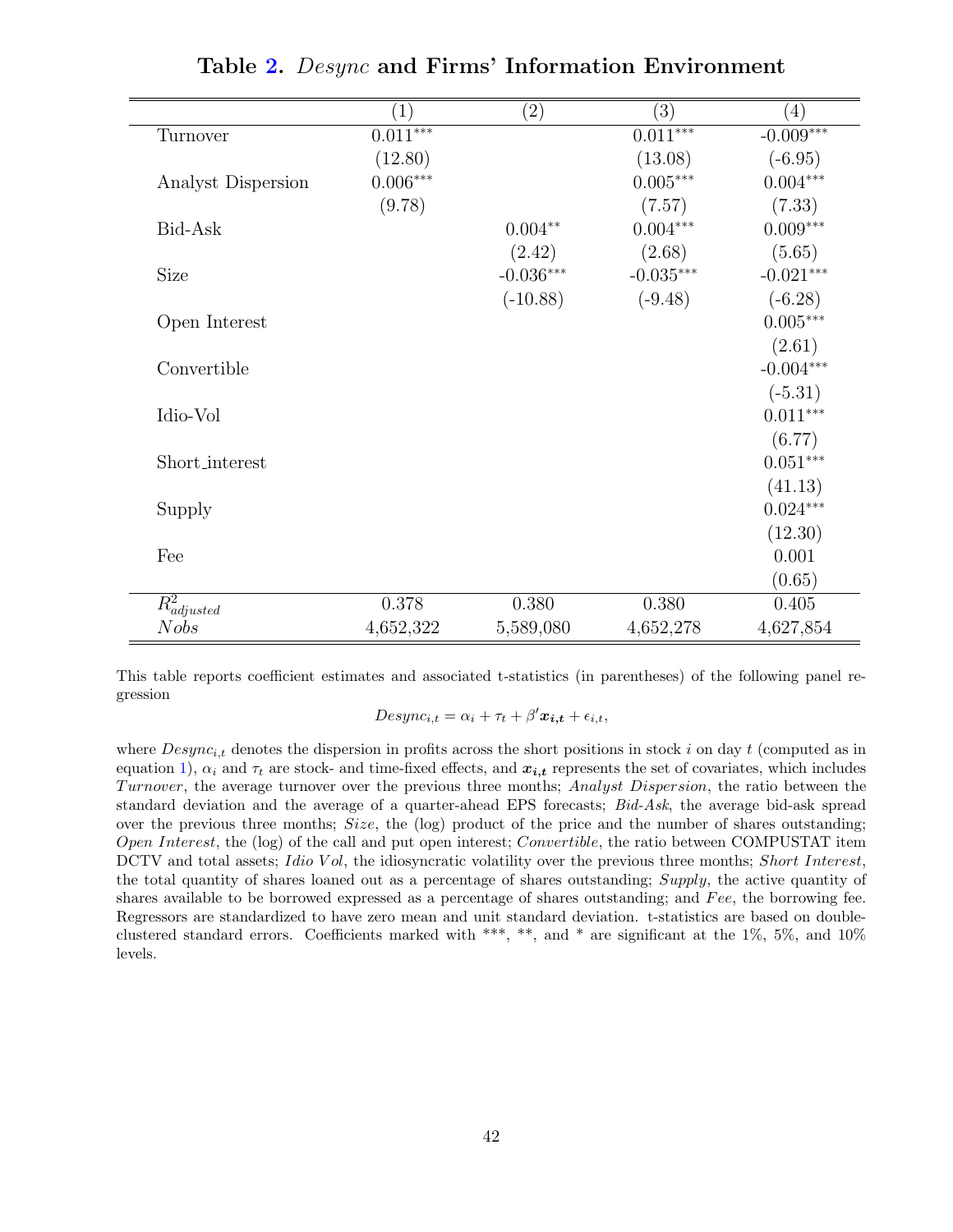# Table 2. *Desync* and Firms' Information Environment

| | (1) | (2) | (3) | (4) |
|---|---|---|---|---|
| Turnover | 0.011*** | | 0.011*** | -0.009*** |
| | (12.80) | | (13.08) | (-6.95) |
| Analyst Dispersion | 0.006*** | | 0.005*** | 0.004*** |
| | (9.78) | | (7.57) | (7.33) |
| Bid-Ask | | 0.004** | 0.004*** | 0.009*** |
| | | (2.42) | (2.68) | (5.65) |
| Size | | -0.036*** | -0.035*** | -0.021*** |
| | | (-10.88) | (-9.48) | (-6.28) |
| Open Interest | | | | 0.005*** |
| | | | | (2.61) |
| Convertible | | | | -0.004*** |
| | | | | (-5.31) |
| Idio-Vol | | | | 0.011*** |
| | | | | (6.77) |
| Short_interest | | | | 0.051*** |
| | | | | (41.13) |
| Supply | | | | 0.024*** |
| | | | | (12.30) |
| Fee | | | | 0.001 |
| | | | | (0.65) |
| $R^2_{adjusted}$ | 0.378 | 0.380 | 0.380 | 0.405 |
| $Nobs$ | 4,652,322 | 5,589,080 | 4,652,278 | 4,627,854 |

This table reports coefficient estimates and associated t-statistics (in parentheses) of the following panel regression

$$Desync_{i,t} = \alpha_i + \tau_t + \beta' \boldsymbol{x_{i,t}} + \epsilon_{i,t},$$

where $Desync_{i,t}$ denotes the dispersion in profits across the short positions in stock $i$ on day $t$ (computed as in equation 1), $\alpha_i$ and $\tau_t$ are stock- and time-fixed effects, and $\boldsymbol{x_{i,t}}$ represents the set of covariates, which includes *Turnover*, the average turnover over the previous three months; *Analyst Dispersion*, the ratio between the standard deviation and the average of a quarter-ahead EPS forecasts; *Bid-Ask*, the average bid-ask spread over the previous three months; *Size*, the (log) product of the price and the number of shares outstanding; *Open Interest*, the (log) of the call and put open interest; *Convertible*, the ratio between COMPUSTAT item DCTV and total assets; *Idio Vol*, the idiosyncratic volatility over the previous three months; *Short Interest*, the total quantity of shares loaned out as a percentage of shares outstanding; *Supply*, the active quantity of shares available to be borrowed expressed as a percentage of shares outstanding; and *Fee*, the borrowing fee. Regressors are standardized to have zero mean and unit standard deviation. t-statistics are based on double-clustered standard errors. Coefficients marked with ***, **, and * are significant at the 1%, 5%, and 10% levels.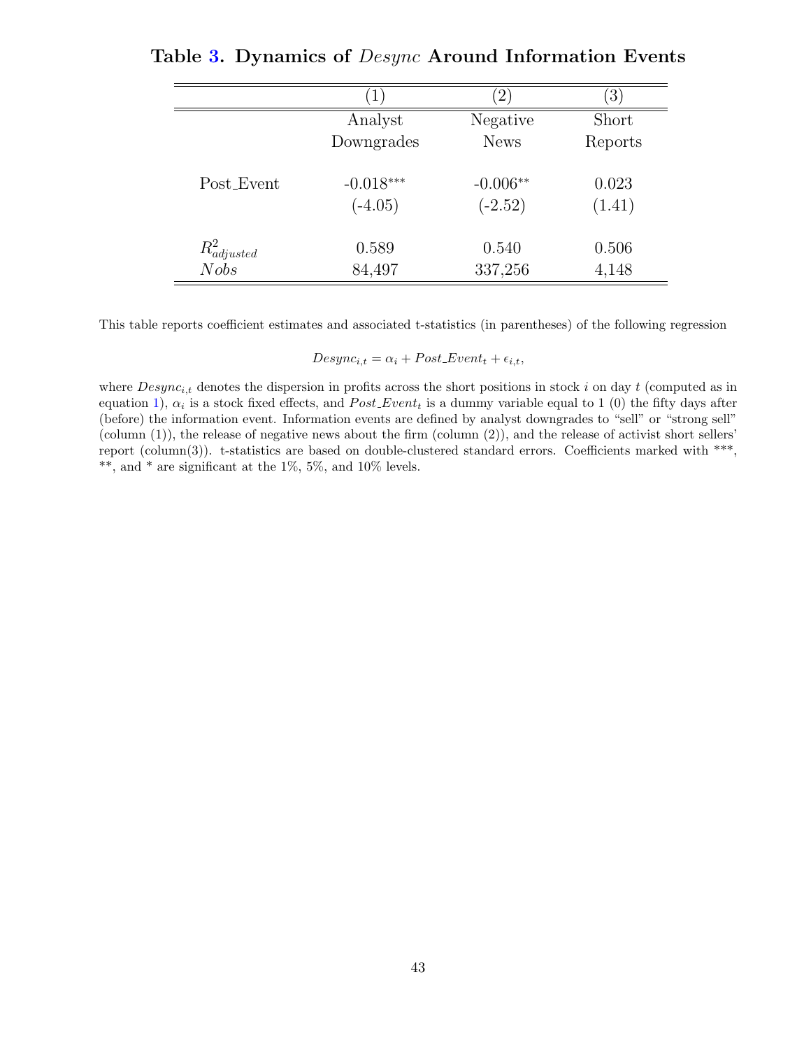## Table 3. Dynamics of *Desync* Around Information Events

| | (1) | (2) | (3) |
|---|---|---|---|
| | Analyst Downgrades | Negative News | Short Reports |
| Post_Event | -0.018*** | -0.006** | 0.023 |
| | (-4.05) | (-2.52) | (1.41) |
| $R^2_{adjusted}$ | 0.589 | 0.540 | 0.506 |
| $Nobs$ | 84,497 | 337,256 | 4,148 |

This table reports coefficient estimates and associated t-statistics (in parentheses) of the following regression

$$Desync_{i,t} = \alpha_i + Post\_Event_t + \epsilon_{i,t},$$

where $Desync_{i,t}$ denotes the dispersion in profits across the short positions in stock $i$ on day $t$ (computed as in equation 1), $\alpha_i$ is a stock fixed effects, and $Post\_Event_t$ is a dummy variable equal to 1 (0) the fifty days after (before) the information event. Information events are defined by analyst downgrades to "sell" or "strong sell" (column (1)), the release of negative news about the firm (column (2)), and the release of activist short sellers' report (column(3)). t-statistics are based on double-clustered standard errors. Coefficients marked with ***, **, and * are significant at the 1%, 5%, and 10% levels.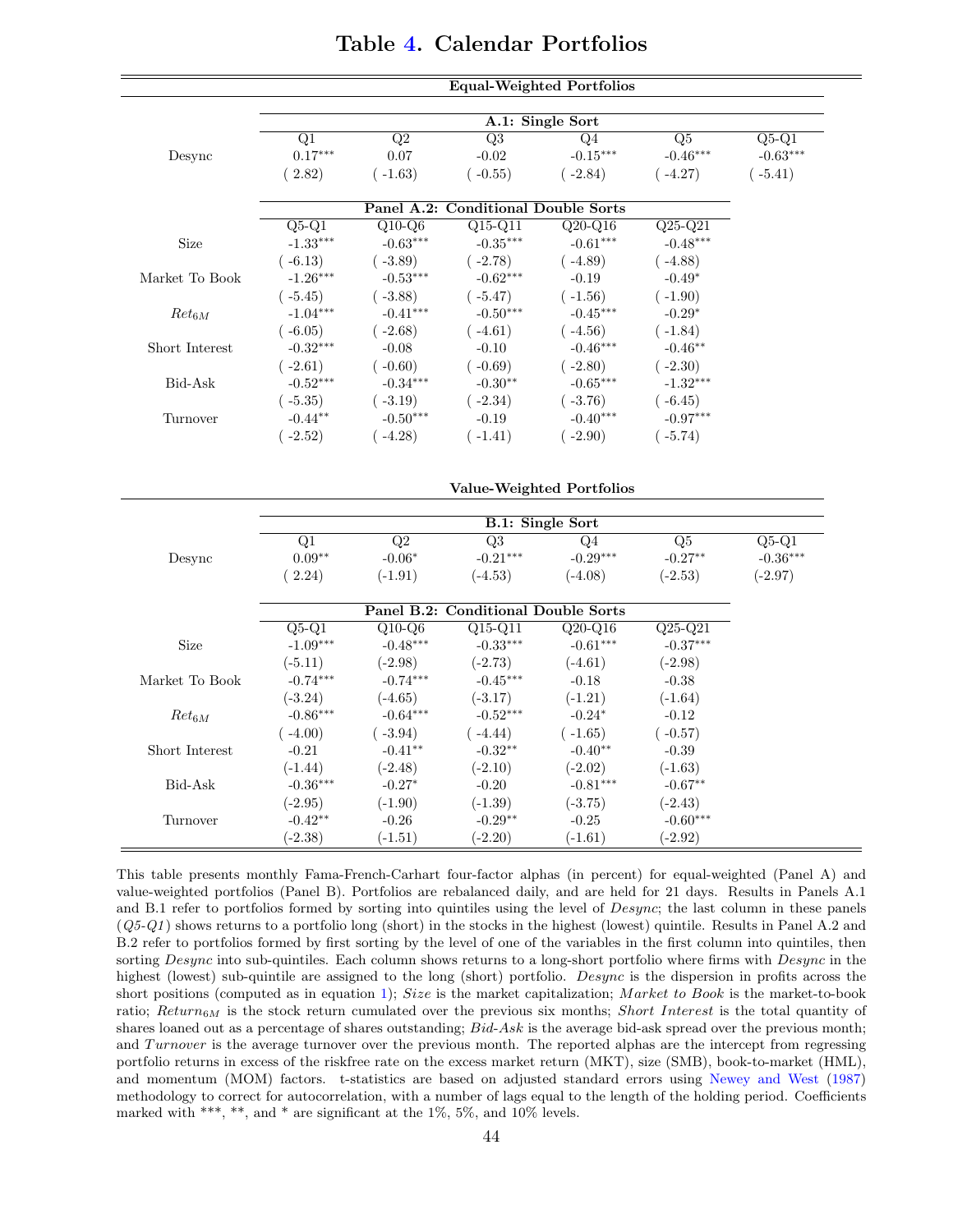# Table 4. Calendar Portfolios

**Equal-Weighted Portfolios**

| | **A.1: Single Sort** | | | | | |
|---|---|---|---|---|---|---|
| | Q1 | Q2 | Q3 | Q4 | Q5 | Q5-Q1 |
| Desync | 0.17*** | 0.07 | -0.02 | -0.15*** | -0.46*** | -0.63*** |
| | ( 2.82) | ( -1.63) | ( -0.55) | ( -2.84) | ( -4.27) | ( -5.41) |

| | **Panel A.2: Conditional Double Sorts** | | | | |
|---|---|---|---|---|---|
| | Q5-Q1 | Q10-Q6 | Q15-Q11 | Q20-Q16 | Q25-Q21 |
| Size | -1.33*** | -0.63*** | -0.35*** | -0.61*** | -0.48*** |
| | ( -6.13) | ( -3.89) | ( -2.78) | ( -4.89) | ( -4.88) |
| Market To Book | -1.26*** | -0.53*** | -0.62*** | -0.19 | -0.49* |
| | ( -5.45) | ( -3.88) | ( -5.47) | ( -1.56) | ( -1.90) |
| $Ret_{6M}$ | -1.04*** | -0.41*** | -0.50*** | -0.45*** | -0.29* |
| | ( -6.05) | ( -2.68) | ( -4.61) | ( -4.56) | ( -1.84) |
| Short Interest | -0.32*** | -0.08 | -0.10 | -0.46*** | -0.46** |
| | ( -2.61) | ( -0.60) | ( -0.69) | ( -2.80) | ( -2.30) |
| Bid-Ask | -0.52*** | -0.34*** | -0.30** | -0.65*** | -1.32*** |
| | ( -5.35) | ( -3.19) | ( -2.34) | ( -3.76) | ( -6.45) |
| Turnover | -0.44** | -0.50*** | -0.19 | -0.40*** | -0.97*** |
| | ( -2.52) | ( -4.28) | ( -1.41) | ( -2.90) | ( -5.74) |

**Value-Weighted Portfolios**

| | **B.1: Single Sort** | | | | | |
|---|---|---|---|---|---|---|
| | Q1 | Q2 | Q3 | Q4 | Q5 | Q5-Q1 |
| Desync | 0.09** | -0.06* | -0.21*** | -0.29*** | -0.27** | -0.36*** |
| | ( 2.24) | (-1.91) | (-4.53) | (-4.08) | (-2.53) | (-2.97) |

| | **Panel B.2: Conditional Double Sorts** | | | | |
|---|---|---|---|---|---|
| | Q5-Q1 | Q10-Q6 | Q15-Q11 | Q20-Q16 | Q25-Q21 |
| Size | -1.09*** | -0.48*** | -0.33*** | -0.61*** | -0.37*** |
| | (-5.11) | (-2.98) | (-2.73) | (-4.61) | (-2.98) |
| Market To Book | -0.74*** | -0.74*** | -0.45*** | -0.18 | -0.38 |
| | (-3.24) | (-4.65) | (-3.17) | (-1.21) | (-1.64) |
| $Ret_{6M}$ | -0.86*** | -0.64*** | -0.52*** | -0.24* | -0.12 |
| | ( -4.00) | ( -3.94) | ( -4.44) | ( -1.65) | ( -0.57) |
| Short Interest | -0.21 | -0.41** | -0.32** | -0.40** | -0.39 |
| | (-1.44) | (-2.48) | (-2.10) | (-2.02) | (-1.63) |
| Bid-Ask | -0.36*** | -0.27* | -0.20 | -0.81*** | -0.67** |
| | (-2.95) | (-1.90) | (-1.39) | (-3.75) | (-2.43) |
| Turnover | -0.42** | -0.26 | -0.29** | -0.25 | -0.60*** |
| | (-2.38) | (-1.51) | (-2.20) | (-1.61) | (-2.92) |

This table presents monthly Fama-French-Carhart four-factor alphas (in percent) for equal-weighted (Panel A) and value-weighted portfolios (Panel B). Portfolios are rebalanced daily, and are held for 21 days. Results in Panels A.1 and B.1 refer to portfolios formed by sorting into quintiles using the level of *Desync*; the last column in these panels (*Q5-Q1*) shows returns to a portfolio long (short) in the stocks in the highest (lowest) quintile. Results in Panel A.2 and B.2 refer to portfolios formed by first sorting by the level of one of the variables in the first column into quintiles, then sorting *Desync* into sub-quintiles. Each column shows returns to a long-short portfolio where firms with *Desync* in the highest (lowest) sub-quintile are assigned to the long (short) portfolio. *Desync* is the dispersion in profits across the short positions (computed as in equation 1); *Size* is the market capitalization; *Market to Book* is the market-to-book ratio; $Return_{6M}$ is the stock return cumulated over the previous six months; *Short Interest* is the total quantity of shares loaned out as a percentage of shares outstanding; *Bid-Ask* is the average bid-ask spread over the previous month; and *Turnover* is the average turnover over the previous month. The reported alphas are the intercept from regressing portfolio returns in excess of the riskfree rate on the excess market return (MKT), size (SMB), book-to-market (HML), and momentum (MOM) factors. t-statistics are based on adjusted standard errors using Newey and West (1987) methodology to correct for autocorrelation, with a number of lags equal to the length of the holding period. Coefficients marked with ***, **, and * are significant at the 1%, 5%, and 10% levels.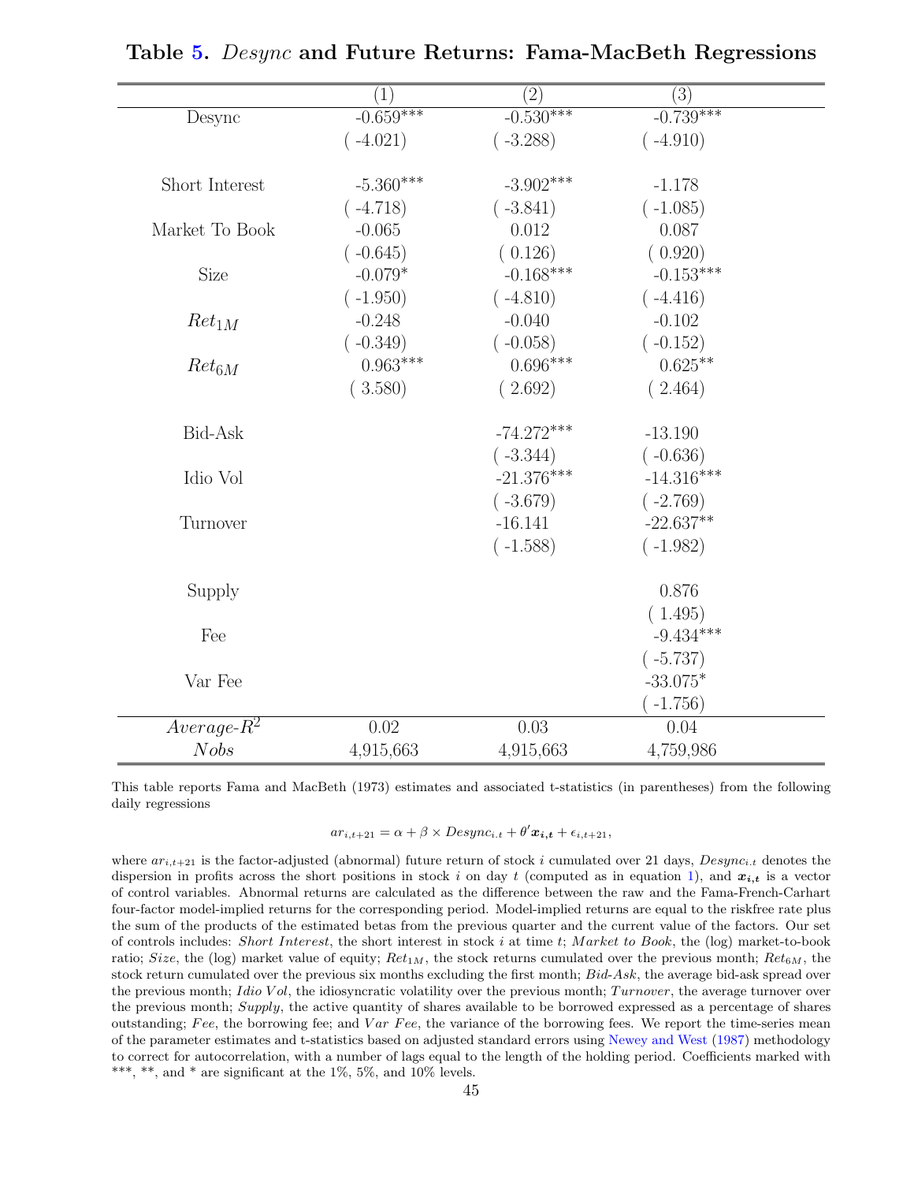# Table 5. *Desync* and Future Returns: Fama-MacBeth Regressions

| | (1) | (2) | (3) |
|---|---|---|---|
| Desync | -0.659*** | -0.530*** | -0.739*** |
| | ( -4.021) | ( -3.288) | ( -4.910) |
| Short Interest | -5.360*** | -3.902*** | -1.178 |
| | ( -4.718) | ( -3.841) | ( -1.085) |
| Market To Book | -0.065 | 0.012 | 0.087 |
| | ( -0.645) | ( 0.126) | ( 0.920) |
| Size | -0.079* | -0.168*** | -0.153*** |
| | ( -1.950) | ( -4.810) | ( -4.416) |
| $Ret_{1M}$ | -0.248 | -0.040 | -0.102 |
| | ( -0.349) | ( -0.058) | ( -0.152) |
| $Ret_{6M}$ | 0.963*** | 0.696*** | 0.625** |
| | ( 3.580) | ( 2.692) | ( 2.464) |
| Bid-Ask | | -74.272*** | -13.190 |
| | | ( -3.344) | ( -0.636) |
| Idio Vol | | -21.376*** | -14.316*** |
| | | ( -3.679) | ( -2.769) |
| Turnover | | -16.141 | -22.637** |
| | | ( -1.588) | ( -1.982) |
| Supply | | | 0.876 |
| | | | ( 1.495) |
| Fee | | | -9.434*** |
| | | | ( -5.737) |
| Var Fee | | | -33.075* |
| | | | ( -1.756) |
| *Average*-$R^2$ | 0.02 | 0.03 | 0.04 |
| *Nobs* | 4,915,663 | 4,915,663 | 4,759,986 |

This table reports Fama and MacBeth (1973) estimates and associated t-statistics (in parentheses) from the following daily regressions

$$ar_{i,t+21} = \alpha + \beta \times Desync_{i.t} + \theta' \boldsymbol{x_{i,t}} + \epsilon_{i,t+21},$$

where $ar_{i,t+21}$ is the factor-adjusted (abnormal) future return of stock $i$ cumulated over 21 days, $Desync_{i.t}$ denotes the dispersion in profits across the short positions in stock $i$ on day $t$ (computed as in equation 1), and $\boldsymbol{x_{i,t}}$ is a vector of control variables. Abnormal returns are calculated as the difference between the raw and the Fama-French-Carhart four-factor model-implied returns for the corresponding period. Model-implied returns are equal to the riskfree rate plus the sum of the products of the estimated betas from the previous quarter and the current value of the factors. Our set of controls includes: *Short Interest*, the short interest in stock $i$ at time $t$; *Market to Book*, the (log) market-to-book ratio; *Size*, the (log) market value of equity; $Ret_{1M}$, the stock returns cumulated over the previous month; $Ret_{6M}$, the stock return cumulated over the previous six months excluding the first month; *Bid-Ask*, the average bid-ask spread over the previous month; *Idio Vol*, the idiosyncratic volatility over the previous month; *Turnover*, the average turnover over the previous month; *Supply*, the active quantity of shares available to be borrowed expressed as a percentage of shares outstanding; *Fee*, the borrowing fee; and *Var Fee*, the variance of the borrowing fees. We report the time-series mean of the parameter estimates and t-statistics based on adjusted standard errors using Newey and West (1987) methodology to correct for autocorrelation, with a number of lags equal to the length of the holding period. Coefficients marked with ***, **, and * are significant at the 1%, 5%, and 10% levels.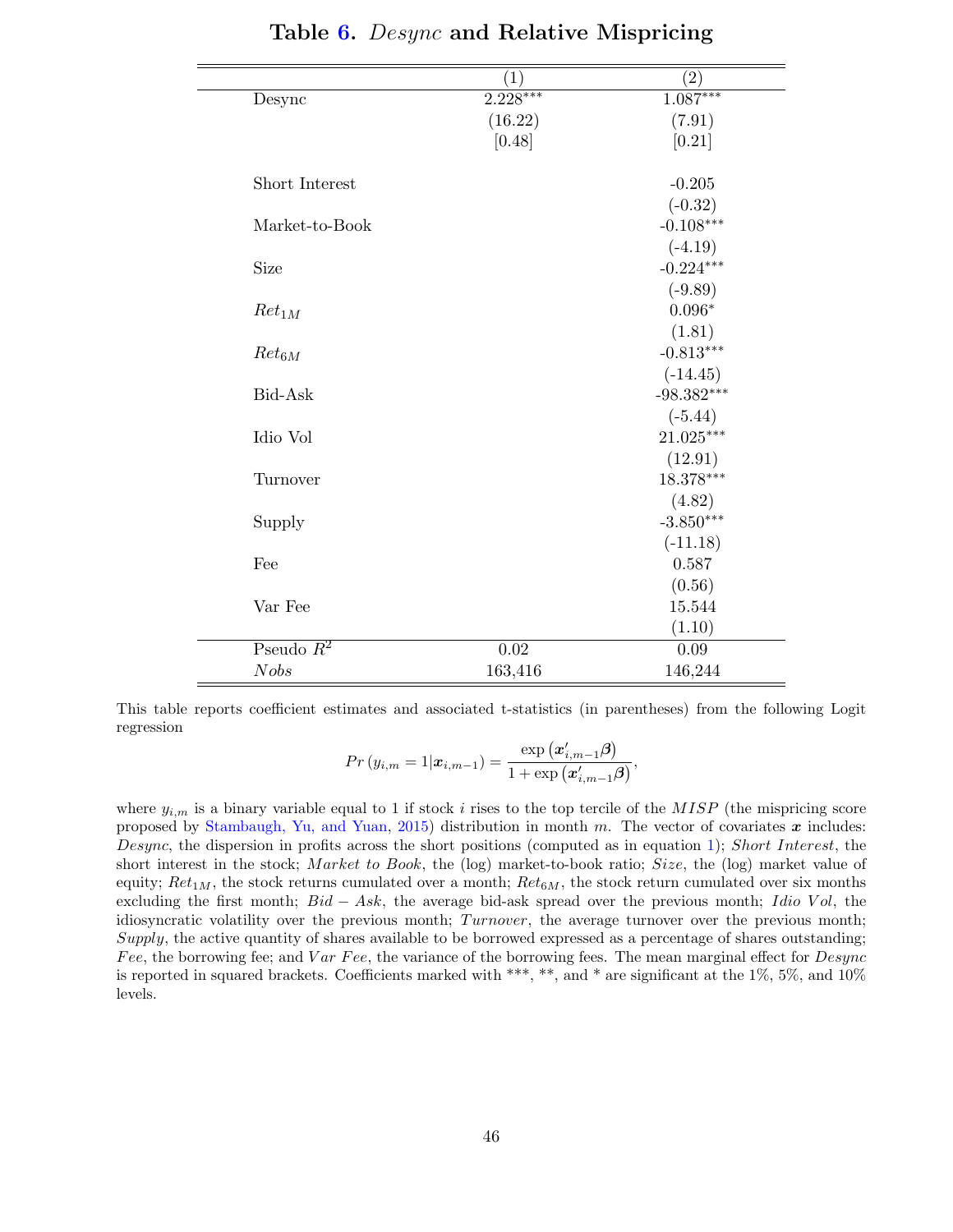## Table 6. *Desync* and Relative Mispricing

| | (1) | (2) |
|---|---|---|
| Desync | 2.228*** | 1.087*** |
| | (16.22) | (7.91) |
| | [0.48] | [0.21] |
| Short Interest | | -0.205 |
| | | (-0.32) |
| Market-to-Book | | -0.108*** |
| | | (-4.19) |
| Size | | -0.224*** |
| | | (-9.89) |
| $Ret_{1M}$ | | 0.096* |
| | | (1.81) |
| $Ret_{6M}$ | | -0.813*** |
| | | (-14.45) |
| Bid-Ask | | -98.382*** |
| | | (-5.44) |
| Idio Vol | | 21.025*** |
| | | (12.91) |
| Turnover | | 18.378*** |
| | | (4.82) |
| Supply | | -3.850*** |
| | | (-11.18) |
| Fee | | 0.587 |
| | | (0.56) |
| Var Fee | | 15.544 |
| | | (1.10) |
| Pseudo $R^2$ | 0.02 | 0.09 |
| *Nobs* | 163,416 | 146,244 |

This table reports coefficient estimates and associated t-statistics (in parentheses) from the following Logit regression

$$Pr\left(y_{i,m}=1|\boldsymbol{x}_{i,m-1}\right)=\frac{\exp\left(\boldsymbol{x}'_{i,m-1}\boldsymbol{\beta}\right)}{1+\exp\left(\boldsymbol{x}'_{i,m-1}\boldsymbol{\beta}\right)},$$

where $y_{i,m}$ is a binary variable equal to 1 if stock $i$ rises to the top tercile of the $MISP$ (the mispricing score proposed by Stambaugh, Yu, and Yuan, 2015) distribution in month $m$. The vector of covariates $\boldsymbol{x}$ includes: *Desync*, the dispersion in profits across the short positions (computed as in equation 1); *Short Interest*, the short interest in the stock; *Market to Book*, the (log) market-to-book ratio; *Size*, the (log) market value of equity; $Ret_{1M}$, the stock returns cumulated over a month; $Ret_{6M}$, the stock return cumulated over six months excluding the first month; $Bid-Ask$, the average bid-ask spread over the previous month; *Idio Vol*, the idiosyncratic volatility over the previous month; *Turnover*, the average turnover over the previous month; *Supply*, the active quantity of shares available to be borrowed expressed as a percentage of shares outstanding; *Fee*, the borrowing fee; and *Var Fee*, the variance of the borrowing fees. The mean marginal effect for *Desync* is reported in squared brackets. Coefficients marked with ***, **, and * are significant at the 1%, 5%, and 10% levels.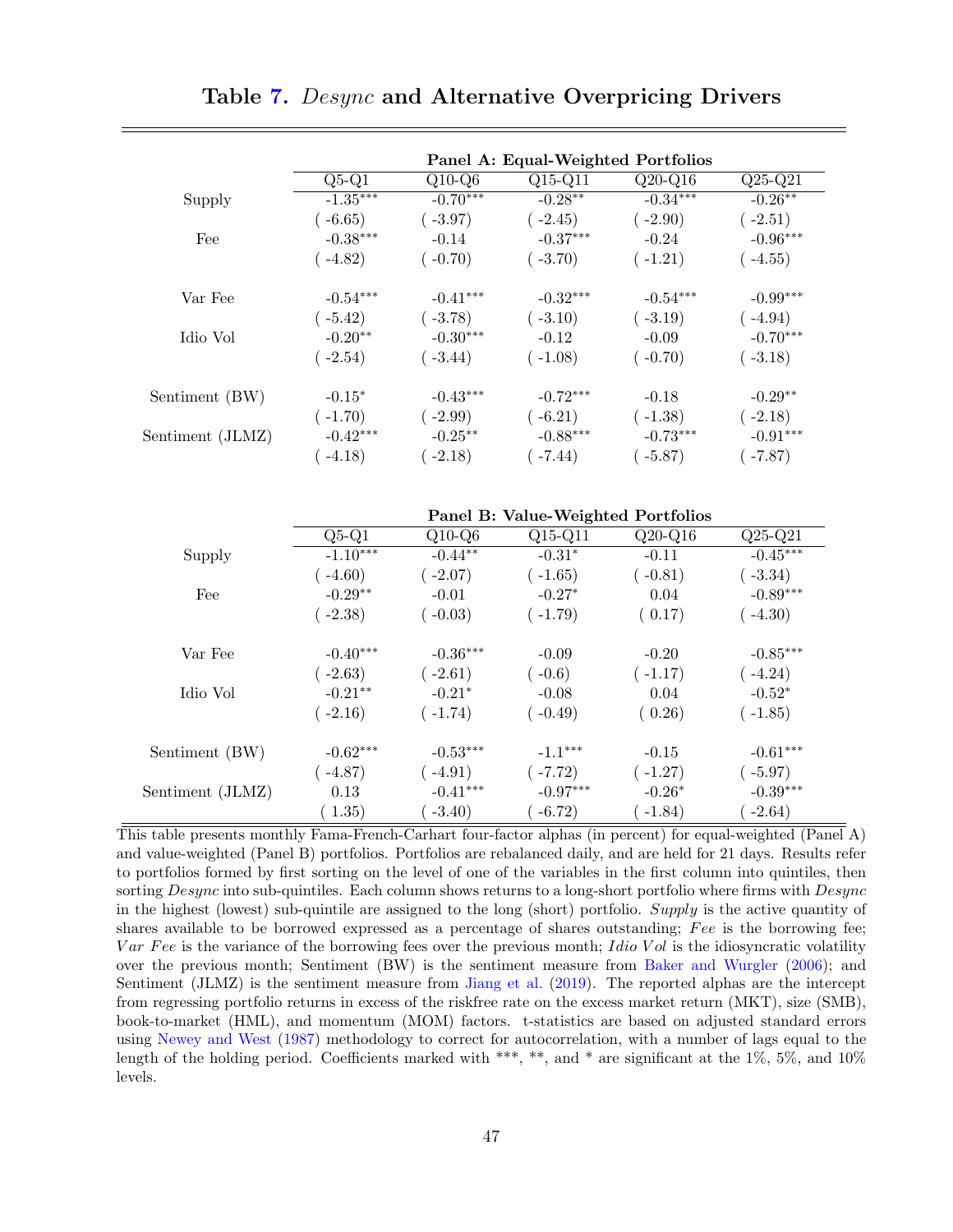# Table 7. *Desync* and Alternative Overpricing Drivers

| | Panel A: Equal-Weighted Portfolios | | | | |
|---|---|---|---|---|---|
| | Q5-Q1 | Q10-Q6 | Q15-Q11 | Q20-Q16 | Q25-Q21 |
| Supply | -1.35*** | -0.70*** | -0.28** | -0.34*** | -0.26** |
| | ( -6.65) | ( -3.97) | ( -2.45) | ( -2.90) | ( -2.51) |
| Fee | -0.38*** | -0.14 | -0.37*** | -0.24 | -0.96*** |
| | ( -4.82) | ( -0.70) | ( -3.70) | ( -1.21) | ( -4.55) |
| Var Fee | -0.54*** | -0.41*** | -0.32*** | -0.54*** | -0.99*** |
| | ( -5.42) | ( -3.78) | ( -3.10) | ( -3.19) | ( -4.94) |
| Idio Vol | -0.20** | -0.30*** | -0.12 | -0.09 | -0.70*** |
| | ( -2.54) | ( -3.44) | ( -1.08) | ( -0.70) | ( -3.18) |
| Sentiment (BW) | -0.15* | -0.43*** | -0.72*** | -0.18 | -0.29** |
| | ( -1.70) | ( -2.99) | ( -6.21) | ( -1.38) | ( -2.18) |
| Sentiment (JLMZ) | -0.42*** | -0.25** | -0.88*** | -0.73*** | -0.91*** |
| | ( -4.18) | ( -2.18) | ( -7.44) | ( -5.87) | ( -7.87) |

| | Panel B: Value-Weighted Portfolios | | | | |
|---|---|---|---|---|---|
| | Q5-Q1 | Q10-Q6 | Q15-Q11 | Q20-Q16 | Q25-Q21 |
| Supply | -1.10*** | -0.44** | -0.31* | -0.11 | -0.45*** |
| | ( -4.60) | ( -2.07) | ( -1.65) | ( -0.81) | ( -3.34) |
| Fee | -0.29** | -0.01 | -0.27* | 0.04 | -0.89*** |
| | ( -2.38) | ( -0.03) | ( -1.79) | ( 0.17) | ( -4.30) |
| Var Fee | -0.40*** | -0.36*** | -0.09 | -0.20 | -0.85*** |
| | ( -2.63) | ( -2.61) | ( -0.6) | ( -1.17) | ( -4.24) |
| Idio Vol | -0.21** | -0.21* | -0.08 | 0.04 | -0.52* |
| | ( -2.16) | ( -1.74) | ( -0.49) | ( 0.26) | ( -1.85) |
| Sentiment (BW) | -0.62*** | -0.53*** | -1.1*** | -0.15 | -0.61*** |
| | ( -4.87) | ( -4.91) | ( -7.72) | ( -1.27) | ( -5.97) |
| Sentiment (JLMZ) | 0.13 | -0.41*** | -0.97*** | -0.26* | -0.39*** |
| | ( 1.35) | ( -3.40) | ( -6.72) | ( -1.84) | ( -2.64) |

This table presents monthly Fama-French-Carhart four-factor alphas (in percent) for equal-weighted (Panel A) and value-weighted (Panel B) portfolios. Portfolios are rebalanced daily, and are held for 21 days. Results refer to portfolios formed by first sorting on the level of one of the variables in the first column into quintiles, then sorting *Desync* into sub-quintiles. Each column shows returns to a long-short portfolio where firms with *Desync* in the highest (lowest) sub-quintile are assigned to the long (short) portfolio. *Supply* is the active quantity of shares available to be borrowed expressed as a percentage of shares outstanding; *Fee* is the borrowing fee; *Var Fee* is the variance of the borrowing fees over the previous month; *Idio Vol* is the idiosyncratic volatility over the previous month; Sentiment (BW) is the sentiment measure from Baker and Wurgler (2006); and Sentiment (JLMZ) is the sentiment measure from Jiang et al. (2019). The reported alphas are the intercept from regressing portfolio returns in excess of the riskfree rate on the excess market return (MKT), size (SMB), book-to-market (HML), and momentum (MOM) factors. t-statistics are based on adjusted standard errors using Newey and West (1987) methodology to correct for autocorrelation, with a number of lags equal to the length of the holding period. Coefficients marked with ***, **, and * are significant at the 1%, 5%, and 10% levels.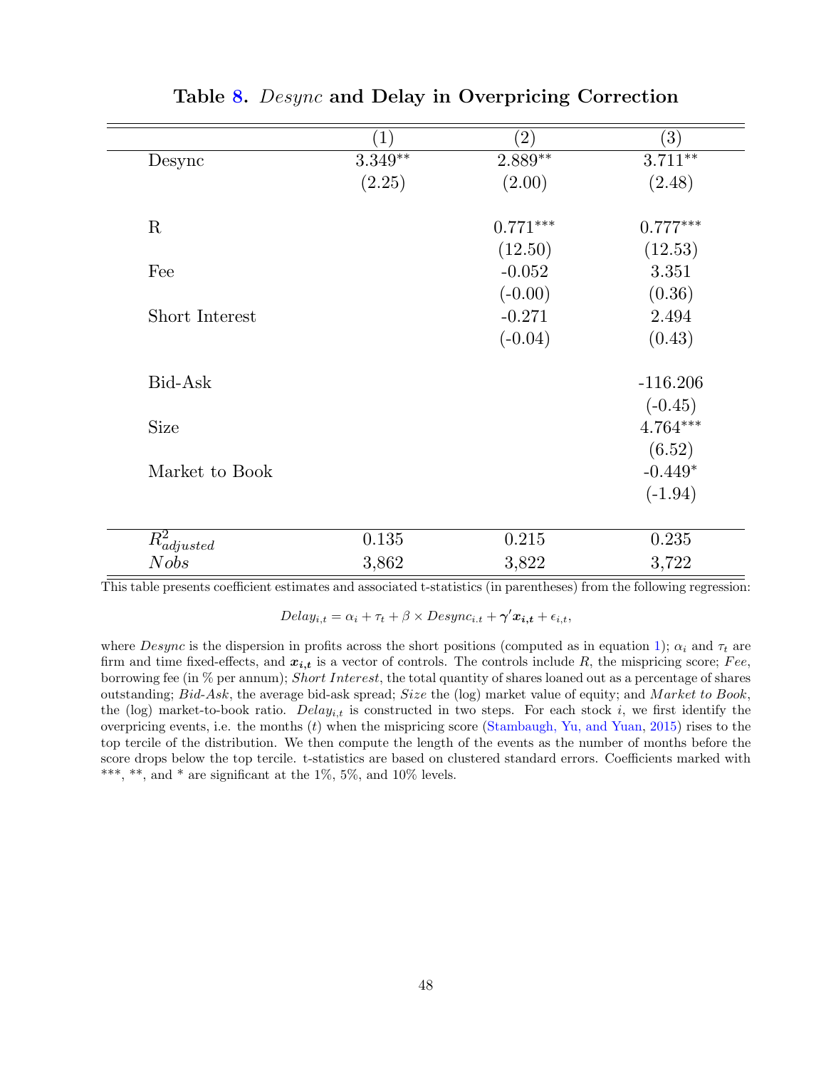## Table 8. *Desync* and Delay in Overpricing Correction

| | (1) | (2) | (3) |
|---|---|---|---|
| Desync | 3.349** | 2.889** | 3.711** |
| | (2.25) | (2.00) | (2.48) |
| R | | 0.771*** | 0.777*** |
| | | (12.50) | (12.53) |
| Fee | | -0.052 | 3.351 |
| | | (-0.00) | (0.36) |
| Short Interest | | -0.271 | 2.494 |
| | | (-0.04) | (0.43) |
| Bid-Ask | | | -116.206 |
| | | | (-0.45) |
| Size | | | 4.764*** |
| | | | (6.52) |
| Market to Book | | | -0.449* |
| | | | (-1.94) |
| $R^2_{adjusted}$ | 0.135 | 0.215 | 0.235 |
| $Nobs$ | 3,862 | 3,822 | 3,722 |

This table presents coefficient estimates and associated t-statistics (in parentheses) from the following regression:

$$Delay_{i,t} = \alpha_i + \tau_t + \beta \times Desync_{i.t} + \boldsymbol{\gamma}'\boldsymbol{x_{i,t}} + \epsilon_{i,t},$$

where *Desync* is the dispersion in profits across the short positions (computed as in equation 1); $\alpha_i$ and $\tau_t$ are firm and time fixed-effects, and $\boldsymbol{x_{i,t}}$ is a vector of controls. The controls include $R$, the mispricing score; *Fee*, borrowing fee (in % per annum); *Short Interest*, the total quantity of shares loaned out as a percentage of shares outstanding; *Bid-Ask*, the average bid-ask spread; *Size* the (log) market value of equity; and *Market to Book*, the (log) market-to-book ratio. $Delay_{i,t}$ is constructed in two steps. For each stock $i$, we first identify the overpricing events, i.e. the months ($t$) when the mispricing score (Stambaugh, Yu, and Yuan, 2015) rises to the top tercile of the distribution. We then compute the length of the events as the number of months before the score drops below the top tercile. t-statistics are based on clustered standard errors. Coefficients marked with ***, **, and * are significant at the 1%, 5%, and 10% levels.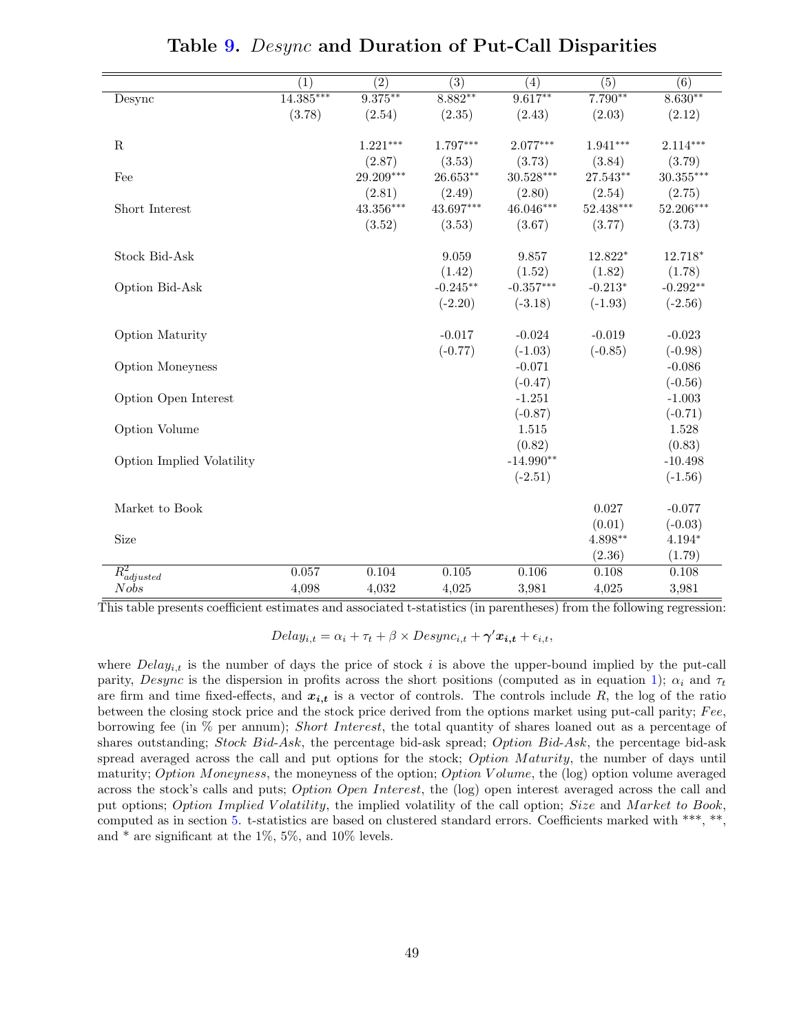# Table 9. *Desync* and Duration of Put-Call Disparities

| | (1) | (2) | (3) | (4) | (5) | (6) |
|---|---|---|---|---|---|---|
| Desync | 14.385*** | 9.375** | 8.882** | 9.617** | 7.790** | 8.630** |
| | (3.78) | (2.54) | (2.35) | (2.43) | (2.03) | (2.12) |
| R | | 1.221*** | 1.797*** | 2.077*** | 1.941*** | 2.114*** |
| | | (2.87) | (3.53) | (3.73) | (3.84) | (3.79) |
| Fee | | 29.209*** | 26.653** | 30.528*** | 27.543** | 30.355*** |
| | | (2.81) | (2.49) | (2.80) | (2.54) | (2.75) |
| Short Interest | | 43.356*** | 43.697*** | 46.046*** | 52.438*** | 52.206*** |
| | | (3.52) | (3.53) | (3.67) | (3.77) | (3.73) |
| Stock Bid-Ask | | | 9.059 | 9.857 | 12.822* | 12.718* |
| | | | (1.42) | (1.52) | (1.82) | (1.78) |
| Option Bid-Ask | | | -0.245** | -0.357*** | -0.213* | -0.292** |
| | | | (-2.20) | (-3.18) | (-1.93) | (-2.56) |
| Option Maturity | | | -0.017 | -0.024 | -0.019 | -0.023 |
| | | | (-0.77) | (-1.03) | (-0.85) | (-0.98) |
| Option Moneyness | | | | -0.071 | | -0.086 |
| | | | | (-0.47) | | (-0.56) |
| Option Open Interest | | | | -1.251 | | -1.003 |
| | | | | (-0.87) | | (-0.71) |
| Option Volume | | | | 1.515 | | 1.528 |
| | | | | (0.82) | | (0.83) |
| Option Implied Volatility | | | | -14.990** | | -10.498 |
| | | | | (-2.51) | | (-1.56) |
| Market to Book | | | | | 0.027 | -0.077 |
| | | | | | (0.01) | (-0.03) |
| Size | | | | | 4.898** | 4.194* |
| | | | | | (2.36) | (1.79) |
| $R^2_{adjusted}$ | 0.057 | 0.104 | 0.105 | 0.106 | 0.108 | 0.108 |
| $Nobs$ | 4,098 | 4,032 | 4,025 | 3,981 | 4,025 | 3,981 |

This table presents coefficient estimates and associated t-statistics (in parentheses) from the following regression:

$$Delay_{i,t} = \alpha_i + \tau_t + \beta \times Desync_{i,t} + \boldsymbol{\gamma}' \boldsymbol{x_{i,t}} + \epsilon_{i,t},$$

where $Delay_{i,t}$ is the number of days the price of stock $i$ is above the upper-bound implied by the put-call parity, *Desync* is the dispersion in profits across the short positions (computed as in equation 1); $\alpha_i$ and $\tau_t$ are firm and time fixed-effects, and $\boldsymbol{x_{i,t}}$ is a vector of controls. The controls include $R$, the log of the ratio between the closing stock price and the stock price derived from the options market using put-call parity; *Fee*, borrowing fee (in % per annum); *Short Interest*, the total quantity of shares loaned out as a percentage of shares outstanding; *Stock Bid-Ask*, the percentage bid-ask spread; *Option Bid-Ask*, the percentage bid-ask spread averaged across the call and put options for the stock; *Option Maturity*, the number of days until maturity; *Option Moneyness*, the moneyness of the option; *Option Volume*, the (log) option volume averaged across the stock's calls and puts; *Option Open Interest*, the (log) open interest averaged across the call and put options; *Option Implied Volatility*, the implied volatility of the call option; *Size* and *Market to Book*, computed as in section 5. t-statistics are based on clustered standard errors. Coefficients marked with ***, **, and * are significant at the 1%, 5%, and 10% levels.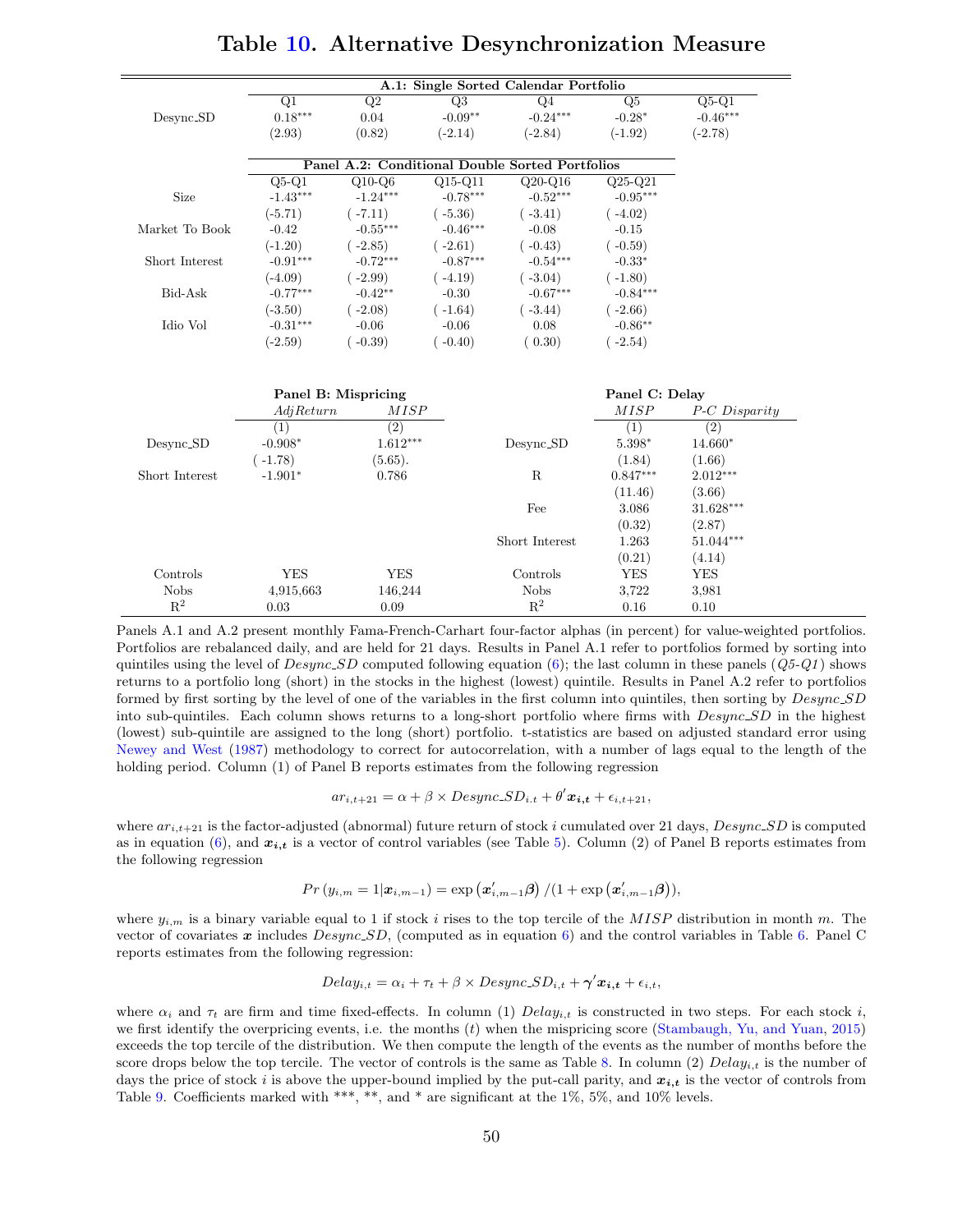# Table 10. Alternative Desynchronization Measure

| | A.1: Single Sorted Calendar Portfolio | | | | | |
|---|---|---|---|---|---|---|
| | Q1 | Q2 | Q3 | Q4 | Q5 | Q5-Q1 |
| Desync_SD | 0.18*** | 0.04 | -0.09** | -0.24*** | -0.28* | -0.46*** |
| | (2.93) | (0.82) | (-2.14) | (-2.84) | (-1.92) | (-2.78) |

| | Panel A.2: Conditional Double Sorted Portfolios | | | | |
|---|---|---|---|---|---|
| | Q5-Q1 | Q10-Q6 | Q15-Q11 | Q20-Q16 | Q25-Q21 |
| Size | -1.43*** | -1.24*** | -0.78*** | -0.52*** | -0.95*** |
| | (-5.71) | ( -7.11) | ( -5.36) | ( -3.41) | ( -4.02) |
| Market To Book | -0.42 | -0.55*** | -0.46*** | -0.08 | -0.15 |
| | (-1.20) | ( -2.85) | ( -2.61) | ( -0.43) | ( -0.59) |
| Short Interest | -0.91*** | -0.72*** | -0.87*** | -0.54*** | -0.33* |
| | (-4.09) | ( -2.99) | ( -4.19) | ( -3.04) | ( -1.80) |
| Bid-Ask | -0.77*** | -0.42** | -0.30 | -0.67*** | -0.84*** |
| | (-3.50) | ( -2.08) | ( -1.64) | ( -3.44) | ( -2.66) |
| Idio Vol | -0.31*** | -0.06 | -0.06 | 0.08 | -0.86** |
| | (-2.59) | ( -0.39) | ( -0.40) | ( 0.30) | ( -2.54) |

| | Panel B: Mispricing | |
|---|---|---|
| | *AdjReturn* | *MISP* |
| | (1) | (2) |
| Desync_SD | -0.908* | 1.612*** |
| | ( -1.78) | (5.65). |
| Short Interest | -1.901* | 0.786 |
| Controls | YES | YES |
| Nobs | 4,915,663 | 146,244 |
| $R^2$ | 0.03 | 0.09 |

| | Panel C: Delay | |
|---|---|---|
| | *MISP* | *P-C Disparity* |
| | (1) | (2) |
| Desync_SD | 5.398* | 14.660* |
| | (1.84) | (1.66) |
| R | 0.847*** | 2.012*** |
| | (11.46) | (3.66) |
| Fee | 3.086 | 31.628*** |
| | (0.32) | (2.87) |
| Short Interest | 1.263 | 51.044*** |
| | (0.21) | (4.14) |
| Controls | YES | YES |
| Nobs | 3,722 | 3,981 |
| $R^2$ | 0.16 | 0.10 |

Panels A.1 and A.2 present monthly Fama-French-Carhart four-factor alphas (in percent) for value-weighted portfolios. Portfolios are rebalanced daily, and are held for 21 days. Results in Panel A.1 refer to portfolios formed by sorting into quintiles using the level of *Desync_SD* computed following equation (6); the last column in these panels (*Q5-Q1*) shows returns to a portfolio long (short) in the stocks in the highest (lowest) quintile. Results in Panel A.2 refer to portfolios formed by first sorting by the level of one of the variables in the first column into quintiles, then sorting by *Desync_SD* into sub-quintiles. Each column shows returns to a long-short portfolio where firms with *Desync_SD* in the highest (lowest) sub-quintile are assigned to the long (short) portfolio. t-statistics are based on adjusted standard error using Newey and West (1987) methodology to correct for autocorrelation, with a number of lags equal to the length of the holding period. Column (1) of Panel B reports estimates from the following regression

$$ar_{i,t+21} = \alpha + \beta \times Desync\_SD_{i.t} + \theta' \boldsymbol{x_{i,t}} + \epsilon_{i,t+21},$$

where $ar_{i,t+21}$ is the factor-adjusted (abnormal) future return of stock $i$ cumulated over 21 days, *Desync_SD* is computed as in equation (6), and $\boldsymbol{x_{i,t}}$ is a vector of control variables (see Table 5). Column (2) of Panel B reports estimates from the following regression

$$Pr\left(y_{i,m} = 1|\boldsymbol{x}_{i,m-1}\right) = \exp\left(\boldsymbol{x}'_{i,m-1}\boldsymbol{\beta}\right) / (1 + \exp\left(\boldsymbol{x}'_{i,m-1}\boldsymbol{\beta}\right)),$$

where $y_{i,m}$ is a binary variable equal to 1 if stock $i$ rises to the top tercile of the *MISP* distribution in month $m$. The vector of covariates $\boldsymbol{x}$ includes *Desync_SD*, (computed as in equation 6) and the control variables in Table 6. Panel C reports estimates from the following regression:

$$Delay_{i,t} = \alpha_i + \tau_t + \beta \times Desync\_SD_{i,t} + \boldsymbol{\gamma}'\boldsymbol{x_{i,t}} + \epsilon_{i,t},$$

where $\alpha_i$ and $\tau_t$ are firm and time fixed-effects. In column (1) $Delay_{i,t}$ is constructed in two steps. For each stock $i$, we first identify the overpricing events, i.e. the months ($t$) when the mispricing score (Stambaugh, Yu, and Yuan, 2015) exceeds the top tercile of the distribution. We then compute the length of the events as the number of months before the score drops below the top tercile. The vector of controls is the same as Table 8. In column (2) $Delay_{i,t}$ is the number of days the price of stock $i$ is above the upper-bound implied by the put-call parity, and $\boldsymbol{x_{i,t}}$ is the vector of controls from Table 9. Coefficients marked with ***, **, and * are significant at the 1%, 5%, and 10% levels.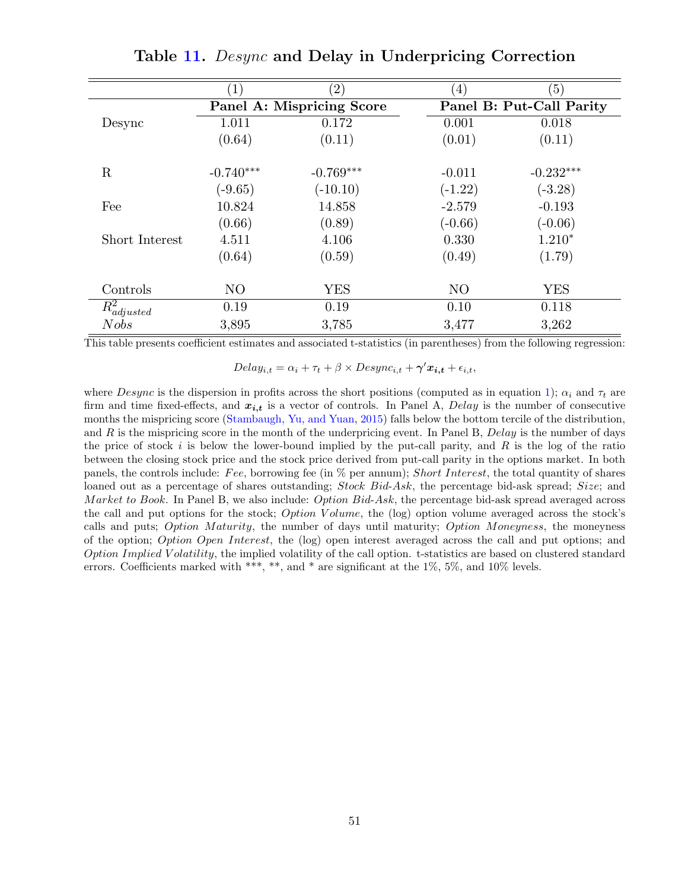# Table 11. *Desync* and Delay in Underpricing Correction

| | (1) | (2) | (4) | (5) |
|---|---|---|---|---|
| | **Panel A: Mispricing Score** | | **Panel B: Put-Call Parity** | |
| Desync | 1.011 | 0.172 | 0.001 | 0.018 |
| | (0.64) | (0.11) | (0.01) | (0.11) |
| R | -0.740*** | -0.769*** | -0.011 | -0.232*** |
| | (-9.65) | (-10.10) | (-1.22) | (-3.28) |
| Fee | 10.824 | 14.858 | -2.579 | -0.193 |
| | (0.66) | (0.89) | (-0.66) | (-0.06) |
| Short Interest | 4.511 | 4.106 | 0.330 | 1.210* |
| | (0.64) | (0.59) | (0.49) | (1.79) |
| Controls | NO | YES | NO | YES |
| $R^2_{adjusted}$ | 0.19 | 0.19 | 0.10 | 0.118 |
| $Nobs$ | 3,895 | 3,785 | 3,477 | 3,262 |

This table presents coefficient estimates and associated t-statistics (in parentheses) from the following regression:

$$Delay_{i,t} = \alpha_i + \tau_t + \beta \times Desync_{i,t} + \boldsymbol{\gamma}'\boldsymbol{x_{i,t}} + \epsilon_{i,t},$$

where *Desync* is the dispersion in profits across the short positions (computed as in equation 1); $\alpha_i$ and $\tau_t$ are firm and time fixed-effects, and $\boldsymbol{x_{i,t}}$ is a vector of controls. In Panel A, *Delay* is the number of consecutive months the mispricing score (Stambaugh, Yu, and Yuan, 2015) falls below the bottom tercile of the distribution, and $R$ is the mispricing score in the month of the underpricing event. In Panel B, *Delay* is the number of days the price of stock $i$ is below the lower-bound implied by the put-call parity, and $R$ is the log of the ratio between the closing stock price and the stock price derived from put-call parity in the options market. In both panels, the controls include: *Fee*, borrowing fee (in % per annum); *Short Interest*, the total quantity of shares loaned out as a percentage of shares outstanding; *Stock Bid-Ask*, the percentage bid-ask spread; *Size*; and *Market to Book*. In Panel B, we also include: *Option Bid-Ask*, the percentage bid-ask spread averaged across the call and put options for the stock; *Option Volume*, the (log) option volume averaged across the stock's calls and puts; *Option Maturity*, the number of days until maturity; *Option Moneyness*, the moneyness of the option; *Option Open Interest*, the (log) open interest averaged across the call and put options; and *Option Implied Volatility*, the implied volatility of the call option. t-statistics are based on clustered standard errors. Coefficients marked with ***, **, and * are significant at the 1%, 5%, and 10% levels.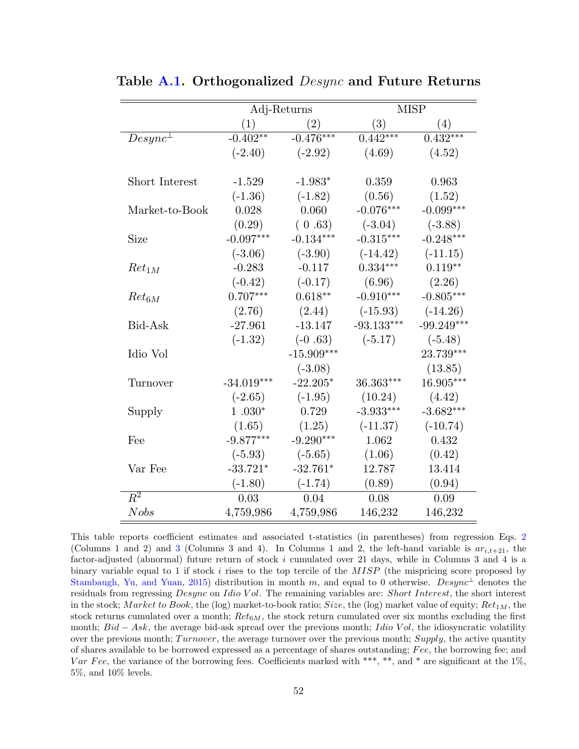## Table A.1. Orthogonalized *Desync* and Future Returns

| | Adj-Returns | | MISP | |
|---|---|---|---|---|
| | (1) | (2) | (3) | (4) |
| $Desync^{\perp}$ | -0.402** | -0.476*** | 0.442*** | 0.432*** |
| | (-2.40) | (-2.92) | (4.69) | (4.52) |
| Short Interest | -1.529 | -1.983* | 0.359 | 0.963 |
| | (-1.36) | (-1.82) | (0.56) | (1.52) |
| Market-to-Book | 0.028 | 0.060 | -0.076*** | -0.099*** |
| | (0.29) | ( 0 .63) | (-3.04) | (-3.88) |
| Size | -0.097*** | -0.134*** | -0.315*** | -0.248*** |
| | (-3.06) | (-3.90) | (-14.42) | (-11.15) |
| $Ret_{1M}$ | -0.283 | -0.117 | 0.334*** | 0.119** |
| | (-0.42) | (-0.17) | (6.96) | (2.26) |
| $Ret_{6M}$ | 0.707*** | 0.618** | -0.910*** | -0.805*** |
| | (2.76) | (2.44) | (-15.93) | (-14.26) |
| Bid-Ask | -27.961 | -13.147 | -93.133*** | -99.249*** |
| | (-1.32) | (-0 .63) | (-5.17) | (-5.48) |
| Idio Vol | | -15.909*** | | 23.739*** |
| | | (-3.08) | | (13.85) |
| Turnover | -34.019*** | -22.205* | 36.363*** | 16.905*** |
| | (-2.65) | (-1.95) | (10.24) | (4.42) |
| Supply | 1 .030* | 0.729 | -3.933*** | -3.682*** |
| | (1.65) | (1.25) | (-11.37) | (-10.74) |
| Fee | -9.877*** | -9.290*** | 1.062 | 0.432 |
| | (-5.93) | (-5.65) | (1.06) | (0.42) |
| Var Fee | -33.721* | -32.761* | 12.787 | 13.414 |
| | (-1.80) | (-1.74) | (0.89) | (0.94) |
| $R^2$ | 0.03 | 0.04 | 0.08 | 0.09 |
| *Nobs* | 4,759,986 | 4,759,986 | 146,232 | 146,232 |

This table reports coefficient estimates and associated t-statistics (in parentheses) from regression Eqs. 2 (Columns 1 and 2) and 3 (Columns 3 and 4). In Columns 1 and 2, the left-hand variable is $ar_{i,t+21}$, the factor-adjusted (abnormal) future return of stock $i$ cumulated over 21 days, while in Columns 3 and 4 is a binary variable equal to 1 if stock $i$ rises to the top tercile of the $MISP$ (the mispricing score proposed by Stambaugh, Yu, and Yuan, 2015) distribution in month $m$, and equal to 0 otherwise. $Desync^{\perp}$ denotes the residuals from regressing $Desync$ on $Idio\ Vol$. The remaining variables are: *Short Interest*, the short interest in the stock; *Market to Book*, the (log) market-to-book ratio; *Size*, the (log) market value of equity; $Ret_{1M}$, the stock returns cumulated over a month; $Ret_{6M}$, the stock return cumulated over six months excluding the first month; $Bid-Ask$, the average bid-ask spread over the previous month; $Idio\ Vol$, the idiosyncratic volatility over the previous month; *Turnover*, the average turnover over the previous month; *Supply*, the active quantity of shares available to be borrowed expressed as a percentage of shares outstanding; *Fee*, the borrowing fee; and *Var Fee*, the variance of the borrowing fees. Coefficients marked with ***, **, and * are significant at the 1%, 5%, and 10% levels.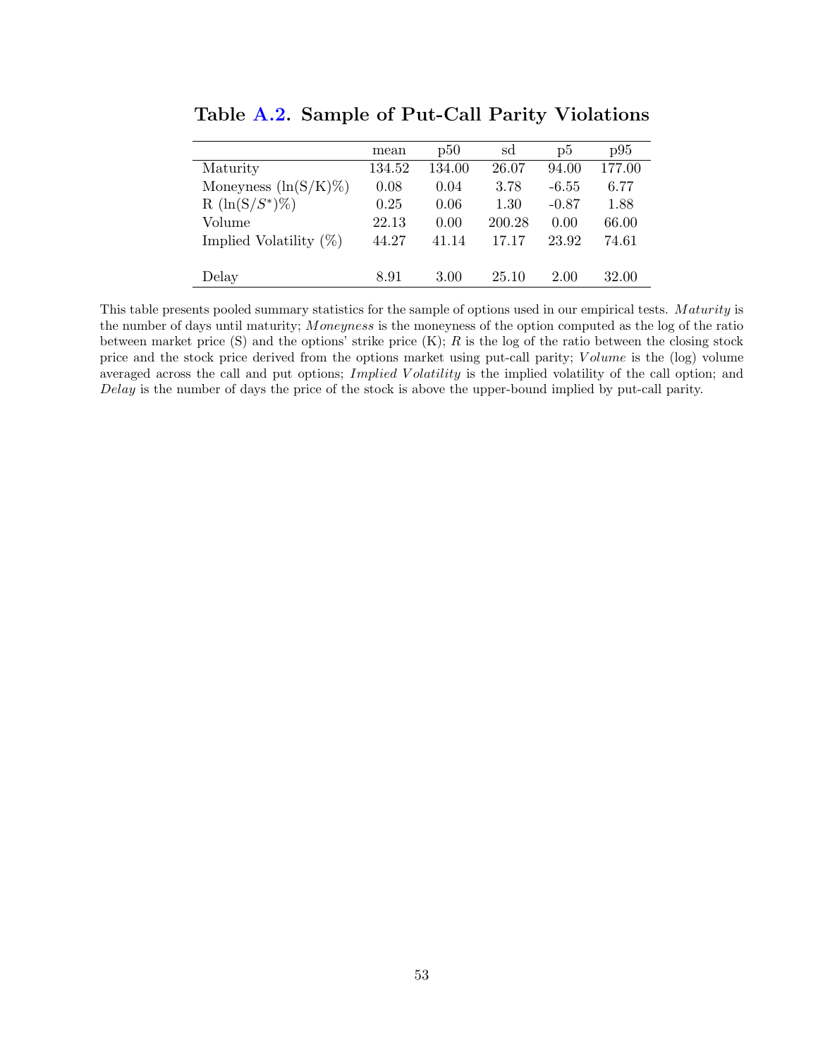**Table A.2. Sample of Put-Call Parity Violations**

| | mean | p50 | sd | p5 | p95 |
|---|---|---|---|---|---|
| Maturity | 134.52 | 134.00 | 26.07 | 94.00 | 177.00 |
| Moneyness ($\ln(S/K)\%$) | 0.08 | 0.04 | 3.78 | -6.55 | 6.77 |
| R ($\ln(S/S^{*})\%$) | 0.25 | 0.06 | 1.30 | -0.87 | 1.88 |
| Volume | 22.13 | 0.00 | 200.28 | 0.00 | 66.00 |
| Implied Volatility (%) | 44.27 | 41.14 | 17.17 | 23.92 | 74.61 |
| Delay | 8.91 | 3.00 | 25.10 | 2.00 | 32.00 |

This table presents pooled summary statistics for the sample of options used in our empirical tests. *Maturity* is the number of days until maturity; *Moneyness* is the moneyness of the option computed as the log of the ratio between market price (S) and the options' strike price (K); *R* is the log of the ratio between the closing stock price and the stock price derived from the options market using put-call parity; *Volume* is the (log) volume averaged across the call and put options; *Implied Volatility* is the implied volatility of the call option; and *Delay* is the number of days the price of the stock is above the upper-bound implied by put-call parity.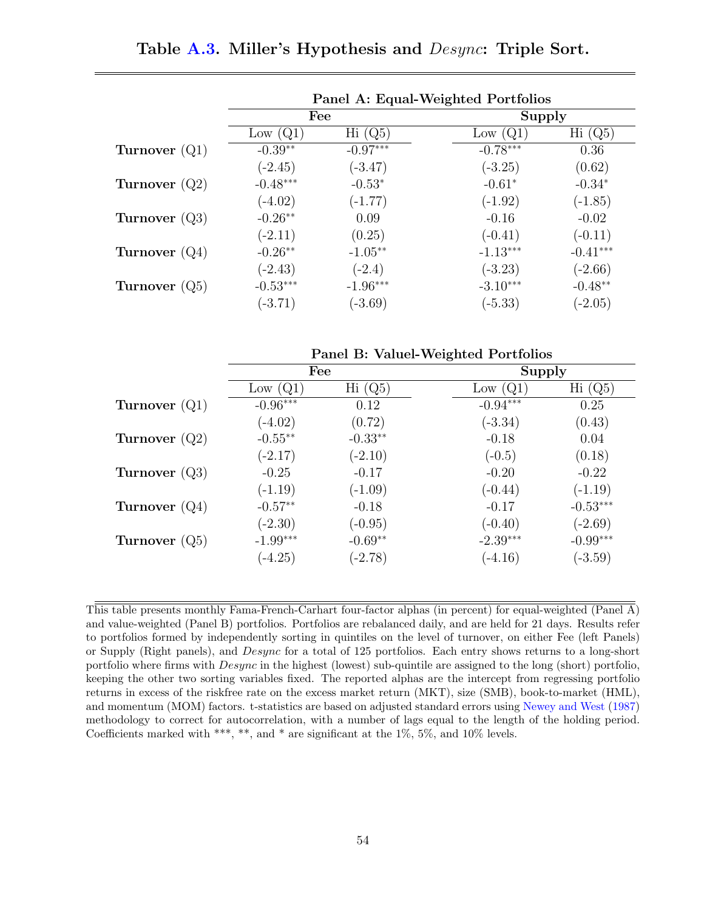## Table A.3. Miller's Hypothesis and *Desync*: Triple Sort.

**Panel A: Equal-Weighted Portfolios**

| | Fee | | Supply | |
|---|---|---|---|---|
| | Low (Q1) | Hi (Q5) | Low (Q1) | Hi (Q5) |
| **Turnover** (Q1) | -0.39** | -0.97*** | -0.78*** | 0.36 |
| | (-2.45) | (-3.47) | (-3.25) | (0.62) |
| **Turnover** (Q2) | -0.48*** | -0.53* | -0.61* | -0.34* |
| | (-4.02) | (-1.77) | (-1.92) | (-1.85) |
| **Turnover** (Q3) | -0.26** | 0.09 | -0.16 | -0.02 |
| | (-2.11) | (0.25) | (-0.41) | (-0.11) |
| **Turnover** (Q4) | -0.26** | -1.05** | -1.13*** | -0.41*** |
| | (-2.43) | (-2.4) | (-3.23) | (-2.66) |
| **Turnover** (Q5) | -0.53*** | -1.96*** | -3.10*** | -0.48** |
| | (-3.71) | (-3.69) | (-5.33) | (-2.05) |

**Panel B: Valuel-Weighted Portfolios**

| | Fee | | Supply | |
|---|---|---|---|---|
| | Low (Q1) | Hi (Q5) | Low (Q1) | Hi (Q5) |
| **Turnover** (Q1) | -0.96*** | 0.12 | -0.94*** | 0.25 |
| | (-4.02) | (0.72) | (-3.34) | (0.43) |
| **Turnover** (Q2) | -0.55** | -0.33** | -0.18 | 0.04 |
| | (-2.17) | (-2.10) | (-0.5) | (0.18) |
| **Turnover** (Q3) | -0.25 | -0.17 | -0.20 | -0.22 |
| | (-1.19) | (-1.09) | (-0.44) | (-1.19) |
| **Turnover** (Q4) | -0.57** | -0.18 | -0.17 | -0.53*** |
| | (-2.30) | (-0.95) | (-0.40) | (-2.69) |
| **Turnover** (Q5) | -1.99*** | -0.69** | -2.39*** | -0.99*** |
| | (-4.25) | (-2.78) | (-4.16) | (-3.59) |

This table presents monthly Fama-French-Carhart four-factor alphas (in percent) for equal-weighted (Panel A) and value-weighted (Panel B) portfolios. Portfolios are rebalanced daily, and are held for 21 days. Results refer to portfolios formed by independently sorting in quintiles on the level of turnover, on either Fee (left Panels) or Supply (Right panels), and *Desync* for a total of 125 portfolios. Each entry shows returns to a long-short portfolio where firms with *Desync* in the highest (lowest) sub-quintile are assigned to the long (short) portfolio, keeping the other two sorting variables fixed. The reported alphas are the intercept from regressing portfolio returns in excess of the riskfree rate on the excess market return (MKT), size (SMB), book-to-market (HML), and momentum (MOM) factors. t-statistics are based on adjusted standard errors using Newey and West (1987) methodology to correct for autocorrelation, with a number of lags equal to the length of the holding period. Coefficients marked with ***, **, and * are significant at the 1%, 5%, and 10% levels.